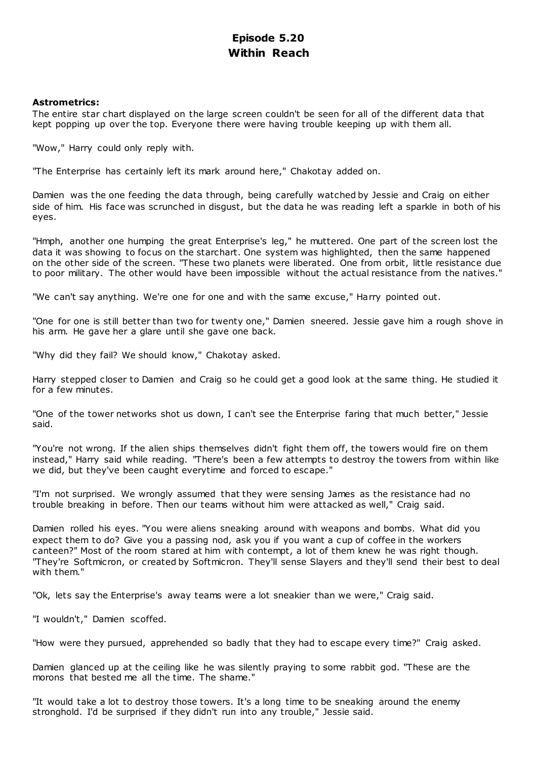# Episode 5.20
# Within Reach

**Astrometrics:**

The entire star chart displayed on the large screen couldn't be seen for all of the different data that kept popping up over the top. Everyone there were having trouble keeping up with them all.

"Wow," Harry could only reply with.

"The Enterprise has certainly left its mark around here," Chakotay added on.

Damien was the one feeding the data through, being carefully watched by Jessie and Craig on either side of him. His face was scrunched in disgust, but the data he was reading left a sparkle in both of his eyes.

"Hmph, another one humping the great Enterprise's leg," he muttered. One part of the screen lost the data it was showing to focus on the starchart. One system was highlighted, then the same happened on the other side of the screen. "These two planets were liberated. One from orbit, little resistance due to poor military. The other would have been impossible without the actual resistance from the natives."

"We can't say anything. We're one for one and with the same excuse," Harry pointed out.

"One for one is still better than two for twenty one," Damien sneered. Jessie gave him a rough shove in his arm. He gave her a glare until she gave one back.

"Why did they fail? We should know," Chakotay asked.

Harry stepped closer to Damien and Craig so he could get a good look at the same thing. He studied it for a few minutes.

"One of the tower networks shot us down, I can't see the Enterprise faring that much better," Jessie said.

"You're not wrong. If the alien ships themselves didn't fight them off, the towers would fire on them instead," Harry said while reading. "There's been a few attempts to destroy the towers from within like we did, but they've been caught everytime and forced to escape."

"I'm not surprised. We wrongly assumed that they were sensing James as the resistance had no trouble breaking in before. Then our teams without him were attacked as well," Craig said.

Damien rolled his eyes. "You were aliens sneaking around with weapons and bombs. What did you expect them to do? Give you a passing nod, ask you if you want a cup of coffee in the workers canteen?" Most of the room stared at him with contempt, a lot of them knew he was right though. "They're Softmicron, or created by Softmicron. They'll sense Slayers and they'll send their best to deal with them."

"Ok, lets say the Enterprise's away teams were a lot sneakier than we were," Craig said.

"I wouldn't," Damien scoffed.

"How were they pursued, apprehended so badly that they had to escape every time?" Craig asked.

Damien glanced up at the ceiling like he was silently praying to some rabbit god. "These are the morons that bested me all the time. The shame."

"It would take a lot to destroy those towers. It's a long time to be sneaking around the enemy stronghold. I'd be surprised if they didn't run into any trouble," Jessie said.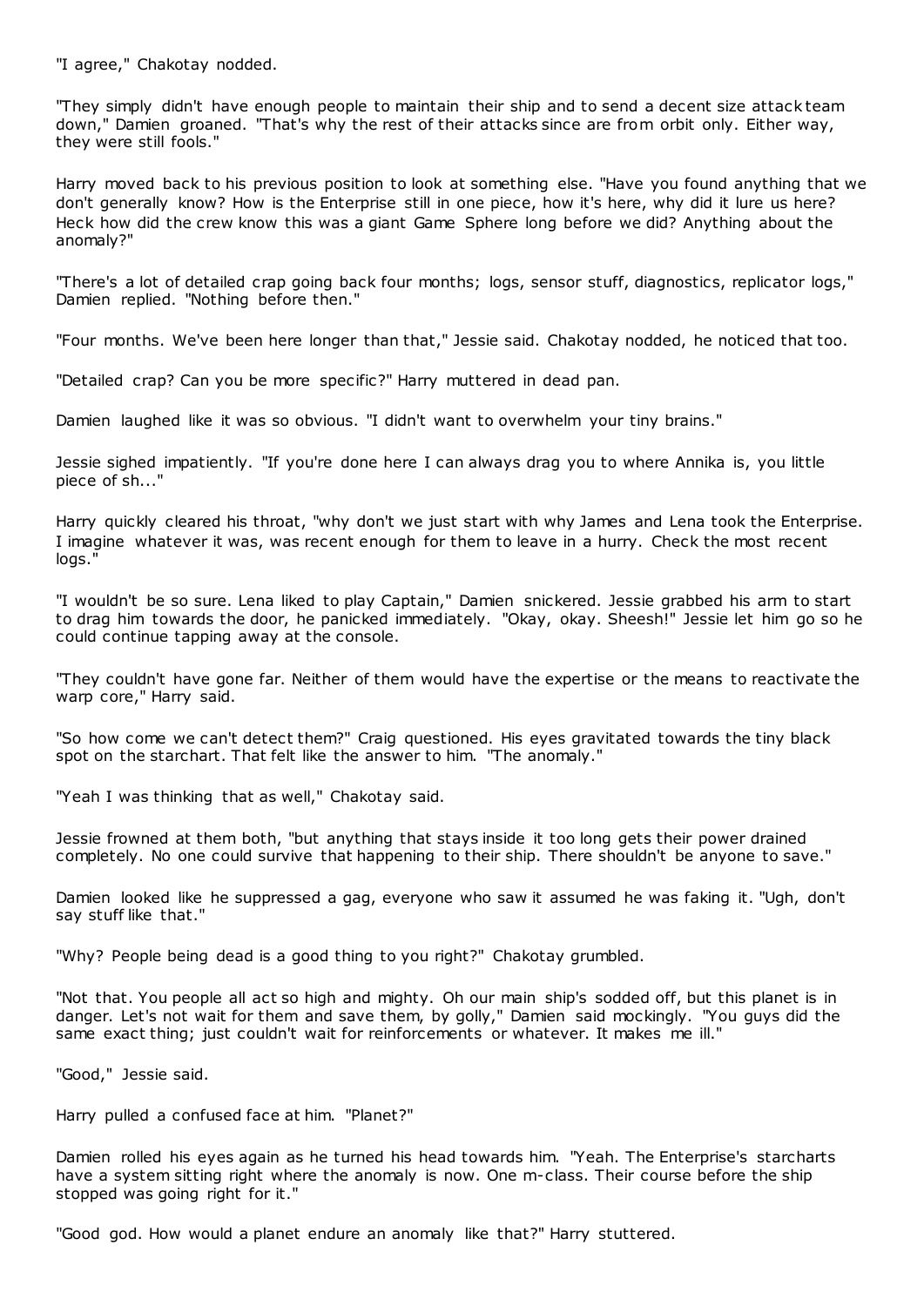"I agree," Chakotay nodded.

"They simply didn't have enough people to maintain their ship and to send a decent size attack team down," Damien groaned. "That's why the rest of their attacks since are from orbit only. Either way, they were still fools."

Harry moved back to his previous position to look at something else. "Have you found anything that we don't generally know? How is the Enterprise still in one piece, how it's here, why did it lure us here? Heck how did the crew know this was a giant Game Sphere long before we did? Anything about the anomaly?"

"There's a lot of detailed crap going back four months; logs, sensor stuff, diagnostics, replicator logs," Damien replied. "Nothing before then."

"Four months. We've been here longer than that," Jessie said. Chakotay nodded, he noticed that too.

"Detailed crap? Can you be more specific?" Harry muttered in dead pan.

Damien laughed like it was so obvious. "I didn't want to overwhelm your tiny brains."

Jessie sighed impatiently. "If you're done here I can always drag you to where Annika is, you little piece of sh..."

Harry quickly cleared his throat, "why don't we just start with why James and Lena took the Enterprise. I imagine whatever it was, was recent enough for them to leave in a hurry. Check the most recent logs."

"I wouldn't be so sure. Lena liked to play Captain," Damien snickered. Jessie grabbed his arm to start to drag him towards the door, he panicked immediately. "Okay, okay. Sheesh!" Jessie let him go so he could continue tapping away at the console.

"They couldn't have gone far. Neither of them would have the expertise or the means to reactivate the warp core," Harry said.

"So how come we can't detect them?" Craig questioned. His eyes gravitated towards the tiny black spot on the starchart. That felt like the answer to him. "The anomaly."

"Yeah I was thinking that as well," Chakotay said.

Jessie frowned at them both, "but anything that stays inside it too long gets their power drained completely. No one could survive that happening to their ship. There shouldn't be anyone to save."

Damien looked like he suppressed a gag, everyone who saw it assumed he was faking it. "Ugh, don't say stuff like that."

"Why? People being dead is a good thing to you right?" Chakotay grumbled.

"Not that. You people all act so high and mighty. Oh our main ship's sodded off, but this planet is in danger. Let's not wait for them and save them, by golly," Damien said mockingly. "You guys did the same exact thing; just couldn't wait for reinforcements or whatever. It makes me ill."

"Good," Jessie said.

Harry pulled a confused face at him. "Planet?"

Damien rolled his eyes again as he turned his head towards him. "Yeah. The Enterprise's starcharts have a system sitting right where the anomaly is now. One m-class. Their course before the ship stopped was going right for it."

"Good god. How would a planet endure an anomaly like that?" Harry stuttered.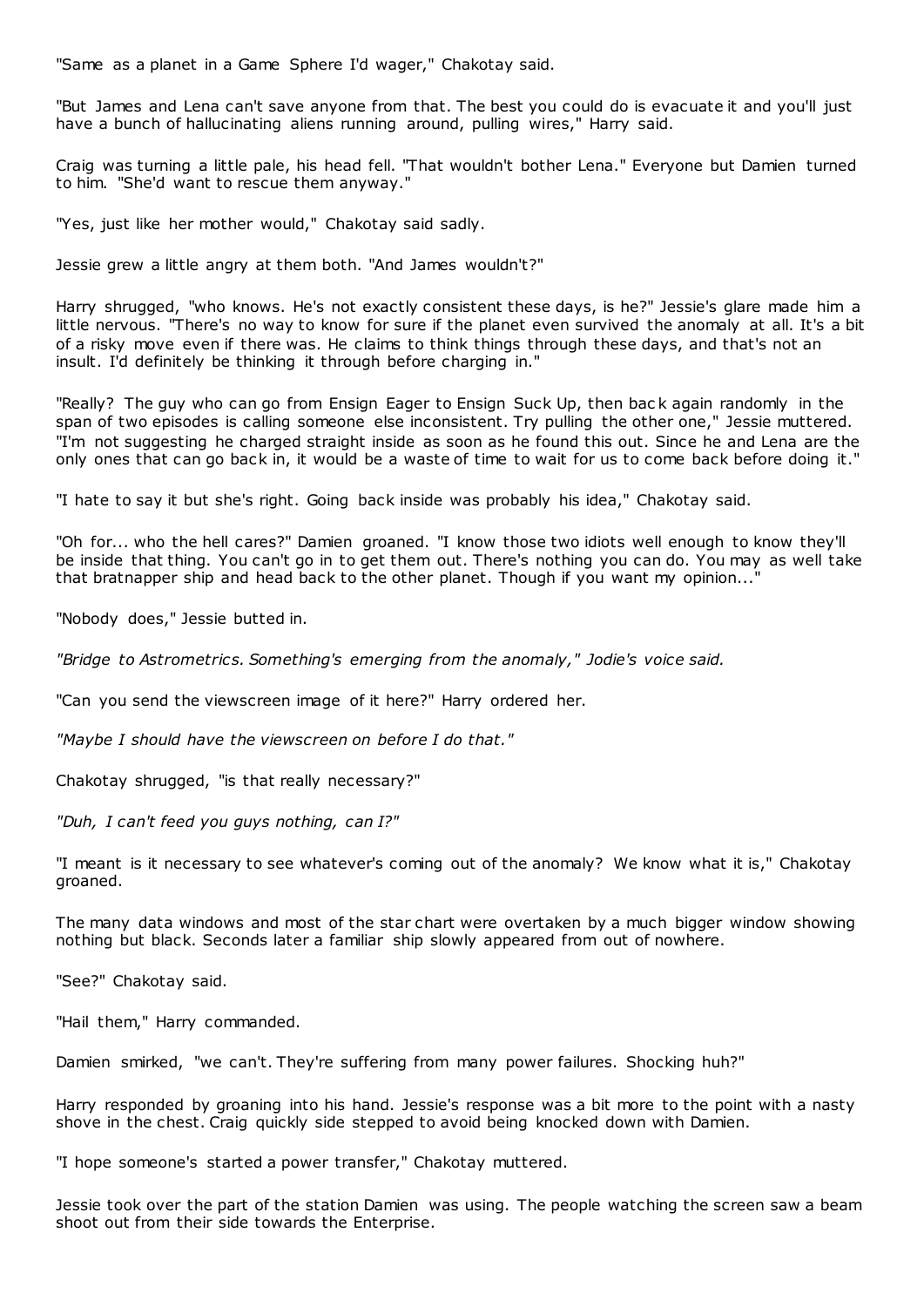"Same as a planet in a Game Sphere I'd wager," Chakotay said.

"But James and Lena can't save anyone from that. The best you could do is evacuate it and you'll just have a bunch of hallucinating aliens running around, pulling wires," Harry said.

Craig was turning a little pale, his head fell. "That wouldn't bother Lena." Everyone but Damien turned to him. "She'd want to rescue them anyway."

"Yes, just like her mother would," Chakotay said sadly.

Jessie grew a little angry at them both. "And James wouldn't?"

Harry shrugged, "who knows. He's not exactly consistent these days, is he?" Jessie's glare made him a little nervous. "There's no way to know for sure if the planet even survived the anomaly at all. It's a bit of a risky move even if there was. He claims to think things through these days, and that's not an insult. I'd definitely be thinking it through before charging in."

"Really? The guy who can go from Ensign Eager to Ensign Suck Up, then back again randomly in the span of two episodes is calling someone else inconsistent. Try pulling the other one," Jessie muttered. "I'm not suggesting he charged straight inside as soon as he found this out. Since he and Lena are the only ones that can go back in, it would be a waste of time to wait for us to come back before doing it."

"I hate to say it but she's right. Going back inside was probably his idea," Chakotay said.

"Oh for... who the hell cares?" Damien groaned. "I know those two idiots well enough to know they'll be inside that thing. You can't go in to get them out. There's nothing you can do. You may as well take that bratnapper ship and head back to the other planet. Though if you want my opinion..."

"Nobody does," Jessie butted in.

*"Bridge to Astrometrics. Something's emerging from the anomaly," Jodie's voice said.*

"Can you send the viewscreen image of it here?" Harry ordered her.

*"Maybe I should have the viewscreen on before I do that."*

Chakotay shrugged, "is that really necessary?"

*"Duh, I can't feed you guys nothing, can I?"*

"I meant is it necessary to see whatever's coming out of the anomaly? We know what it is," Chakotay groaned.

The many data windows and most of the star chart were overtaken by a much bigger window showing nothing but black. Seconds later a familiar ship slowly appeared from out of nowhere.

"See?" Chakotay said.

"Hail them," Harry commanded.

Damien smirked, "we can't. They're suffering from many power failures. Shocking huh?"

Harry responded by groaning into his hand. Jessie's response was a bit more to the point with a nasty shove in the chest. Craig quickly side stepped to avoid being knocked down with Damien.

"I hope someone's started a power transfer," Chakotay muttered.

Jessie took over the part of the station Damien was using. The people watching the screen saw a beam shoot out from their side towards the Enterprise.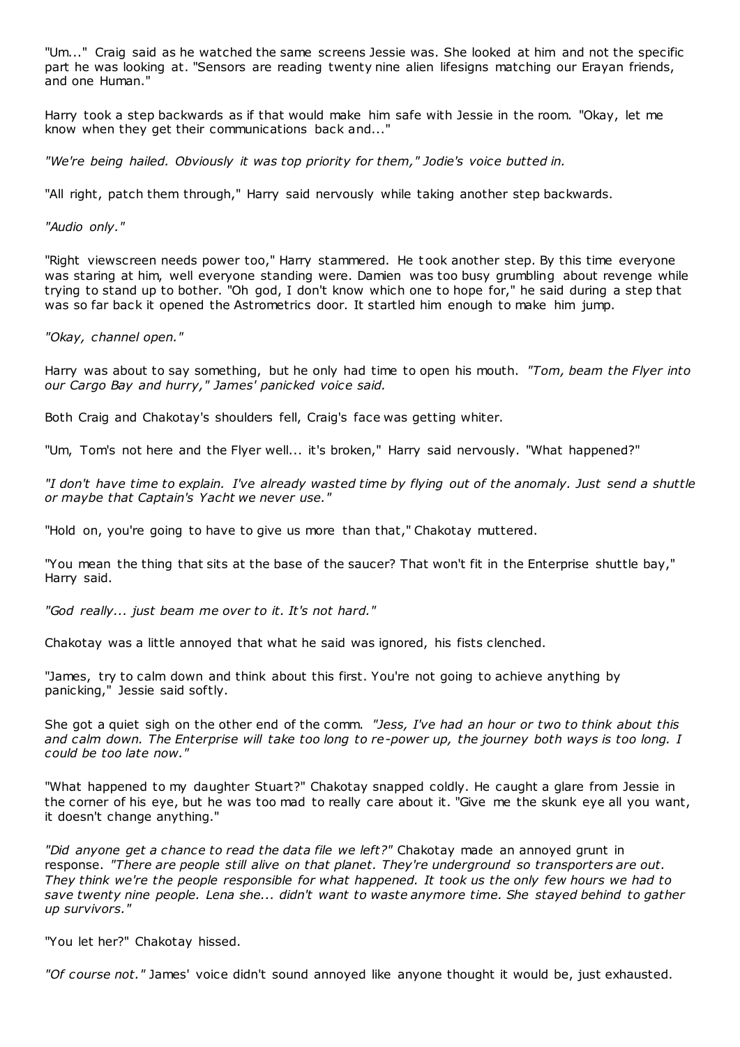"Um..." Craig said as he watched the same screens Jessie was. She looked at him and not the specific part he was looking at. "Sensors are reading twenty nine alien lifesigns matching our Erayan friends, and one Human."

Harry took a step backwards as if that would make him safe with Jessie in the room. "Okay, let me know when they get their communications back and..."

*"We're being hailed. Obviously it was top priority for them," Jodie's voice butted in.*

"All right, patch them through," Harry said nervously while taking another step backwards.

*"Audio only."*

"Right viewscreen needs power too," Harry stammered. He took another step. By this time everyone was staring at him, well everyone standing were. Damien was too busy grumbling about revenge while trying to stand up to bother. "Oh god, I don't know which one to hope for," he said during a step that was so far back it opened the Astrometrics door. It startled him enough to make him jump.

*"Okay, channel open."*

Harry was about to say something, but he only had time to open his mouth. *"Tom, beam the Flyer into our Cargo Bay and hurry," James' panicked voice said.*

Both Craig and Chakotay's shoulders fell, Craig's face was getting whiter.

"Um, Tom's not here and the Flyer well... it's broken," Harry said nervously. "What happened?"

*"I don't have time to explain. I've already wasted time by flying out of the anomaly. Just send a shuttle or maybe that Captain's Yacht we never use."*

"Hold on, you're going to have to give us more than that," Chakotay muttered.

"You mean the thing that sits at the base of the saucer? That won't fit in the Enterprise shuttle bay," Harry said.

*"God really... just beam me over to it. It's not hard."*

Chakotay was a little annoyed that what he said was ignored, his fists clenched.

"James, try to calm down and think about this first. You're not going to achieve anything by panicking," Jessie said softly.

She got a quiet sigh on the other end of the comm. *"Jess, I've had an hour or two to think about this and calm down. The Enterprise will take too long to re-power up, the journey both ways is too long. I could be too late now."*

"What happened to my daughter Stuart?" Chakotay snapped coldly. He caught a glare from Jessie in the corner of his eye, but he was too mad to really care about it. "Give me the skunk eye all you want, it doesn't change anything."

*"Did anyone get a chance to read the data file we left?"* Chakotay made an annoyed grunt in response. *"There are people still alive on that planet. They're underground so transporters are out. They think we're the people responsible for what happened. It took us the only few hours we had to save twenty nine people. Lena she... didn't want to waste anymore time. She stayed behind to gather up survivors."*

"You let her?" Chakotay hissed.

*"Of course not."* James' voice didn't sound annoyed like anyone thought it would be, just exhausted.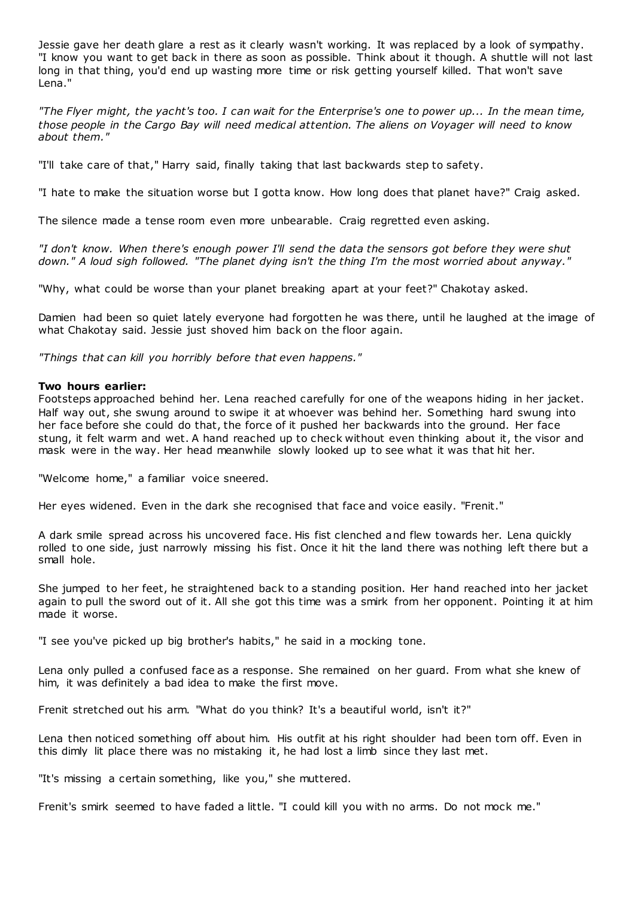Jessie gave her death glare a rest as it clearly wasn't working. It was replaced by a look of sympathy. "I know you want to get back in there as soon as possible. Think about it though. A shuttle will not last long in that thing, you'd end up wasting more time or risk getting yourself killed. That won't save Lena."

*"The Flyer might, the yacht's too. I can wait for the Enterprise's one to power up... In the mean time, those people in the Cargo Bay will need medical attention. The aliens on Voyager will need to know about them."*

"I'll take care of that," Harry said, finally taking that last backwards step to safety.

"I hate to make the situation worse but I gotta know. How long does that planet have?" Craig asked.

The silence made a tense room even more unbearable. Craig regretted even asking.

*"I don't know. When there's enough power I'll send the data the sensors got before they were shut down." A loud sigh followed. "The planet dying isn't the thing I'm the most worried about anyway."*

"Why, what could be worse than your planet breaking apart at your feet?" Chakotay asked.

Damien had been so quiet lately everyone had forgotten he was there, until he laughed at the image of what Chakotay said. Jessie just shoved him back on the floor again.

*"Things that can kill you horribly before that even happens."*

**Two hours earlier:**
Footsteps approached behind her. Lena reached carefully for one of the weapons hiding in her jacket. Half way out, she swung around to swipe it at whoever was behind her. Something hard swung into her face before she could do that, the force of it pushed her backwards into the ground. Her face stung, it felt warm and wet. A hand reached up to check without even thinking about it, the visor and mask were in the way. Her head meanwhile slowly looked up to see what it was that hit her.

"Welcome home," a familiar voice sneered.

Her eyes widened. Even in the dark she recognised that face and voice easily. "Frenit."

A dark smile spread across his uncovered face. His fist clenched and flew towards her. Lena quickly rolled to one side, just narrowly missing his fist. Once it hit the land there was nothing left there but a small hole.

She jumped to her feet, he straightened back to a standing position. Her hand reached into her jacket again to pull the sword out of it. All she got this time was a smirk from her opponent. Pointing it at him made it worse.

"I see you've picked up big brother's habits," he said in a mocking tone.

Lena only pulled a confused face as a response. She remained on her guard. From what she knew of him, it was definitely a bad idea to make the first move.

Frenit stretched out his arm. "What do you think? It's a beautiful world, isn't it?"

Lena then noticed something off about him. His outfit at his right shoulder had been torn off. Even in this dimly lit place there was no mistaking it, he had lost a limb since they last met.

"It's missing a certain something, like you," she muttered.

Frenit's smirk seemed to have faded a little. "I could kill you with no arms. Do not mock me."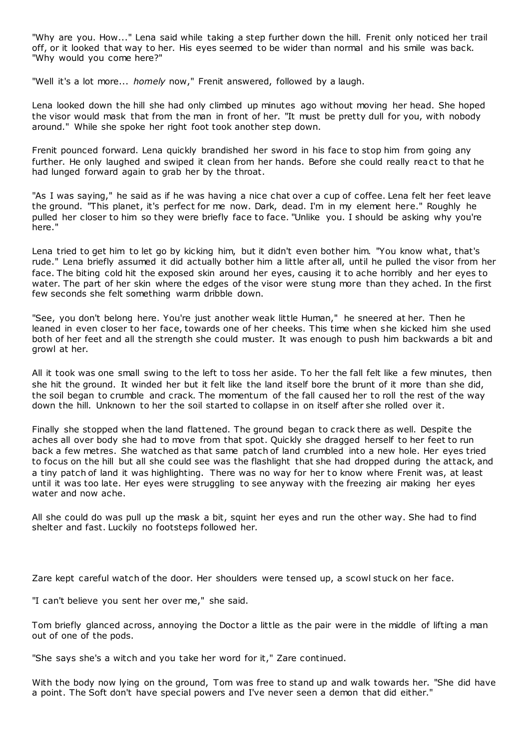"Why are you. How..." Lena said while taking a step further down the hill. Frenit only noticed her trail off, or it looked that way to her. His eyes seemed to be wider than normal and his smile was back. "Why would you come here?"

"Well it's a lot more... *homely* now," Frenit answered, followed by a laugh.

Lena looked down the hill she had only climbed up minutes ago without moving her head. She hoped the visor would mask that from the man in front of her. "It must be pretty dull for you, with nobody around." While she spoke her right foot took another step down.

Frenit pounced forward. Lena quickly brandished her sword in his face to stop him from going any further. He only laughed and swiped it clean from her hands. Before she could really react to that he had lunged forward again to grab her by the throat.

"As I was saying," he said as if he was having a nice chat over a cup of coffee. Lena felt her feet leave the ground. "This planet, it's perfect for me now. Dark, dead. I'm in my element here." Roughly he pulled her closer to him so they were briefly face to face. "Unlike you. I should be asking why you're here."

Lena tried to get him to let go by kicking him, but it didn't even bother him. "You know what, that's rude." Lena briefly assumed it did actually bother him a little after all, until he pulled the visor from her face. The biting cold hit the exposed skin around her eyes, causing it to ache horribly and her eyes to water. The part of her skin where the edges of the visor were stung more than they ached. In the first few seconds she felt something warm dribble down.

"See, you don't belong here. You're just another weak little Human," he sneered at her. Then he leaned in even closer to her face, towards one of her cheeks. This time when she kicked him she used both of her feet and all the strength she could muster. It was enough to push him backwards a bit and growl at her.

All it took was one small swing to the left to toss her aside. To her the fall felt like a few minutes, then she hit the ground. It winded her but it felt like the land itself bore the brunt of it more than she did, the soil began to crumble and crack. The momentum of the fall caused her to roll the rest of the way down the hill. Unknown to her the soil started to collapse in on itself after she rolled over it.

Finally she stopped when the land flattened. The ground began to crack there as well. Despite the aches all over body she had to move from that spot. Quickly she dragged herself to her feet to run back a few metres. She watched as that same patch of land crumbled into a new hole. Her eyes tried to focus on the hill but all she could see was the flashlight that she had dropped during the attack, and a tiny patch of land it was highlighting. There was no way for her to know where Frenit was, at least until it was too late. Her eyes were struggling to see anyway with the freezing air making her eyes water and now ache.

All she could do was pull up the mask a bit, squint her eyes and run the other way. She had to find shelter and fast. Luckily no footsteps followed her.

Zare kept careful watch of the door. Her shoulders were tensed up, a scowl stuck on her face.

"I can't believe you sent her over me," she said.

Tom briefly glanced across, annoying the Doctor a little as the pair were in the middle of lifting a man out of one of the pods.

"She says she's a witch and you take her word for it," Zare continued.

With the body now lying on the ground, Tom was free to stand up and walk towards her. "She did have a point. The Soft don't have special powers and I've never seen a demon that did either."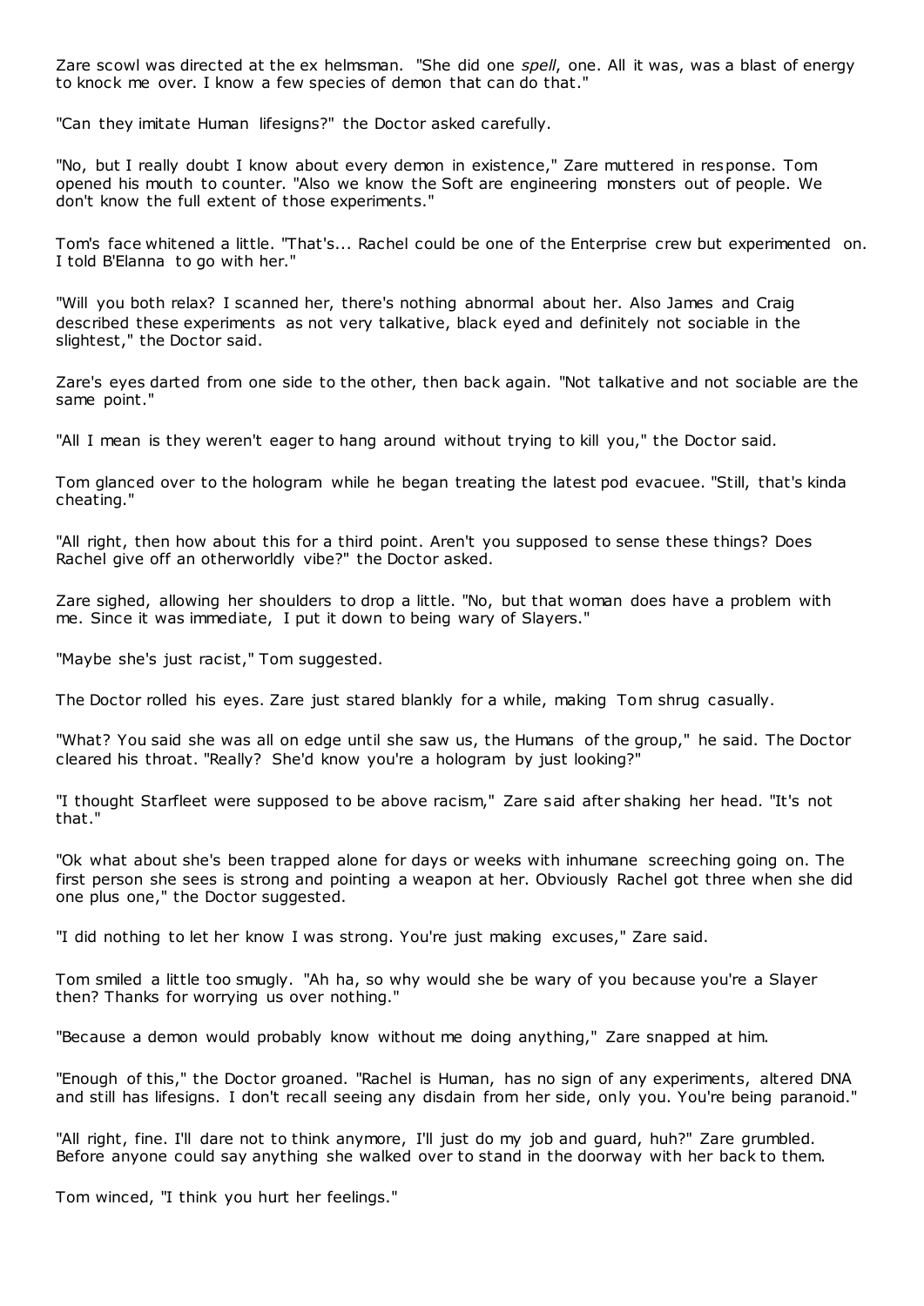Zare scowl was directed at the ex helmsman. "She did one *spell*, one. All it was, was a blast of energy to knock me over. I know a few species of demon that can do that."

"Can they imitate Human lifesigns?" the Doctor asked carefully.

"No, but I really doubt I know about every demon in existence," Zare muttered in response. Tom opened his mouth to counter. "Also we know the Soft are engineering monsters out of people. We don't know the full extent of those experiments."

Tom's face whitened a little. "That's... Rachel could be one of the Enterprise crew but experimented on. I told B'Elanna to go with her."

"Will you both relax? I scanned her, there's nothing abnormal about her. Also James and Craig described these experiments as not very talkative, black eyed and definitely not sociable in the slightest," the Doctor said.

Zare's eyes darted from one side to the other, then back again. "Not talkative and not sociable are the same point."

"All I mean is they weren't eager to hang around without trying to kill you," the Doctor said.

Tom glanced over to the hologram while he began treating the latest pod evacuee. "Still, that's kinda cheating."

"All right, then how about this for a third point. Aren't you supposed to sense these things? Does Rachel give off an otherworldly vibe?" the Doctor asked.

Zare sighed, allowing her shoulders to drop a little. "No, but that woman does have a problem with me. Since it was immediate, I put it down to being wary of Slayers."

"Maybe she's just racist," Tom suggested.

The Doctor rolled his eyes. Zare just stared blankly for a while, making Tom shrug casually.

"What? You said she was all on edge until she saw us, the Humans of the group," he said. The Doctor cleared his throat. "Really? She'd know you're a hologram by just looking?"

"I thought Starfleet were supposed to be above racism," Zare said after shaking her head. "It's not that."

"Ok what about she's been trapped alone for days or weeks with inhumane screeching going on. The first person she sees is strong and pointing a weapon at her. Obviously Rachel got three when she did one plus one," the Doctor suggested.

"I did nothing to let her know I was strong. You're just making excuses," Zare said.

Tom smiled a little too smugly. "Ah ha, so why would she be wary of you because you're a Slayer then? Thanks for worrying us over nothing."

"Because a demon would probably know without me doing anything," Zare snapped at him.

"Enough of this," the Doctor groaned. "Rachel is Human, has no sign of any experiments, altered DNA and still has lifesigns. I don't recall seeing any disdain from her side, only you. You're being paranoid."

"All right, fine. I'll dare not to think anymore, I'll just do my job and guard, huh?" Zare grumbled. Before anyone could say anything she walked over to stand in the doorway with her back to them.

Tom winced, "I think you hurt her feelings."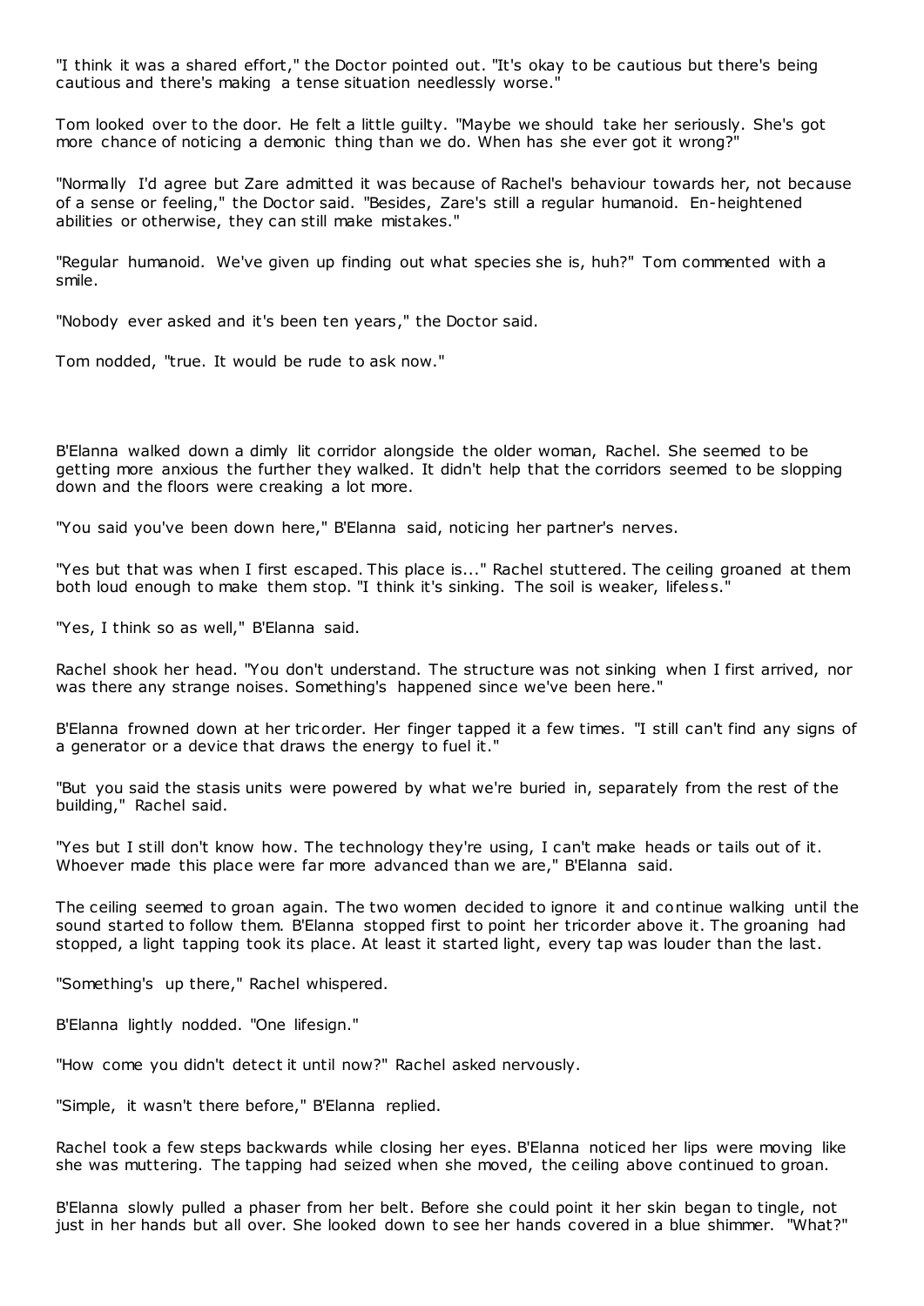"I think it was a shared effort," the Doctor pointed out. "It's okay to be cautious but there's being cautious and there's making a tense situation needlessly worse."

Tom looked over to the door. He felt a little guilty. "Maybe we should take her seriously. She's got more chance of noticing a demonic thing than we do. When has she ever got it wrong?"

"Normally I'd agree but Zare admitted it was because of Rachel's behaviour towards her, not because of a sense or feeling," the Doctor said. "Besides, Zare's still a regular humanoid. En-heightened abilities or otherwise, they can still make mistakes."

"Regular humanoid. We've given up finding out what species she is, huh?" Tom commented with a smile.

"Nobody ever asked and it's been ten years," the Doctor said.

Tom nodded, "true. It would be rude to ask now."

B'Elanna walked down a dimly lit corridor alongside the older woman, Rachel. She seemed to be getting more anxious the further they walked. It didn't help that the corridors seemed to be slopping down and the floors were creaking a lot more.

"You said you've been down here," B'Elanna said, noticing her partner's nerves.

"Yes but that was when I first escaped. This place is..." Rachel stuttered. The ceiling groaned at them both loud enough to make them stop. "I think it's sinking. The soil is weaker, lifeless."

"Yes, I think so as well," B'Elanna said.

Rachel shook her head. "You don't understand. The structure was not sinking when I first arrived, nor was there any strange noises. Something's happened since we've been here."

B'Elanna frowned down at her tricorder. Her finger tapped it a few times. "I still can't find any signs of a generator or a device that draws the energy to fuel it."

"But you said the stasis units were powered by what we're buried in, separately from the rest of the building," Rachel said.

"Yes but I still don't know how. The technology they're using, I can't make heads or tails out of it. Whoever made this place were far more advanced than we are," B'Elanna said.

The ceiling seemed to groan again. The two women decided to ignore it and continue walking until the sound started to follow them. B'Elanna stopped first to point her tricorder above it. The groaning had stopped, a light tapping took its place. At least it started light, every tap was louder than the last.

"Something's up there," Rachel whispered.

B'Elanna lightly nodded. "One lifesign."

"How come you didn't detect it until now?" Rachel asked nervously.

"Simple, it wasn't there before," B'Elanna replied.

Rachel took a few steps backwards while closing her eyes. B'Elanna noticed her lips were moving like she was muttering. The tapping had seized when she moved, the ceiling above continued to groan.

B'Elanna slowly pulled a phaser from her belt. Before she could point it her skin began to tingle, not just in her hands but all over. She looked down to see her hands covered in a blue shimmer. "What?"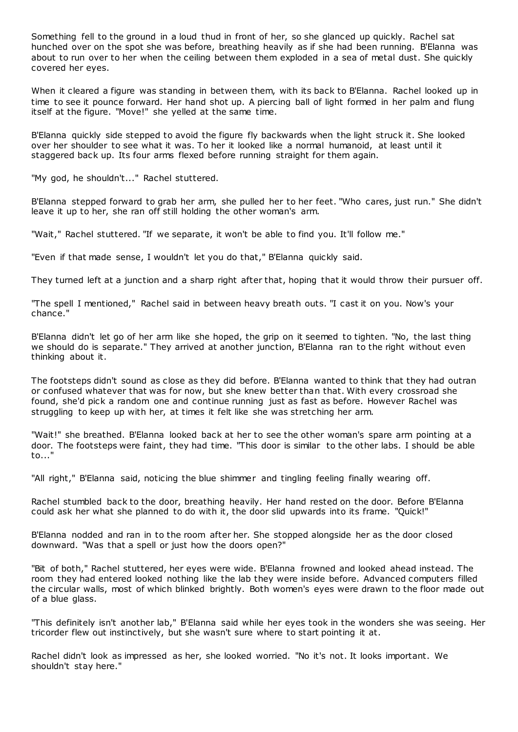Something fell to the ground in a loud thud in front of her, so she glanced up quickly. Rachel sat hunched over on the spot she was before, breathing heavily as if she had been running. B'Elanna was about to run over to her when the ceiling between them exploded in a sea of metal dust. She quickly covered her eyes.

When it cleared a figure was standing in between them, with its back to B'Elanna. Rachel looked up in time to see it pounce forward. Her hand shot up. A piercing ball of light formed in her palm and flung itself at the figure. "Move!" she yelled at the same time.

B'Elanna quickly side stepped to avoid the figure fly backwards when the light struck it. She looked over her shoulder to see what it was. To her it looked like a normal humanoid, at least until it staggered back up. Its four arms flexed before running straight for them again.

"My god, he shouldn't..." Rachel stuttered.

B'Elanna stepped forward to grab her arm, she pulled her to her feet. "Who cares, just run." She didn't leave it up to her, she ran off still holding the other woman's arm.

"Wait," Rachel stuttered. "If we separate, it won't be able to find you. It'll follow me."

"Even if that made sense, I wouldn't let you do that," B'Elanna quickly said.

They turned left at a junction and a sharp right after that, hoping that it would throw their pursuer off.

"The spell I mentioned," Rachel said in between heavy breath outs. "I cast it on you. Now's your chance."

B'Elanna didn't let go of her arm like she hoped, the grip on it seemed to tighten. "No, the last thing we should do is separate." They arrived at another junction, B'Elanna ran to the right without even thinking about it.

The footsteps didn't sound as close as they did before. B'Elanna wanted to think that they had outran or confused whatever that was for now, but she knew better than that. With every crossroad she found, she'd pick a random one and continue running just as fast as before. However Rachel was struggling to keep up with her, at times it felt like she was stretching her arm.

"Wait!" she breathed. B'Elanna looked back at her to see the other woman's spare arm pointing at a door. The footsteps were faint, they had time. "This door is similar to the other labs. I should be able to..."

"All right," B'Elanna said, noticing the blue shimmer and tingling feeling finally wearing off.

Rachel stumbled back to the door, breathing heavily. Her hand rested on the door. Before B'Elanna could ask her what she planned to do with it, the door slid upwards into its frame. "Quick!"

B'Elanna nodded and ran in to the room after her. She stopped alongside her as the door closed downward. "Was that a spell or just how the doors open?"

"Bit of both," Rachel stuttered, her eyes were wide. B'Elanna frowned and looked ahead instead. The room they had entered looked nothing like the lab they were inside before. Advanced computers filled the circular walls, most of which blinked brightly. Both women's eyes were drawn to the floor made out of a blue glass.

"This definitely isn't another lab," B'Elanna said while her eyes took in the wonders she was seeing. Her tricorder flew out instinctively, but she wasn't sure where to start pointing it at.

Rachel didn't look as impressed as her, she looked worried. "No it's not. It looks important. We shouldn't stay here."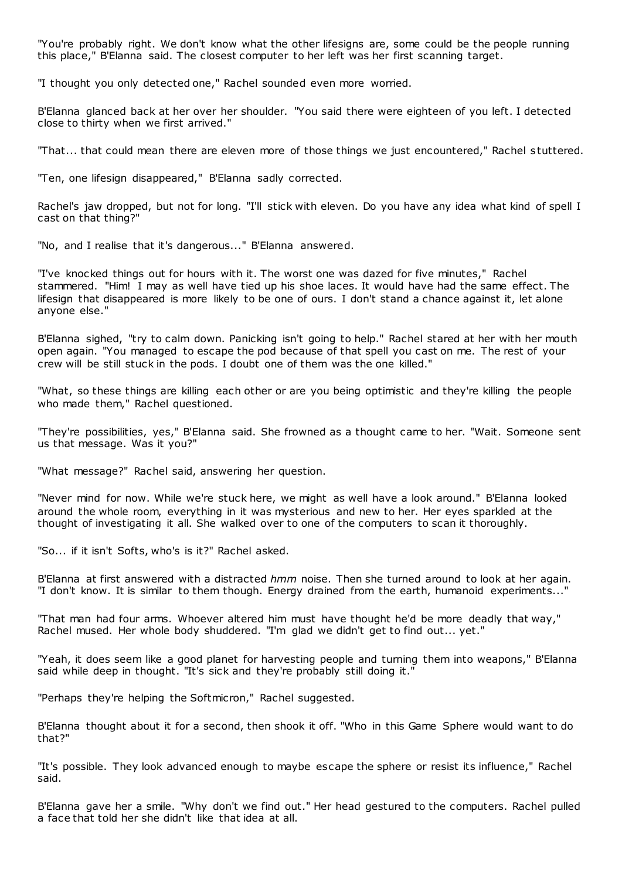"You're probably right. We don't know what the other lifesigns are, some could be the people running this place," B'Elanna said. The closest computer to her left was her first scanning target.

"I thought you only detected one," Rachel sounded even more worried.

B'Elanna glanced back at her over her shoulder. "You said there were eighteen of you left. I detected close to thirty when we first arrived."

"That... that could mean there are eleven more of those things we just encountered," Rachel stuttered.

"Ten, one lifesign disappeared," B'Elanna sadly corrected.

Rachel's jaw dropped, but not for long. "I'll stick with eleven. Do you have any idea what kind of spell I cast on that thing?"

"No, and I realise that it's dangerous..." B'Elanna answered.

"I've knocked things out for hours with it. The worst one was dazed for five minutes," Rachel stammered. "Him! I may as well have tied up his shoe laces. It would have had the same effect. The lifesign that disappeared is more likely to be one of ours. I don't stand a chance against it, let alone anyone else."

B'Elanna sighed, "try to calm down. Panicking isn't going to help." Rachel stared at her with her mouth open again. "You managed to escape the pod because of that spell you cast on me. The rest of your crew will be still stuck in the pods. I doubt one of them was the one killed."

"What, so these things are killing each other or are you being optimistic and they're killing the people who made them," Rachel questioned.

"They're possibilities, yes," B'Elanna said. She frowned as a thought came to her. "Wait. Someone sent us that message. Was it you?"

"What message?" Rachel said, answering her question.

"Never mind for now. While we're stuck here, we might as well have a look around." B'Elanna looked around the whole room, everything in it was mysterious and new to her. Her eyes sparkled at the thought of investigating it all. She walked over to one of the computers to scan it thoroughly.

"So... if it isn't Softs, who's is it?" Rachel asked.

B'Elanna at first answered with a distracted *hmm* noise. Then she turned around to look at her again. "I don't know. It is similar to them though. Energy drained from the earth, humanoid experiments..."

"That man had four arms. Whoever altered him must have thought he'd be more deadly that way," Rachel mused. Her whole body shuddered. "I'm glad we didn't get to find out... yet."

"Yeah, it does seem like a good planet for harvesting people and turning them into weapons," B'Elanna said while deep in thought. "It's sick and they're probably still doing it."

"Perhaps they're helping the Softmicron," Rachel suggested.

B'Elanna thought about it for a second, then shook it off. "Who in this Game Sphere would want to do that?"

"It's possible. They look advanced enough to maybe escape the sphere or resist its influence," Rachel said.

B'Elanna gave her a smile. "Why don't we find out." Her head gestured to the computers. Rachel pulled a face that told her she didn't like that idea at all.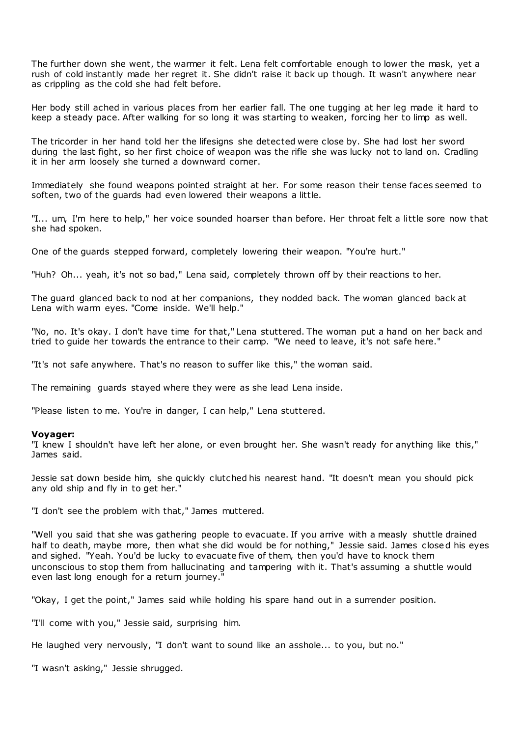The further down she went, the warmer it felt. Lena felt comfortable enough to lower the mask, yet a rush of cold instantly made her regret it. She didn't raise it back up though. It wasn't anywhere near as crippling as the cold she had felt before.

Her body still ached in various places from her earlier fall. The one tugging at her leg made it hard to keep a steady pace. After walking for so long it was starting to weaken, forcing her to limp as well.

The tricorder in her hand told her the lifesigns she detected were close by. She had lost her sword during the last fight, so her first choice of weapon was the rifle she was lucky not to land on. Cradling it in her arm loosely she turned a downward corner.

Immediately she found weapons pointed straight at her. For some reason their tense faces seemed to soften, two of the guards had even lowered their weapons a little.

"I... um, I'm here to help," her voice sounded hoarser than before. Her throat felt a little sore now that she had spoken.

One of the guards stepped forward, completely lowering their weapon. "You're hurt."

"Huh? Oh... yeah, it's not so bad," Lena said, completely thrown off by their reactions to her.

The guard glanced back to nod at her companions, they nodded back. The woman glanced back at Lena with warm eyes. "Come inside. We'll help."

"No, no. It's okay. I don't have time for that," Lena stuttered. The woman put a hand on her back and tried to guide her towards the entrance to their camp. "We need to leave, it's not safe here."

"It's not safe anywhere. That's no reason to suffer like this," the woman said.

The remaining guards stayed where they were as she lead Lena inside.

"Please listen to me. You're in danger, I can help," Lena stuttered.

**Voyager:**
"I knew I shouldn't have left her alone, or even brought her. She wasn't ready for anything like this," James said.

Jessie sat down beside him, she quickly clutched his nearest hand. "It doesn't mean you should pick any old ship and fly in to get her."

"I don't see the problem with that," James muttered.

"Well you said that she was gathering people to evacuate. If you arrive with a measly shuttle drained half to death, maybe more, then what she did would be for nothing," Jessie said. James closed his eyes and sighed. "Yeah. You'd be lucky to evacuate five of them, then you'd have to knock them unconscious to stop them from hallucinating and tampering with it. That's assuming a shuttle would even last long enough for a return journey."

"Okay, I get the point," James said while holding his spare hand out in a surrender position.

"I'll come with you," Jessie said, surprising him.

He laughed very nervously, "I don't want to sound like an asshole... to you, but no."

"I wasn't asking," Jessie shrugged.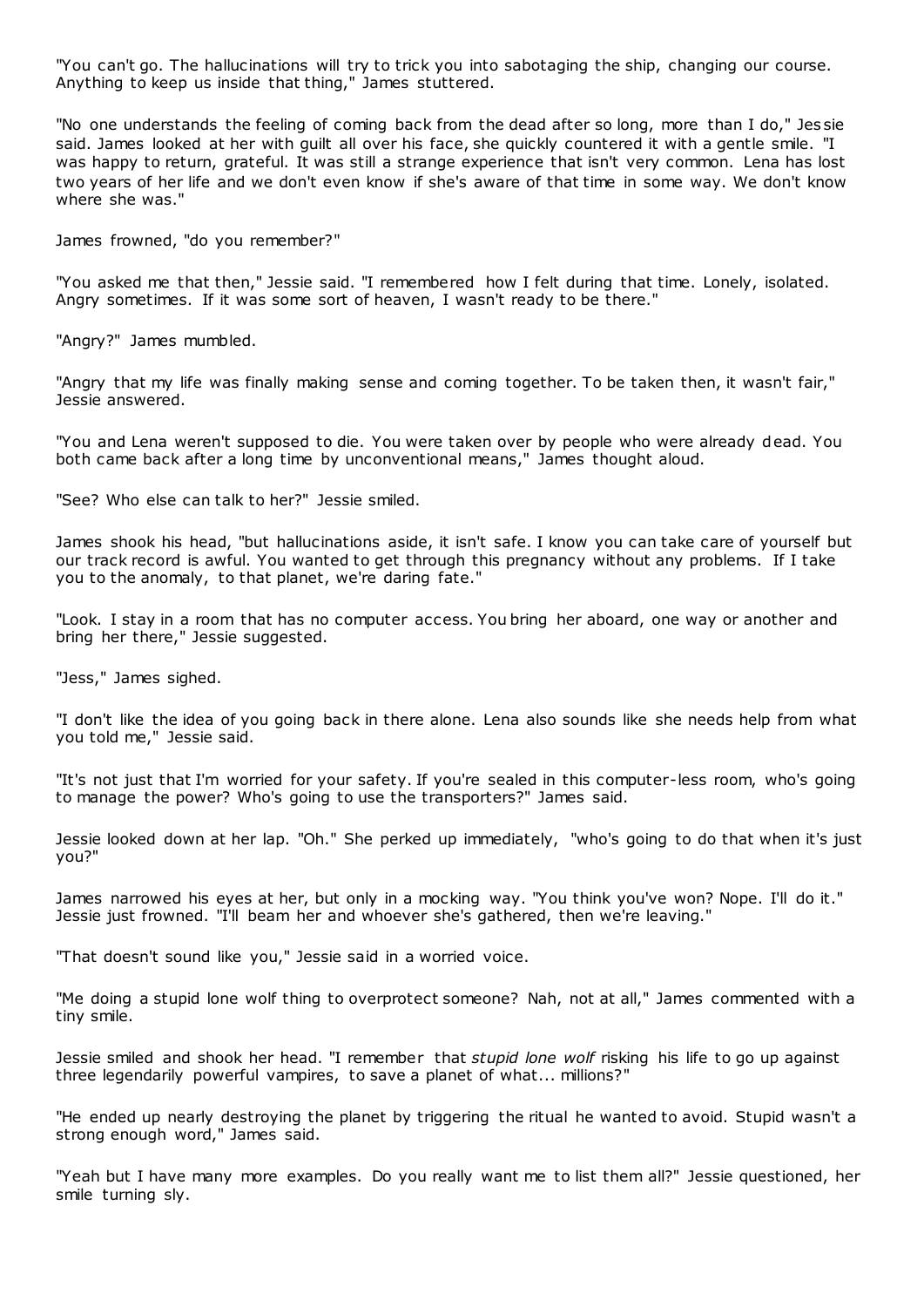"You can't go. The hallucinations will try to trick you into sabotaging the ship, changing our course. Anything to keep us inside that thing," James stuttered.

"No one understands the feeling of coming back from the dead after so long, more than I do," Jessie said. James looked at her with guilt all over his face, she quickly countered it with a gentle smile. "I was happy to return, grateful. It was still a strange experience that isn't very common. Lena has lost two years of her life and we don't even know if she's aware of that time in some way. We don't know where she was."

James frowned, "do you remember?"

"You asked me that then," Jessie said. "I remembered how I felt during that time. Lonely, isolated. Angry sometimes. If it was some sort of heaven, I wasn't ready to be there."

"Angry?" James mumbled.

"Angry that my life was finally making sense and coming together. To be taken then, it wasn't fair," Jessie answered.

"You and Lena weren't supposed to die. You were taken over by people who were already dead. You both came back after a long time by unconventional means," James thought aloud.

"See? Who else can talk to her?" Jessie smiled.

James shook his head, "but hallucinations aside, it isn't safe. I know you can take care of yourself but our track record is awful. You wanted to get through this pregnancy without any problems. If I take you to the anomaly, to that planet, we're daring fate."

"Look. I stay in a room that has no computer access. You bring her aboard, one way or another and bring her there," Jessie suggested.

"Jess," James sighed.

"I don't like the idea of you going back in there alone. Lena also sounds like she needs help from what you told me," Jessie said.

"It's not just that I'm worried for your safety. If you're sealed in this computer-less room, who's going to manage the power? Who's going to use the transporters?" James said.

Jessie looked down at her lap. "Oh." She perked up immediately, "who's going to do that when it's just you?"

James narrowed his eyes at her, but only in a mocking way. "You think you've won? Nope. I'll do it." Jessie just frowned. "I'll beam her and whoever she's gathered, then we're leaving."

"That doesn't sound like you," Jessie said in a worried voice.

"Me doing a stupid lone wolf thing to overprotect someone? Nah, not at all," James commented with a tiny smile.

Jessie smiled and shook her head. "I remember that *stupid lone wolf* risking his life to go up against three legendarily powerful vampires, to save a planet of what... millions?"

"He ended up nearly destroying the planet by triggering the ritual he wanted to avoid. Stupid wasn't a strong enough word," James said.

"Yeah but I have many more examples. Do you really want me to list them all?" Jessie questioned, her smile turning sly.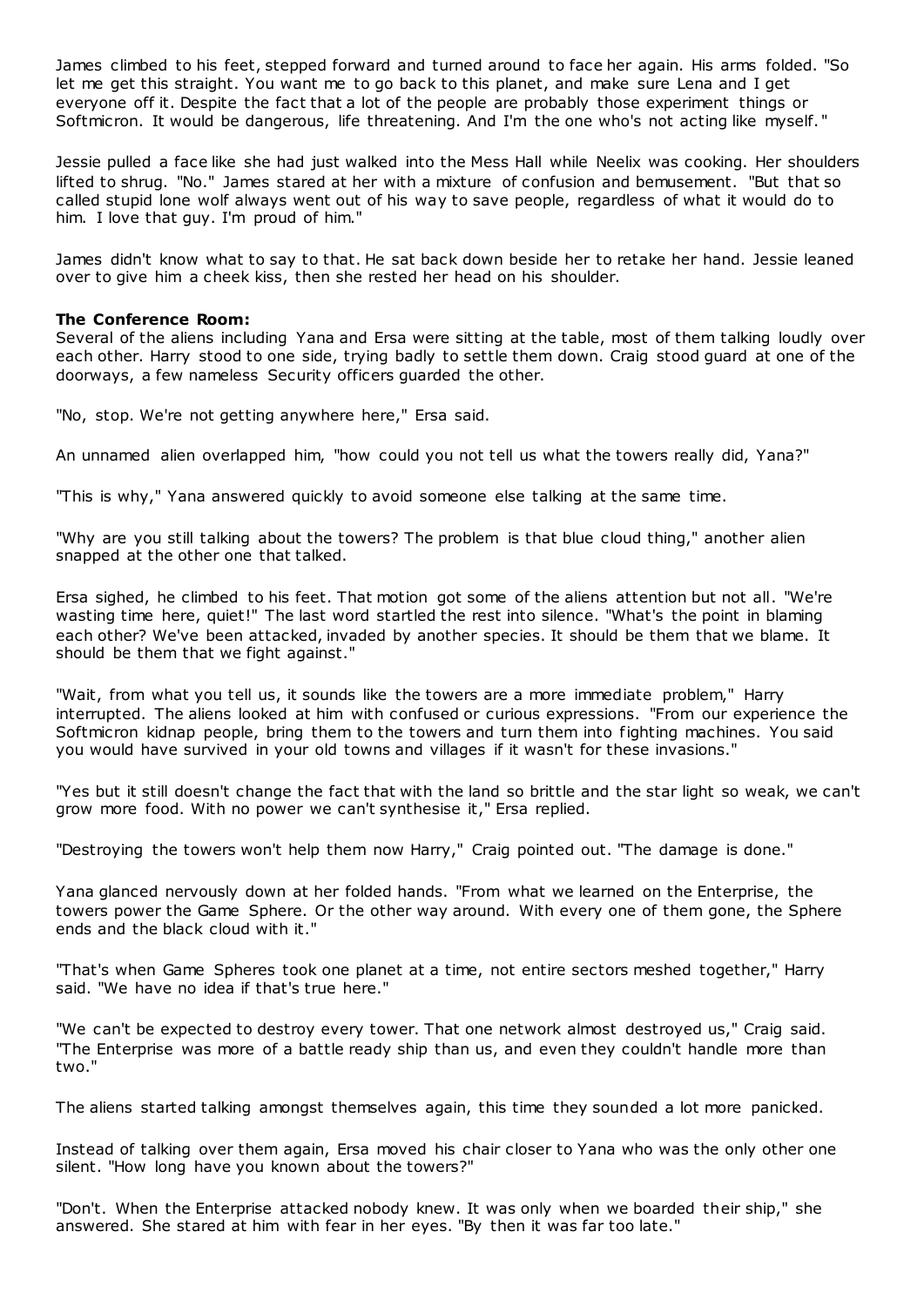James climbed to his feet, stepped forward and turned around to face her again. His arms folded. "So let me get this straight. You want me to go back to this planet, and make sure Lena and I get everyone off it. Despite the fact that a lot of the people are probably those experiment things or Softmicron. It would be dangerous, life threatening. And I'm the one who's not acting like myself."

Jessie pulled a face like she had just walked into the Mess Hall while Neelix was cooking. Her shoulders lifted to shrug. "No." James stared at her with a mixture of confusion and bemusement. "But that so called stupid lone wolf always went out of his way to save people, regardless of what it would do to him. I love that guy. I'm proud of him."

James didn't know what to say to that. He sat back down beside her to retake her hand. Jessie leaned over to give him a cheek kiss, then she rested her head on his shoulder.

**The Conference Room:**
Several of the aliens including Yana and Ersa were sitting at the table, most of them talking loudly over each other. Harry stood to one side, trying badly to settle them down. Craig stood guard at one of the doorways, a few nameless Security officers guarded the other.

"No, stop. We're not getting anywhere here," Ersa said.

An unnamed alien overlapped him, "how could you not tell us what the towers really did, Yana?"

"This is why," Yana answered quickly to avoid someone else talking at the same time.

"Why are you still talking about the towers? The problem is that blue cloud thing," another alien snapped at the other one that talked.

Ersa sighed, he climbed to his feet. That motion got some of the aliens attention but not all. "We're wasting time here, quiet!" The last word startled the rest into silence. "What's the point in blaming each other? We've been attacked, invaded by another species. It should be them that we blame. It should be them that we fight against."

"Wait, from what you tell us, it sounds like the towers are a more immediate problem," Harry interrupted. The aliens looked at him with confused or curious expressions. "From our experience the Softmicron kidnap people, bring them to the towers and turn them into fighting machines. You said you would have survived in your old towns and villages if it wasn't for these invasions."

"Yes but it still doesn't change the fact that with the land so brittle and the star light so weak, we can't grow more food. With no power we can't synthesise it," Ersa replied.

"Destroying the towers won't help them now Harry," Craig pointed out. "The damage is done."

Yana glanced nervously down at her folded hands. "From what we learned on the Enterprise, the towers power the Game Sphere. Or the other way around. With every one of them gone, the Sphere ends and the black cloud with it."

"That's when Game Spheres took one planet at a time, not entire sectors meshed together," Harry said. "We have no idea if that's true here."

"We can't be expected to destroy every tower. That one network almost destroyed us," Craig said. "The Enterprise was more of a battle ready ship than us, and even they couldn't handle more than two."

The aliens started talking amongst themselves again, this time they sounded a lot more panicked.

Instead of talking over them again, Ersa moved his chair closer to Yana who was the only other one silent. "How long have you known about the towers?"

"Don't. When the Enterprise attacked nobody knew. It was only when we boarded their ship," she answered. She stared at him with fear in her eyes. "By then it was far too late."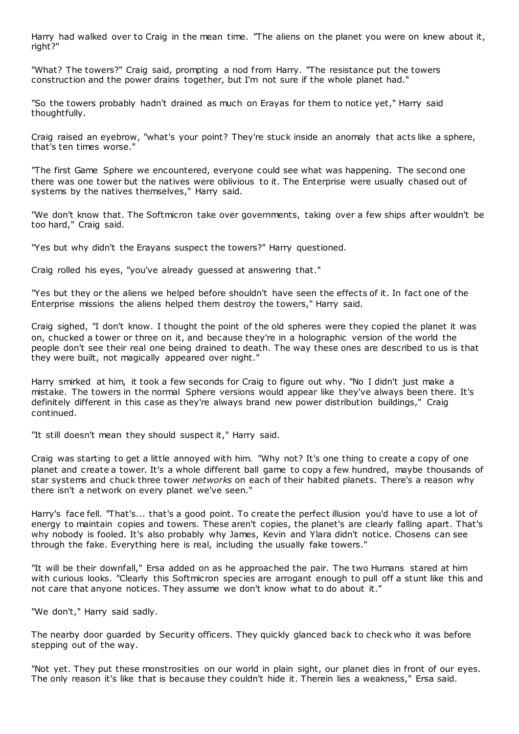Harry had walked over to Craig in the mean time. "The aliens on the planet you were on knew about it, right?"

"What? The towers?" Craig said, prompting a nod from Harry. "The resistance put the towers construction and the power drains together, but I'm not sure if the whole planet had."

"So the towers probably hadn't drained as much on Erayas for them to notice yet," Harry said thoughtfully.

Craig raised an eyebrow, "what's your point? They're stuck inside an anomaly that acts like a sphere, that's ten times worse."

"The first Game Sphere we encountered, everyone could see what was happening. The second one there was one tower but the natives were oblivious to it. The Enterprise were usually chased out of systems by the natives themselves," Harry said.

"We don't know that. The Softmicron take over governments, taking over a few ships after wouldn't be too hard," Craig said.

"Yes but why didn't the Erayans suspect the towers?" Harry questioned.

Craig rolled his eyes, "you've already guessed at answering that."

"Yes but they or the aliens we helped before shouldn't have seen the effects of it. In fact one of the Enterprise missions the aliens helped them destroy the towers," Harry said.

Craig sighed, "I don't know. I thought the point of the old spheres were they copied the planet it was on, chucked a tower or three on it, and because they're in a holographic version of the world the people don't see their real one being drained to death. The way these ones are described to us is that they were built, not magically appeared over night."

Harry smirked at him, it took a few seconds for Craig to figure out why. "No I didn't just make a mistake. The towers in the normal Sphere versions would appear like they've always been there. It's definitely different in this case as they're always brand new power distribution buildings," Craig continued.

"It still doesn't mean they should suspect it," Harry said.

Craig was starting to get a little annoyed with him. "Why not? It's one thing to create a copy of one planet and create a tower. It's a whole different ball game to copy a few hundred, maybe thousands of star systems and chuck three tower *networks* on each of their habited planets. There's a reason why there isn't a network on every planet we've seen."

Harry's face fell. "That's... that's a good point. To create the perfect illusion you'd have to use a lot of energy to maintain copies and towers. These aren't copies, the planet's are clearly falling apart. That's why nobody is fooled. It's also probably why James, Kevin and Ylara didn't notice. Chosens can see through the fake. Everything here is real, including the usually fake towers."

"It will be their downfall," Ersa added on as he approached the pair. The two Humans stared at him with curious looks. "Clearly this Softmicron species are arrogant enough to pull off a stunt like this and not care that anyone notices. They assume we don't know what to do about it."

"We don't," Harry said sadly.

The nearby door guarded by Security officers. They quickly glanced back to check who it was before stepping out of the way.

"Not yet. They put these monstrosities on our world in plain sight, our planet dies in front of our eyes. The only reason it's like that is because they couldn't hide it. Therein lies a weakness," Ersa said.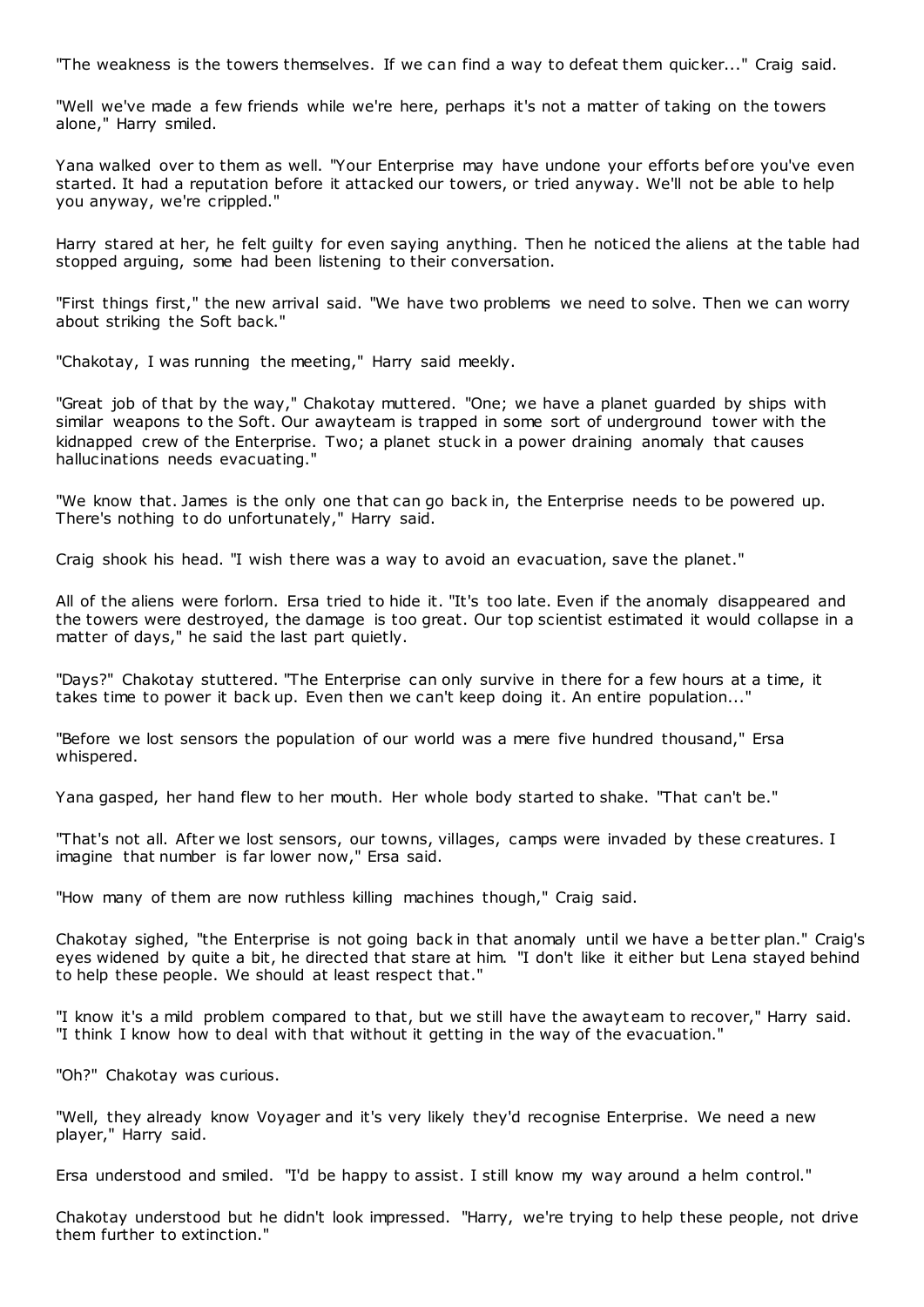"The weakness is the towers themselves. If we can find a way to defeat them quicker..." Craig said.

"Well we've made a few friends while we're here, perhaps it's not a matter of taking on the towers alone," Harry smiled.

Yana walked over to them as well. "Your Enterprise may have undone your efforts before you've even started. It had a reputation before it attacked our towers, or tried anyway. We'll not be able to help you anyway, we're crippled."

Harry stared at her, he felt guilty for even saying anything. Then he noticed the aliens at the table had stopped arguing, some had been listening to their conversation.

"First things first," the new arrival said. "We have two problems we need to solve. Then we can worry about striking the Soft back."

"Chakotay, I was running the meeting," Harry said meekly.

"Great job of that by the way," Chakotay muttered. "One; we have a planet guarded by ships with similar weapons to the Soft. Our awayteam is trapped in some sort of underground tower with the kidnapped crew of the Enterprise. Two; a planet stuck in a power draining anomaly that causes hallucinations needs evacuating."

"We know that. James is the only one that can go back in, the Enterprise needs to be powered up. There's nothing to do unfortunately," Harry said.

Craig shook his head. "I wish there was a way to avoid an evacuation, save the planet."

All of the aliens were forlorn. Ersa tried to hide it. "It's too late. Even if the anomaly disappeared and the towers were destroyed, the damage is too great. Our top scientist estimated it would collapse in a matter of days," he said the last part quietly.

"Days?" Chakotay stuttered. "The Enterprise can only survive in there for a few hours at a time, it takes time to power it back up. Even then we can't keep doing it. An entire population..."

"Before we lost sensors the population of our world was a mere five hundred thousand," Ersa whispered.

Yana gasped, her hand flew to her mouth. Her whole body started to shake. "That can't be."

"That's not all. After we lost sensors, our towns, villages, camps were invaded by these creatures. I imagine that number is far lower now," Ersa said.

"How many of them are now ruthless killing machines though," Craig said.

Chakotay sighed, "the Enterprise is not going back in that anomaly until we have a better plan." Craig's eyes widened by quite a bit, he directed that stare at him. "I don't like it either but Lena stayed behind to help these people. We should at least respect that."

"I know it's a mild problem compared to that, but we still have the awayteam to recover," Harry said. "I think I know how to deal with that without it getting in the way of the evacuation."

"Oh?" Chakotay was curious.

"Well, they already know Voyager and it's very likely they'd recognise Enterprise. We need a new player," Harry said.

Ersa understood and smiled. "I'd be happy to assist. I still know my way around a helm control."

Chakotay understood but he didn't look impressed. "Harry, we're trying to help these people, not drive them further to extinction."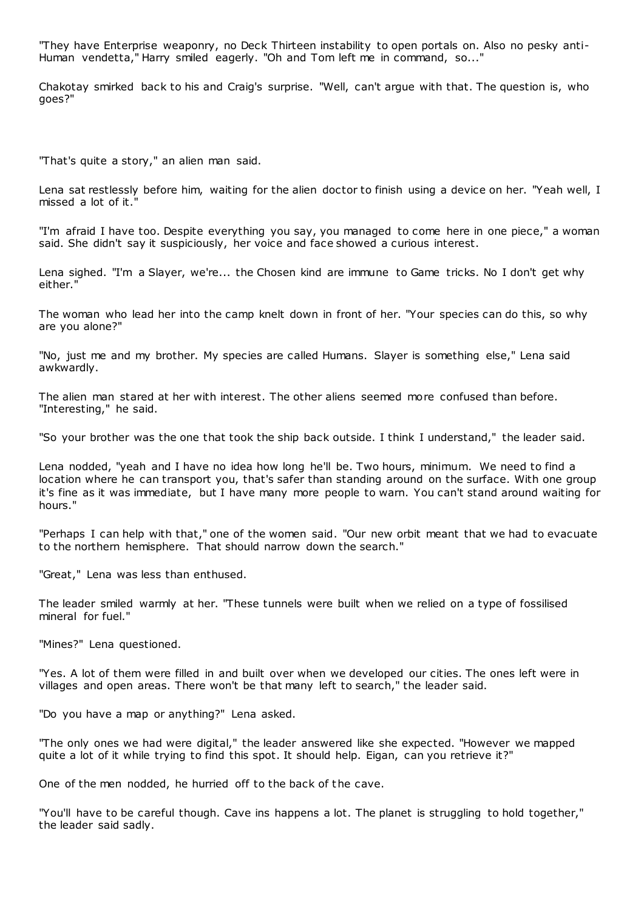"They have Enterprise weaponry, no Deck Thirteen instability to open portals on. Also no pesky anti-Human vendetta," Harry smiled eagerly. "Oh and Tom left me in command, so..."

Chakotay smirked back to his and Craig's surprise. "Well, can't argue with that. The question is, who goes?"

"That's quite a story," an alien man said.

Lena sat restlessly before him, waiting for the alien doctor to finish using a device on her. "Yeah well, I missed a lot of it."

"I'm afraid I have too. Despite everything you say, you managed to come here in one piece," a woman said. She didn't say it suspiciously, her voice and face showed a curious interest.

Lena sighed. "I'm a Slayer, we're... the Chosen kind are immune to Game tricks. No I don't get why either."

The woman who lead her into the camp knelt down in front of her. "Your species can do this, so why are you alone?"

"No, just me and my brother. My species are called Humans. Slayer is something else," Lena said awkwardly.

The alien man stared at her with interest. The other aliens seemed more confused than before. "Interesting," he said.

"So your brother was the one that took the ship back outside. I think I understand," the leader said.

Lena nodded, "yeah and I have no idea how long he'll be. Two hours, minimum. We need to find a location where he can transport you, that's safer than standing around on the surface. With one group it's fine as it was immediate, but I have many more people to warn. You can't stand around waiting for hours."

"Perhaps I can help with that," one of the women said. "Our new orbit meant that we had to evacuate to the northern hemisphere. That should narrow down the search."

"Great," Lena was less than enthused.

The leader smiled warmly at her. "These tunnels were built when we relied on a type of fossilised mineral for fuel."

"Mines?" Lena questioned.

"Yes. A lot of them were filled in and built over when we developed our cities. The ones left were in villages and open areas. There won't be that many left to search," the leader said.

"Do you have a map or anything?" Lena asked.

"The only ones we had were digital," the leader answered like she expected. "However we mapped quite a lot of it while trying to find this spot. It should help. Eigan, can you retrieve it?"

One of the men nodded, he hurried off to the back of the cave.

"You'll have to be careful though. Cave ins happens a lot. The planet is struggling to hold together," the leader said sadly.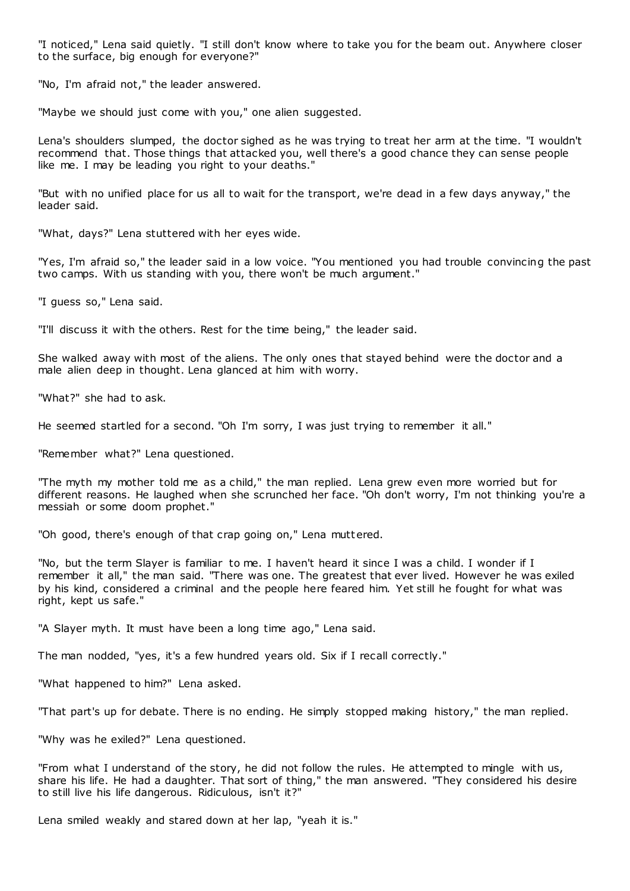"I noticed," Lena said quietly. "I still don't know where to take you for the beam out. Anywhere closer to the surface, big enough for everyone?"

"No, I'm afraid not," the leader answered.

"Maybe we should just come with you," one alien suggested.

Lena's shoulders slumped, the doctor sighed as he was trying to treat her arm at the time. "I wouldn't recommend that. Those things that attacked you, well there's a good chance they can sense people like me. I may be leading you right to your deaths."

"But with no unified place for us all to wait for the transport, we're dead in a few days anyway," the leader said.

"What, days?" Lena stuttered with her eyes wide.

"Yes, I'm afraid so," the leader said in a low voice. "You mentioned you had trouble convincing the past two camps. With us standing with you, there won't be much argument."

"I guess so," Lena said.

"I'll discuss it with the others. Rest for the time being," the leader said.

She walked away with most of the aliens. The only ones that stayed behind were the doctor and a male alien deep in thought. Lena glanced at him with worry.

"What?" she had to ask.

He seemed startled for a second. "Oh I'm sorry, I was just trying to remember it all."

"Remember what?" Lena questioned.

"The myth my mother told me as a child," the man replied. Lena grew even more worried but for different reasons. He laughed when she scrunched her face. "Oh don't worry, I'm not thinking you're a messiah or some doom prophet."

"Oh good, there's enough of that crap going on," Lena muttered.

"No, but the term Slayer is familiar to me. I haven't heard it since I was a child. I wonder if I remember it all," the man said. "There was one. The greatest that ever lived. However he was exiled by his kind, considered a criminal and the people here feared him. Yet still he fought for what was right, kept us safe."

"A Slayer myth. It must have been a long time ago," Lena said.

The man nodded, "yes, it's a few hundred years old. Six if I recall correctly."

"What happened to him?" Lena asked.

"That part's up for debate. There is no ending. He simply stopped making history," the man replied.

"Why was he exiled?" Lena questioned.

"From what I understand of the story, he did not follow the rules. He attempted to mingle with us, share his life. He had a daughter. That sort of thing," the man answered. "They considered his desire to still live his life dangerous. Ridiculous, isn't it?"

Lena smiled weakly and stared down at her lap, "yeah it is."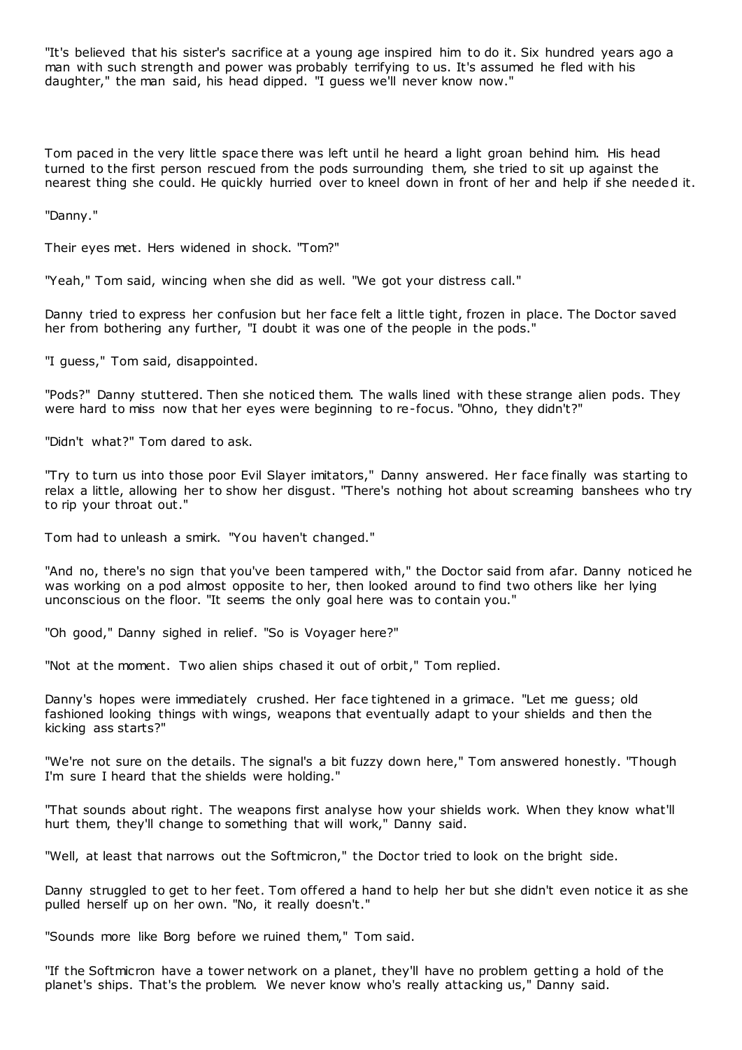"It's believed that his sister's sacrifice at a young age inspired him to do it. Six hundred years ago a man with such strength and power was probably terrifying to us. It's assumed he fled with his daughter," the man said, his head dipped. "I guess we'll never know now."

Tom paced in the very little space there was left until he heard a light groan behind him. His head turned to the first person rescued from the pods surrounding them, she tried to sit up against the nearest thing she could. He quickly hurried over to kneel down in front of her and help if she needed it.

"Danny."

Their eyes met. Hers widened in shock. "Tom?"

"Yeah," Tom said, wincing when she did as well. "We got your distress call."

Danny tried to express her confusion but her face felt a little tight, frozen in place. The Doctor saved her from bothering any further, "I doubt it was one of the people in the pods."

"I guess," Tom said, disappointed.

"Pods?" Danny stuttered. Then she noticed them. The walls lined with these strange alien pods. They were hard to miss now that her eyes were beginning to re-focus. "Ohno, they didn't?"

"Didn't what?" Tom dared to ask.

"Try to turn us into those poor Evil Slayer imitators," Danny answered. Her face finally was starting to relax a little, allowing her to show her disgust. "There's nothing hot about screaming banshees who try to rip your throat out."

Tom had to unleash a smirk. "You haven't changed."

"And no, there's no sign that you've been tampered with," the Doctor said from afar. Danny noticed he was working on a pod almost opposite to her, then looked around to find two others like her lying unconscious on the floor. "It seems the only goal here was to contain you."

"Oh good," Danny sighed in relief. "So is Voyager here?"

"Not at the moment. Two alien ships chased it out of orbit," Tom replied.

Danny's hopes were immediately crushed. Her face tightened in a grimace. "Let me guess; old fashioned looking things with wings, weapons that eventually adapt to your shields and then the kicking ass starts?"

"We're not sure on the details. The signal's a bit fuzzy down here," Tom answered honestly. "Though I'm sure I heard that the shields were holding."

"That sounds about right. The weapons first analyse how your shields work. When they know what'll hurt them, they'll change to something that will work," Danny said.

"Well, at least that narrows out the Softmicron," the Doctor tried to look on the bright side.

Danny struggled to get to her feet. Tom offered a hand to help her but she didn't even notice it as she pulled herself up on her own. "No, it really doesn't."

"Sounds more like Borg before we ruined them," Tom said.

"If the Softmicron have a tower network on a planet, they'll have no problem getting a hold of the planet's ships. That's the problem. We never know who's really attacking us," Danny said.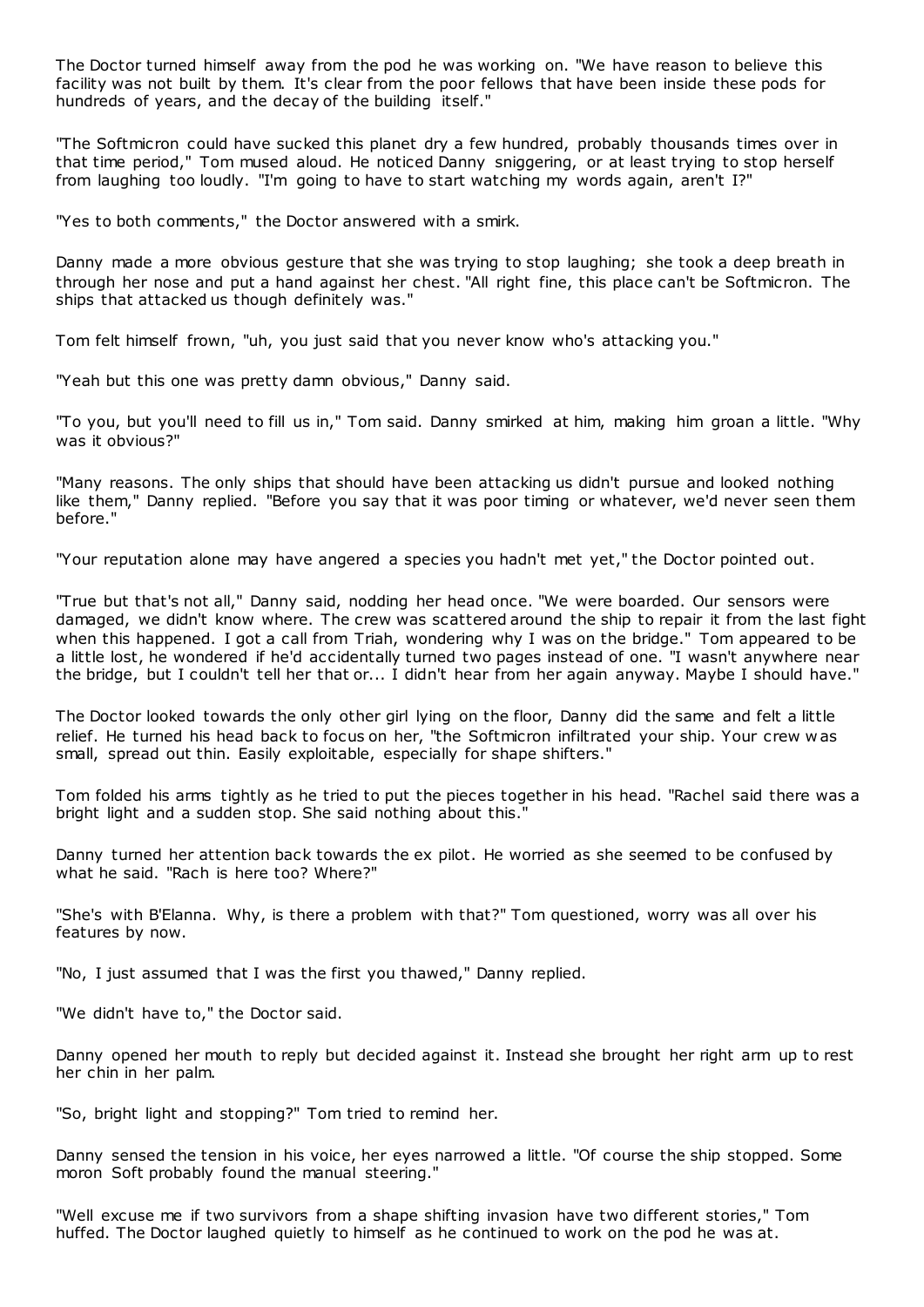The Doctor turned himself away from the pod he was working on. "We have reason to believe this facility was not built by them. It's clear from the poor fellows that have been inside these pods for hundreds of years, and the decay of the building itself."

"The Softmicron could have sucked this planet dry a few hundred, probably thousands times over in that time period," Tom mused aloud. He noticed Danny sniggering, or at least trying to stop herself from laughing too loudly. "I'm going to have to start watching my words again, aren't I?"

"Yes to both comments," the Doctor answered with a smirk.

Danny made a more obvious gesture that she was trying to stop laughing; she took a deep breath in through her nose and put a hand against her chest. "All right fine, this place can't be Softmicron. The ships that attacked us though definitely was."

Tom felt himself frown, "uh, you just said that you never know who's attacking you."

"Yeah but this one was pretty damn obvious," Danny said.

"To you, but you'll need to fill us in," Tom said. Danny smirked at him, making him groan a little. "Why was it obvious?"

"Many reasons. The only ships that should have been attacking us didn't pursue and looked nothing like them," Danny replied. "Before you say that it was poor timing or whatever, we'd never seen them before."

"Your reputation alone may have angered a species you hadn't met yet," the Doctor pointed out.

"True but that's not all," Danny said, nodding her head once. "We were boarded. Our sensors were damaged, we didn't know where. The crew was scattered around the ship to repair it from the last fight when this happened. I got a call from Triah, wondering why I was on the bridge." Tom appeared to be a little lost, he wondered if he'd accidentally turned two pages instead of one. "I wasn't anywhere near the bridge, but I couldn't tell her that or... I didn't hear from her again anyway. Maybe I should have."

The Doctor looked towards the only other girl lying on the floor, Danny did the same and felt a little relief. He turned his head back to focus on her, "the Softmicron infiltrated your ship. Your crew was small, spread out thin. Easily exploitable, especially for shape shifters."

Tom folded his arms tightly as he tried to put the pieces together in his head. "Rachel said there was a bright light and a sudden stop. She said nothing about this."

Danny turned her attention back towards the ex pilot. He worried as she seemed to be confused by what he said. "Rach is here too? Where?"

"She's with B'Elanna. Why, is there a problem with that?" Tom questioned, worry was all over his features by now.

"No, I just assumed that I was the first you thawed," Danny replied.

"We didn't have to," the Doctor said.

Danny opened her mouth to reply but decided against it. Instead she brought her right arm up to rest her chin in her palm.

"So, bright light and stopping?" Tom tried to remind her.

Danny sensed the tension in his voice, her eyes narrowed a little. "Of course the ship stopped. Some moron Soft probably found the manual steering."

"Well excuse me if two survivors from a shape shifting invasion have two different stories," Tom huffed. The Doctor laughed quietly to himself as he continued to work on the pod he was at.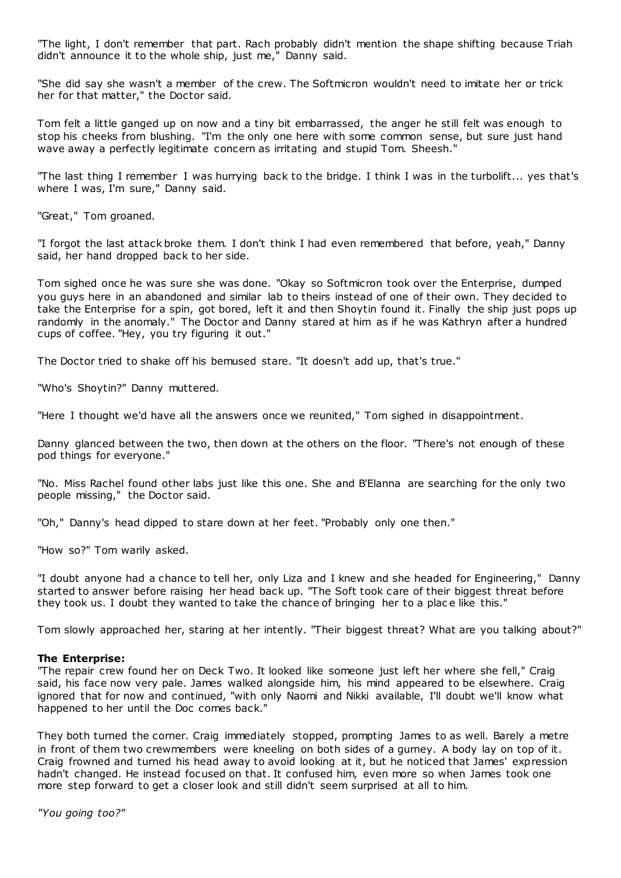"The light, I don't remember that part. Rach probably didn't mention the shape shifting because Triah didn't announce it to the whole ship, just me," Danny said.

"She did say she wasn't a member of the crew. The Softmicron wouldn't need to imitate her or trick her for that matter," the Doctor said.

Tom felt a little ganged up on now and a tiny bit embarrassed, the anger he still felt was enough to stop his cheeks from blushing. "I'm the only one here with some common sense, but sure just hand wave away a perfectly legitimate concern as irritating and stupid Tom. Sheesh."

"The last thing I remember I was hurrying back to the bridge. I think I was in the turbolift... yes that's where I was, I'm sure," Danny said.

"Great," Tom groaned.

"I forgot the last attack broke them. I don't think I had even remembered that before, yeah," Danny said, her hand dropped back to her side.

Tom sighed once he was sure she was done. "Okay so Softmicron took over the Enterprise, dumped you guys here in an abandoned and similar lab to theirs instead of one of their own. They decided to take the Enterprise for a spin, got bored, left it and then Shoytin found it. Finally the ship just pops up randomly in the anomaly." The Doctor and Danny stared at him as if he was Kathryn after a hundred cups of coffee. "Hey, you try figuring it out."

The Doctor tried to shake off his bemused stare. "It doesn't add up, that's true."

"Who's Shoytin?" Danny muttered.

"Here I thought we'd have all the answers once we reunited," Tom sighed in disappointment.

Danny glanced between the two, then down at the others on the floor. "There's not enough of these pod things for everyone."

"No. Miss Rachel found other labs just like this one. She and B'Elanna are searching for the only two people missing," the Doctor said.

"Oh," Danny's head dipped to stare down at her feet. "Probably only one then."

"How so?" Tom warily asked.

"I doubt anyone had a chance to tell her, only Liza and I knew and she headed for Engineering," Danny started to answer before raising her head back up. "The Soft took care of their biggest threat before they took us. I doubt they wanted to take the chance of bringing her to a place like this."

Tom slowly approached her, staring at her intently. "Their biggest threat? What are you talking about?"

**The Enterprise:**

"The repair crew found her on Deck Two. It looked like someone just left her where she fell," Craig said, his face now very pale. James walked alongside him, his mind appeared to be elsewhere. Craig ignored that for now and continued, "with only Naomi and Nikki available, I'll doubt we'll know what happened to her until the Doc comes back."

They both turned the corner. Craig immediately stopped, prompting James to as well. Barely a metre in front of them two crewmembers were kneeling on both sides of a gurney. A body lay on top of it. Craig frowned and turned his head away to avoid looking at it, but he noticed that James' expression hadn't changed. He instead focused on that. It confused him, even more so when James took one more step forward to get a closer look and still didn't seem surprised at all to him.

*"You going too?"*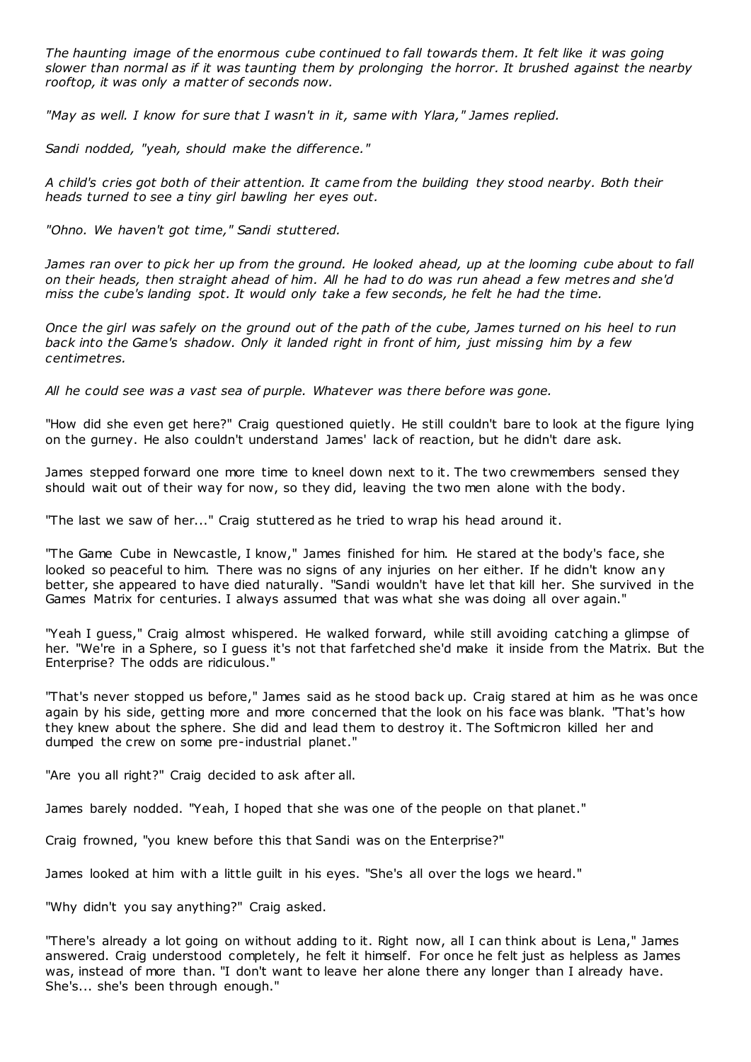*The haunting image of the enormous cube continued to fall towards them. It felt like it was going slower than normal as if it was taunting them by prolonging the horror. It brushed against the nearby rooftop, it was only a matter of seconds now.*

*"May as well. I know for sure that I wasn't in it, same with Ylara," James replied.*

*Sandi nodded, "yeah, should make the difference."*

*A child's cries got both of their attention. It came from the building they stood nearby. Both their heads turned to see a tiny girl bawling her eyes out.*

*"Ohno. We haven't got time," Sandi stuttered.*

*James ran over to pick her up from the ground. He looked ahead, up at the looming cube about to fall on their heads, then straight ahead of him. All he had to do was run ahead a few metres and she'd miss the cube's landing spot. It would only take a few seconds, he felt he had the time.*

*Once the girl was safely on the ground out of the path of the cube, James turned on his heel to run back into the Game's shadow. Only it landed right in front of him, just missing him by a few centimetres.*

*All he could see was a vast sea of purple. Whatever was there before was gone.*

"How did she even get here?" Craig questioned quietly. He still couldn't bare to look at the figure lying on the gurney. He also couldn't understand James' lack of reaction, but he didn't dare ask.

James stepped forward one more time to kneel down next to it. The two crewmembers sensed they should wait out of their way for now, so they did, leaving the two men alone with the body.

"The last we saw of her..." Craig stuttered as he tried to wrap his head around it.

"The Game Cube in Newcastle, I know," James finished for him. He stared at the body's face, she looked so peaceful to him. There was no signs of any injuries on her either. If he didn't know any better, she appeared to have died naturally. "Sandi wouldn't have let that kill her. She survived in the Games Matrix for centuries. I always assumed that was what she was doing all over again."

"Yeah I guess," Craig almost whispered. He walked forward, while still avoiding catching a glimpse of her. "We're in a Sphere, so I guess it's not that farfetched she'd make it inside from the Matrix. But the Enterprise? The odds are ridiculous."

"That's never stopped us before," James said as he stood back up. Craig stared at him as he was once again by his side, getting more and more concerned that the look on his face was blank. "That's how they knew about the sphere. She did and lead them to destroy it. The Softmicron killed her and dumped the crew on some pre-industrial planet."

"Are you all right?" Craig decided to ask after all.

James barely nodded. "Yeah, I hoped that she was one of the people on that planet."

Craig frowned, "you knew before this that Sandi was on the Enterprise?"

James looked at him with a little guilt in his eyes. "She's all over the logs we heard."

"Why didn't you say anything?" Craig asked.

"There's already a lot going on without adding to it. Right now, all I can think about is Lena," James answered. Craig understood completely, he felt it himself. For once he felt just as helpless as James was, instead of more than. "I don't want to leave her alone there any longer than I already have. She's... she's been through enough."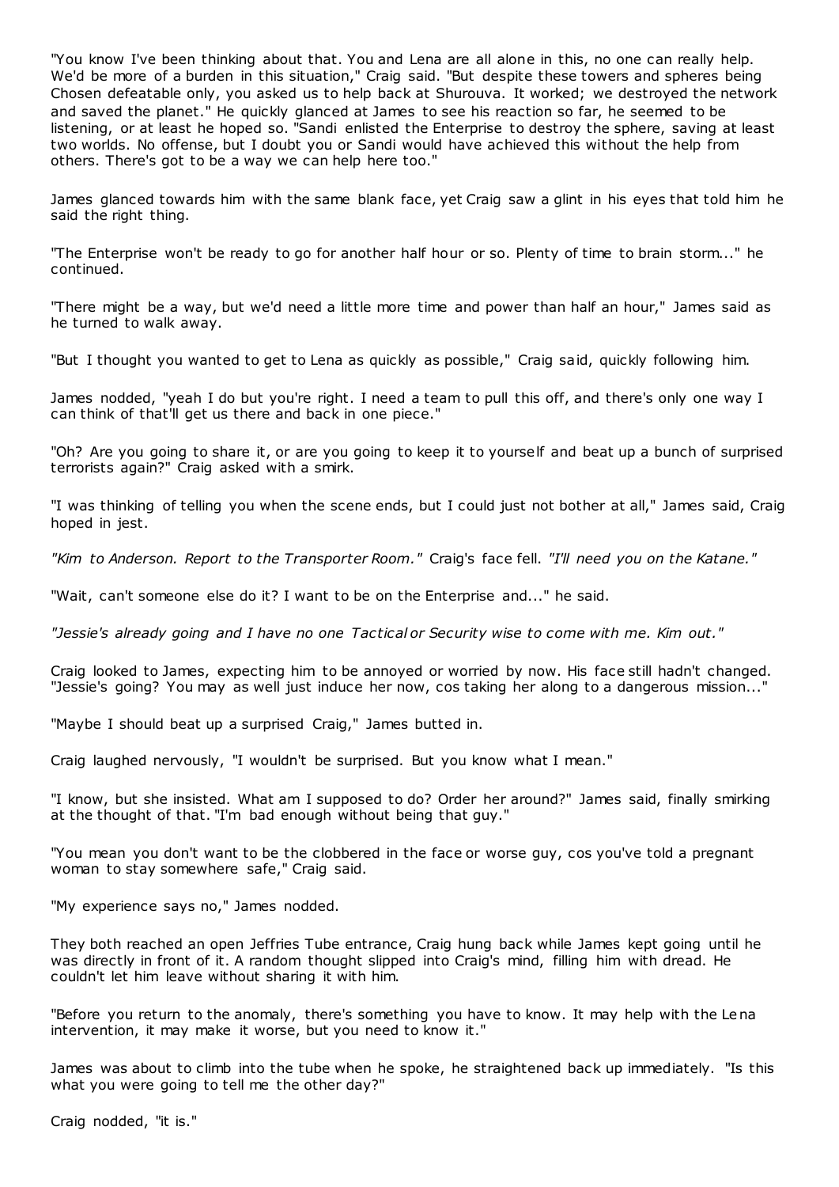"You know I've been thinking about that. You and Lena are all alone in this, no one can really help. We'd be more of a burden in this situation," Craig said. "But despite these towers and spheres being Chosen defeatable only, you asked us to help back at Shurouva. It worked; we destroyed the network and saved the planet." He quickly glanced at James to see his reaction so far, he seemed to be listening, or at least he hoped so. "Sandi enlisted the Enterprise to destroy the sphere, saving at least two worlds. No offense, but I doubt you or Sandi would have achieved this without the help from others. There's got to be a way we can help here too."

James glanced towards him with the same blank face, yet Craig saw a glint in his eyes that told him he said the right thing.

"The Enterprise won't be ready to go for another half hour or so. Plenty of time to brain storm..." he continued.

"There might be a way, but we'd need a little more time and power than half an hour," James said as he turned to walk away.

"But I thought you wanted to get to Lena as quickly as possible," Craig said, quickly following him.

James nodded, "yeah I do but you're right. I need a team to pull this off, and there's only one way I can think of that'll get us there and back in one piece."

"Oh? Are you going to share it, or are you going to keep it to yourself and beat up a bunch of surprised terrorists again?" Craig asked with a smirk.

"I was thinking of telling you when the scene ends, but I could just not bother at all," James said, Craig hoped in jest.

*"Kim to Anderson. Report to the Transporter Room."* Craig's face fell. *"I'll need you on the Katane."*

"Wait, can't someone else do it? I want to be on the Enterprise and..." he said.

*"Jessie's already going and I have no one Tactical or Security wise to come with me. Kim out."*

Craig looked to James, expecting him to be annoyed or worried by now. His face still hadn't changed. "Jessie's going? You may as well just induce her now, cos taking her along to a dangerous mission..."

"Maybe I should beat up a surprised Craig," James butted in.

Craig laughed nervously, "I wouldn't be surprised. But you know what I mean."

"I know, but she insisted. What am I supposed to do? Order her around?" James said, finally smirking at the thought of that. "I'm bad enough without being that guy."

"You mean you don't want to be the clobbered in the face or worse guy, cos you've told a pregnant woman to stay somewhere safe," Craig said.

"My experience says no," James nodded.

They both reached an open Jeffries Tube entrance, Craig hung back while James kept going until he was directly in front of it. A random thought slipped into Craig's mind, filling him with dread. He couldn't let him leave without sharing it with him.

"Before you return to the anomaly, there's something you have to know. It may help with the Lena intervention, it may make it worse, but you need to know it."

James was about to climb into the tube when he spoke, he straightened back up immediately. "Is this what you were going to tell me the other day?"

Craig nodded, "it is."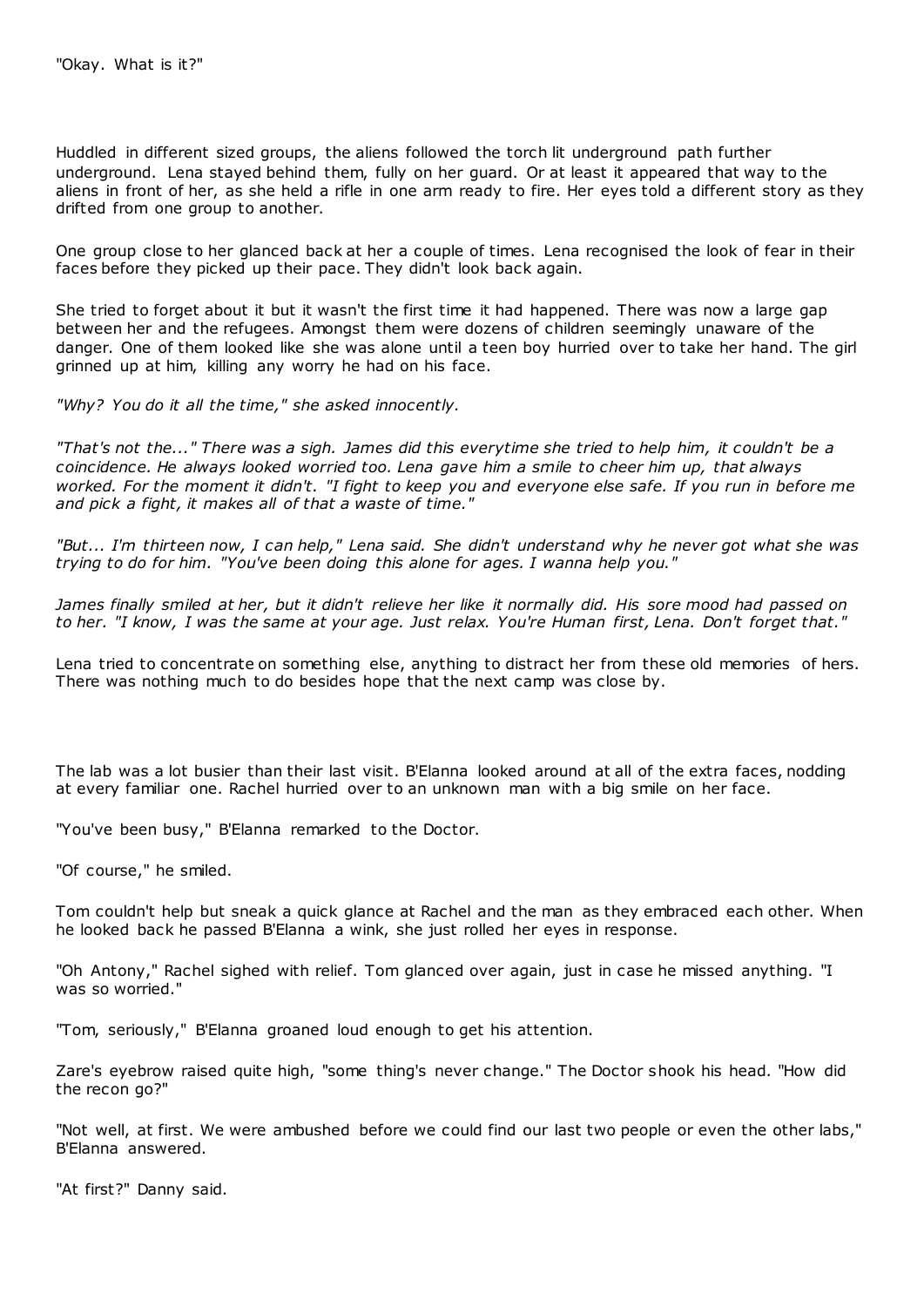"Okay. What is it?"

Huddled in different sized groups, the aliens followed the torch lit underground path further underground. Lena stayed behind them, fully on her guard. Or at least it appeared that way to the aliens in front of her, as she held a rifle in one arm ready to fire. Her eyes told a different story as they drifted from one group to another.

One group close to her glanced back at her a couple of times. Lena recognised the look of fear in their faces before they picked up their pace. They didn't look back again.

She tried to forget about it but it wasn't the first time it had happened. There was now a large gap between her and the refugees. Amongst them were dozens of children seemingly unaware of the danger. One of them looked like she was alone until a teen boy hurried over to take her hand. The girl grinned up at him, killing any worry he had on his face.

*"Why? You do it all the time," she asked innocently.*

*"That's not the..." There was a sigh. James did this everytime she tried to help him, it couldn't be a coincidence. He always looked worried too. Lena gave him a smile to cheer him up, that always worked. For the moment it didn't. "I fight to keep you and everyone else safe. If you run in before me and pick a fight, it makes all of that a waste of time."*

*"But... I'm thirteen now, I can help," Lena said. She didn't understand why he never got what she was trying to do for him. "You've been doing this alone for ages. I wanna help you."*

*James finally smiled at her, but it didn't relieve her like it normally did. His sore mood had passed on to her. "I know, I was the same at your age. Just relax. You're Human first, Lena. Don't forget that."*

Lena tried to concentrate on something else, anything to distract her from these old memories of hers. There was nothing much to do besides hope that the next camp was close by.

The lab was a lot busier than their last visit. B'Elanna looked around at all of the extra faces, nodding at every familiar one. Rachel hurried over to an unknown man with a big smile on her face.

"You've been busy," B'Elanna remarked to the Doctor.

"Of course," he smiled.

Tom couldn't help but sneak a quick glance at Rachel and the man as they embraced each other. When he looked back he passed B'Elanna a wink, she just rolled her eyes in response.

"Oh Antony," Rachel sighed with relief. Tom glanced over again, just in case he missed anything. "I was so worried."

"Tom, seriously," B'Elanna groaned loud enough to get his attention.

Zare's eyebrow raised quite high, "some thing's never change." The Doctor shook his head. "How did the recon go?"

"Not well, at first. We were ambushed before we could find our last two people or even the other labs," B'Elanna answered.

"At first?" Danny said.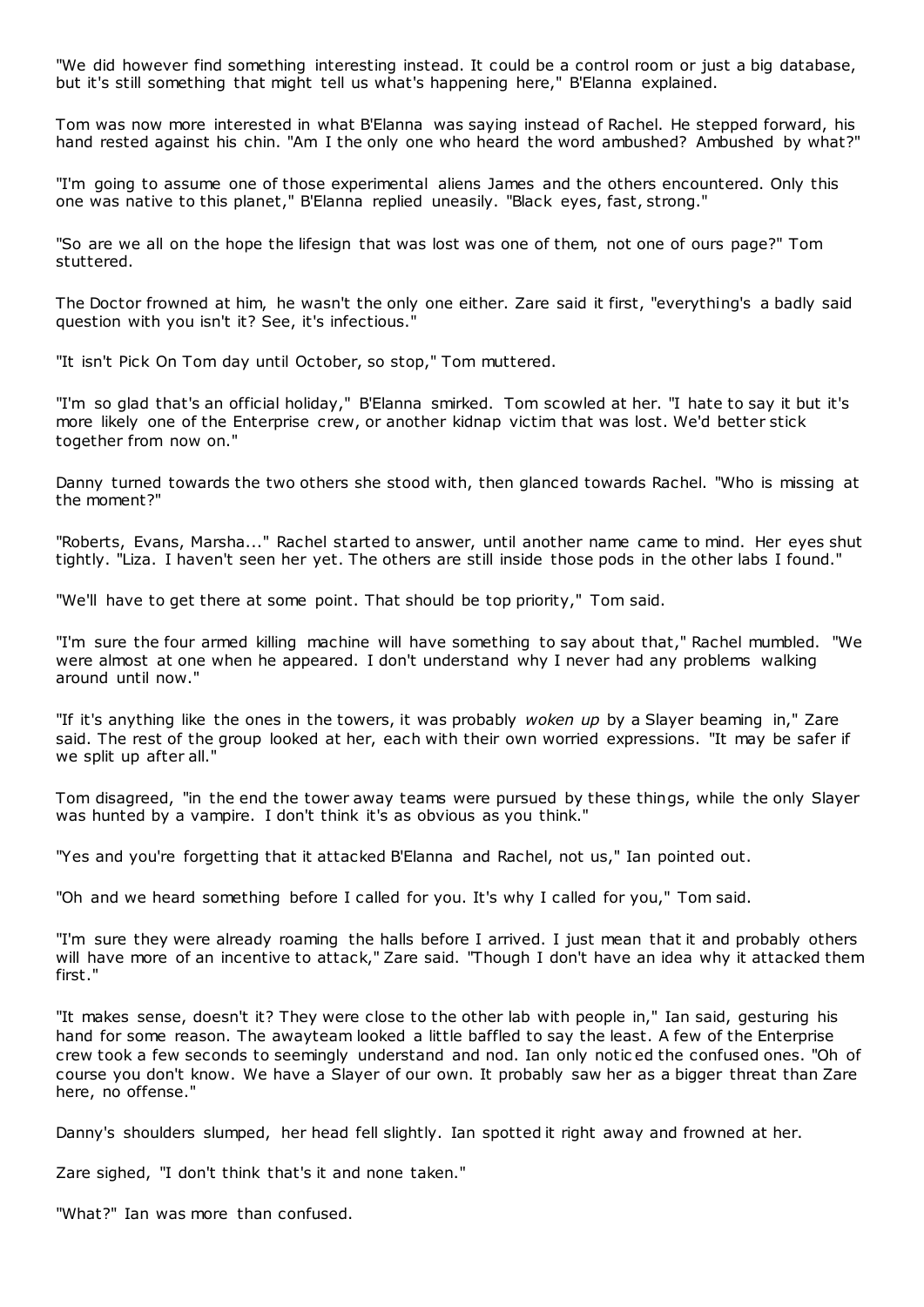"We did however find something interesting instead. It could be a control room or just a big database, but it's still something that might tell us what's happening here," B'Elanna explained.

Tom was now more interested in what B'Elanna was saying instead of Rachel. He stepped forward, his hand rested against his chin. "Am I the only one who heard the word ambushed? Ambushed by what?"

"I'm going to assume one of those experimental aliens James and the others encountered. Only this one was native to this planet," B'Elanna replied uneasily. "Black eyes, fast, strong."

"So are we all on the hope the lifesign that was lost was one of them, not one of ours page?" Tom stuttered.

The Doctor frowned at him, he wasn't the only one either. Zare said it first, "everything's a badly said question with you isn't it? See, it's infectious."

"It isn't Pick On Tom day until October, so stop," Tom muttered.

"I'm so glad that's an official holiday," B'Elanna smirked. Tom scowled at her. "I hate to say it but it's more likely one of the Enterprise crew, or another kidnap victim that was lost. We'd better stick together from now on."

Danny turned towards the two others she stood with, then glanced towards Rachel. "Who is missing at the moment?"

"Roberts, Evans, Marsha..." Rachel started to answer, until another name came to mind. Her eyes shut tightly. "Liza. I haven't seen her yet. The others are still inside those pods in the other labs I found."

"We'll have to get there at some point. That should be top priority," Tom said.

"I'm sure the four armed killing machine will have something to say about that," Rachel mumbled. "We were almost at one when he appeared. I don't understand why I never had any problems walking around until now."

"If it's anything like the ones in the towers, it was probably *woken up* by a Slayer beaming in," Zare said. The rest of the group looked at her, each with their own worried expressions. "It may be safer if we split up after all."

Tom disagreed, "in the end the tower away teams were pursued by these things, while the only Slayer was hunted by a vampire. I don't think it's as obvious as you think."

"Yes and you're forgetting that it attacked B'Elanna and Rachel, not us," Ian pointed out.

"Oh and we heard something before I called for you. It's why I called for you," Tom said.

"I'm sure they were already roaming the halls before I arrived. I just mean that it and probably others will have more of an incentive to attack," Zare said. "Though I don't have an idea why it attacked them first."

"It makes sense, doesn't it? They were close to the other lab with people in," Ian said, gesturing his hand for some reason. The awayteam looked a little baffled to say the least. A few of the Enterprise crew took a few seconds to seemingly understand and nod. Ian only noticed the confused ones. "Oh of course you don't know. We have a Slayer of our own. It probably saw her as a bigger threat than Zare here, no offense."

Danny's shoulders slumped, her head fell slightly. Ian spotted it right away and frowned at her.

Zare sighed, "I don't think that's it and none taken."

"What?" Ian was more than confused.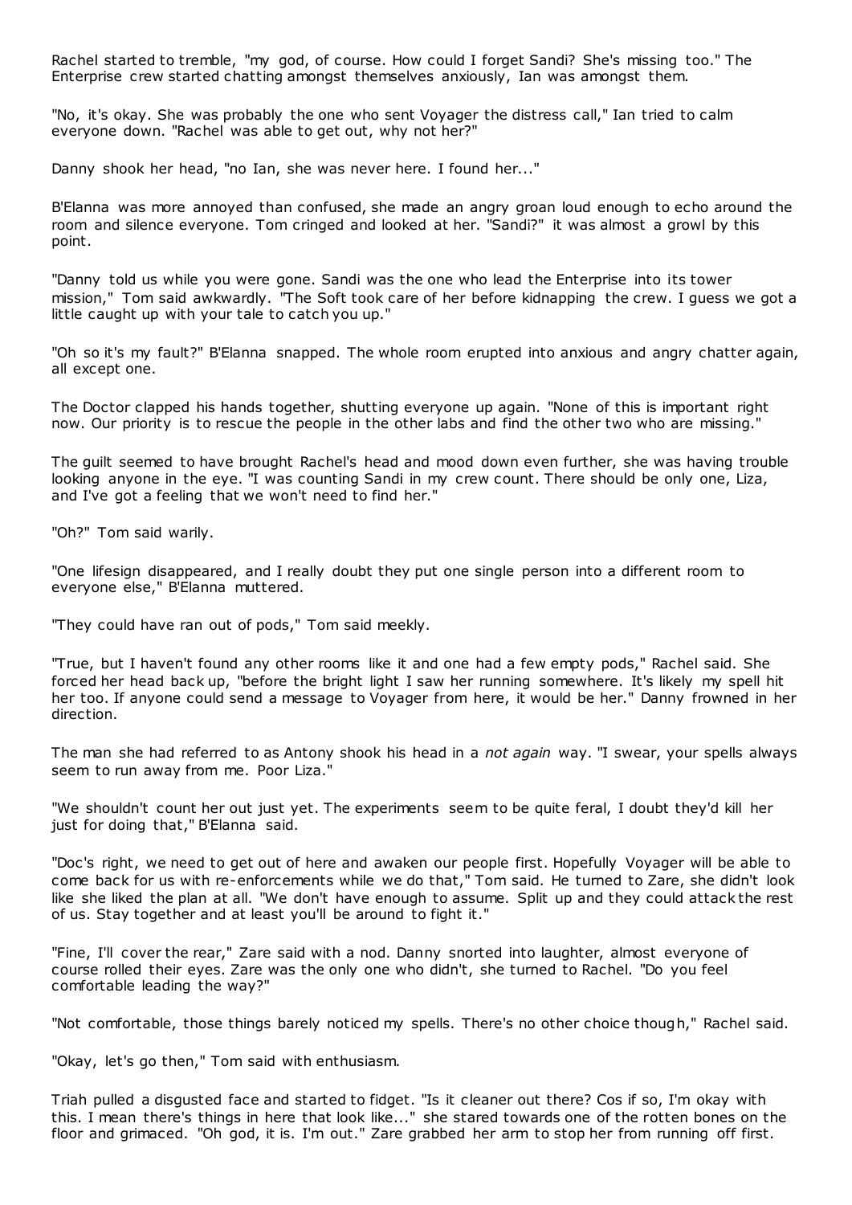Rachel started to tremble, "my god, of course. How could I forget Sandi? She's missing too." The Enterprise crew started chatting amongst themselves anxiously, Ian was amongst them.

"No, it's okay. She was probably the one who sent Voyager the distress call," Ian tried to calm everyone down. "Rachel was able to get out, why not her?"

Danny shook her head, "no Ian, she was never here. I found her..."

B'Elanna was more annoyed than confused, she made an angry groan loud enough to echo around the room and silence everyone. Tom cringed and looked at her. "Sandi?" it was almost a growl by this point.

"Danny told us while you were gone. Sandi was the one who lead the Enterprise into its tower mission," Tom said awkwardly. "The Soft took care of her before kidnapping the crew. I guess we got a little caught up with your tale to catch you up."

"Oh so it's my fault?" B'Elanna snapped. The whole room erupted into anxious and angry chatter again, all except one.

The Doctor clapped his hands together, shutting everyone up again. "None of this is important right now. Our priority is to rescue the people in the other labs and find the other two who are missing."

The guilt seemed to have brought Rachel's head and mood down even further, she was having trouble looking anyone in the eye. "I was counting Sandi in my crew count. There should be only one, Liza, and I've got a feeling that we won't need to find her."

"Oh?" Tom said warily.

"One lifesign disappeared, and I really doubt they put one single person into a different room to everyone else," B'Elanna muttered.

"They could have ran out of pods," Tom said meekly.

"True, but I haven't found any other rooms like it and one had a few empty pods," Rachel said. She forced her head back up, "before the bright light I saw her running somewhere. It's likely my spell hit her too. If anyone could send a message to Voyager from here, it would be her." Danny frowned in her direction.

The man she had referred to as Antony shook his head in a *not again* way. "I swear, your spells always seem to run away from me. Poor Liza."

"We shouldn't count her out just yet. The experiments seem to be quite feral, I doubt they'd kill her just for doing that," B'Elanna said.

"Doc's right, we need to get out of here and awaken our people first. Hopefully Voyager will be able to come back for us with re-enforcements while we do that," Tom said. He turned to Zare, she didn't look like she liked the plan at all. "We don't have enough to assume. Split up and they could attack the rest of us. Stay together and at least you'll be around to fight it."

"Fine, I'll cover the rear," Zare said with a nod. Danny snorted into laughter, almost everyone of course rolled their eyes. Zare was the only one who didn't, she turned to Rachel. "Do you feel comfortable leading the way?"

"Not comfortable, those things barely noticed my spells. There's no other choice though," Rachel said.

"Okay, let's go then," Tom said with enthusiasm.

Triah pulled a disgusted face and started to fidget. "Is it cleaner out there? Cos if so, I'm okay with this. I mean there's things in here that look like..." she stared towards one of the rotten bones on the floor and grimaced. "Oh god, it is. I'm out." Zare grabbed her arm to stop her from running off first.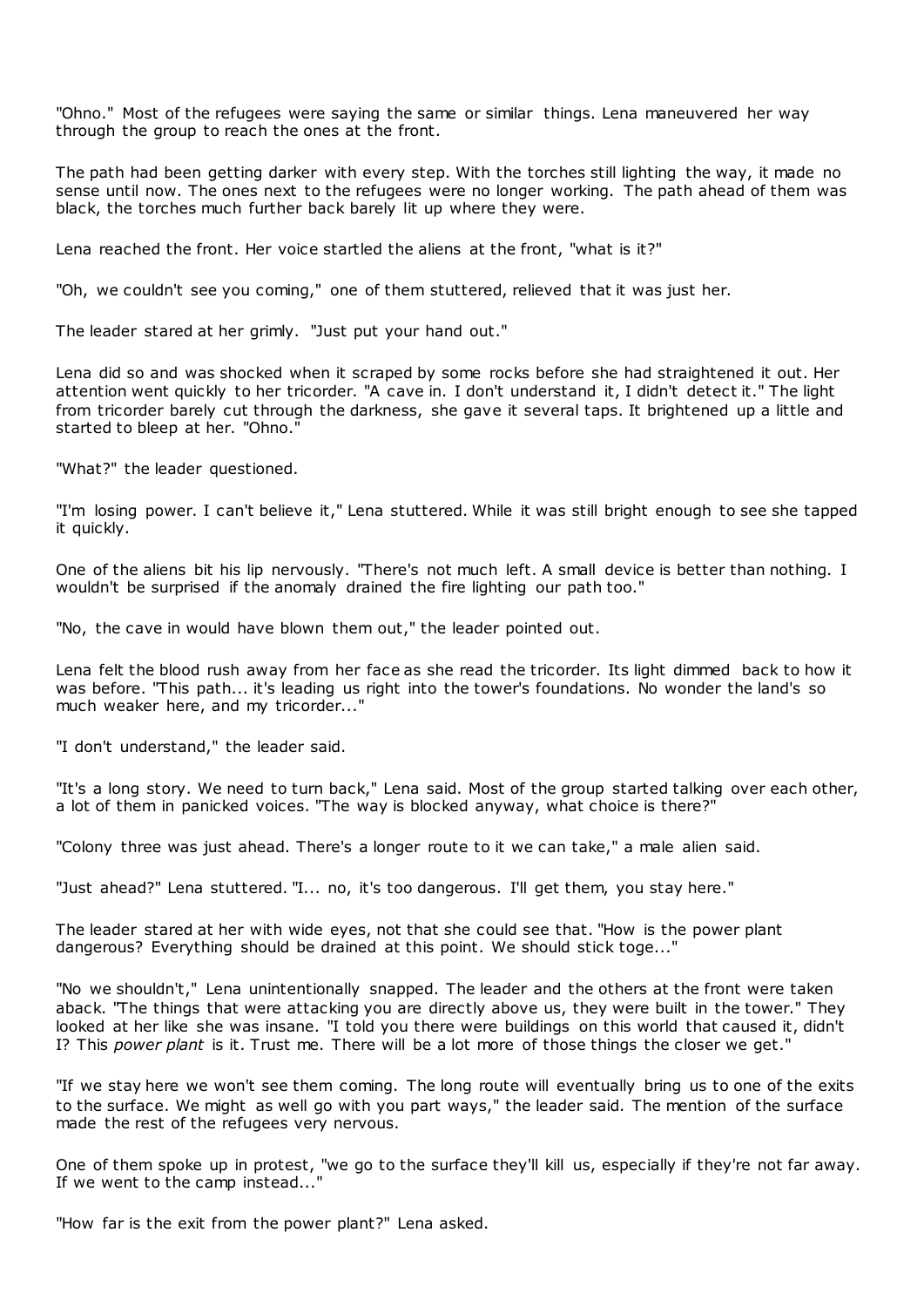"Ohno." Most of the refugees were saying the same or similar things. Lena maneuvered her way through the group to reach the ones at the front.

The path had been getting darker with every step. With the torches still lighting the way, it made no sense until now. The ones next to the refugees were no longer working. The path ahead of them was black, the torches much further back barely lit up where they were.

Lena reached the front. Her voice startled the aliens at the front, "what is it?"

"Oh, we couldn't see you coming," one of them stuttered, relieved that it was just her.

The leader stared at her grimly. "Just put your hand out."

Lena did so and was shocked when it scraped by some rocks before she had straightened it out. Her attention went quickly to her tricorder. "A cave in. I don't understand it, I didn't detect it." The light from tricorder barely cut through the darkness, she gave it several taps. It brightened up a little and started to bleep at her. "Ohno."

"What?" the leader questioned.

"I'm losing power. I can't believe it," Lena stuttered. While it was still bright enough to see she tapped it quickly.

One of the aliens bit his lip nervously. "There's not much left. A small device is better than nothing. I wouldn't be surprised if the anomaly drained the fire lighting our path too."

"No, the cave in would have blown them out," the leader pointed out.

Lena felt the blood rush away from her face as she read the tricorder. Its light dimmed back to how it was before. "This path... it's leading us right into the tower's foundations. No wonder the land's so much weaker here, and my tricorder..."

"I don't understand," the leader said.

"It's a long story. We need to turn back," Lena said. Most of the group started talking over each other, a lot of them in panicked voices. "The way is blocked anyway, what choice is there?"

"Colony three was just ahead. There's a longer route to it we can take," a male alien said.

"Just ahead?" Lena stuttered. "I... no, it's too dangerous. I'll get them, you stay here."

The leader stared at her with wide eyes, not that she could see that. "How is the power plant dangerous? Everything should be drained at this point. We should stick toge..."

"No we shouldn't," Lena unintentionally snapped. The leader and the others at the front were taken aback. "The things that were attacking you are directly above us, they were built in the tower." They looked at her like she was insane. "I told you there were buildings on this world that caused it, didn't I? This *power plant* is it. Trust me. There will be a lot more of those things the closer we get."

"If we stay here we won't see them coming. The long route will eventually bring us to one of the exits to the surface. We might as well go with you part ways," the leader said. The mention of the surface made the rest of the refugees very nervous.

One of them spoke up in protest, "we go to the surface they'll kill us, especially if they're not far away. If we went to the camp instead..."

"How far is the exit from the power plant?" Lena asked.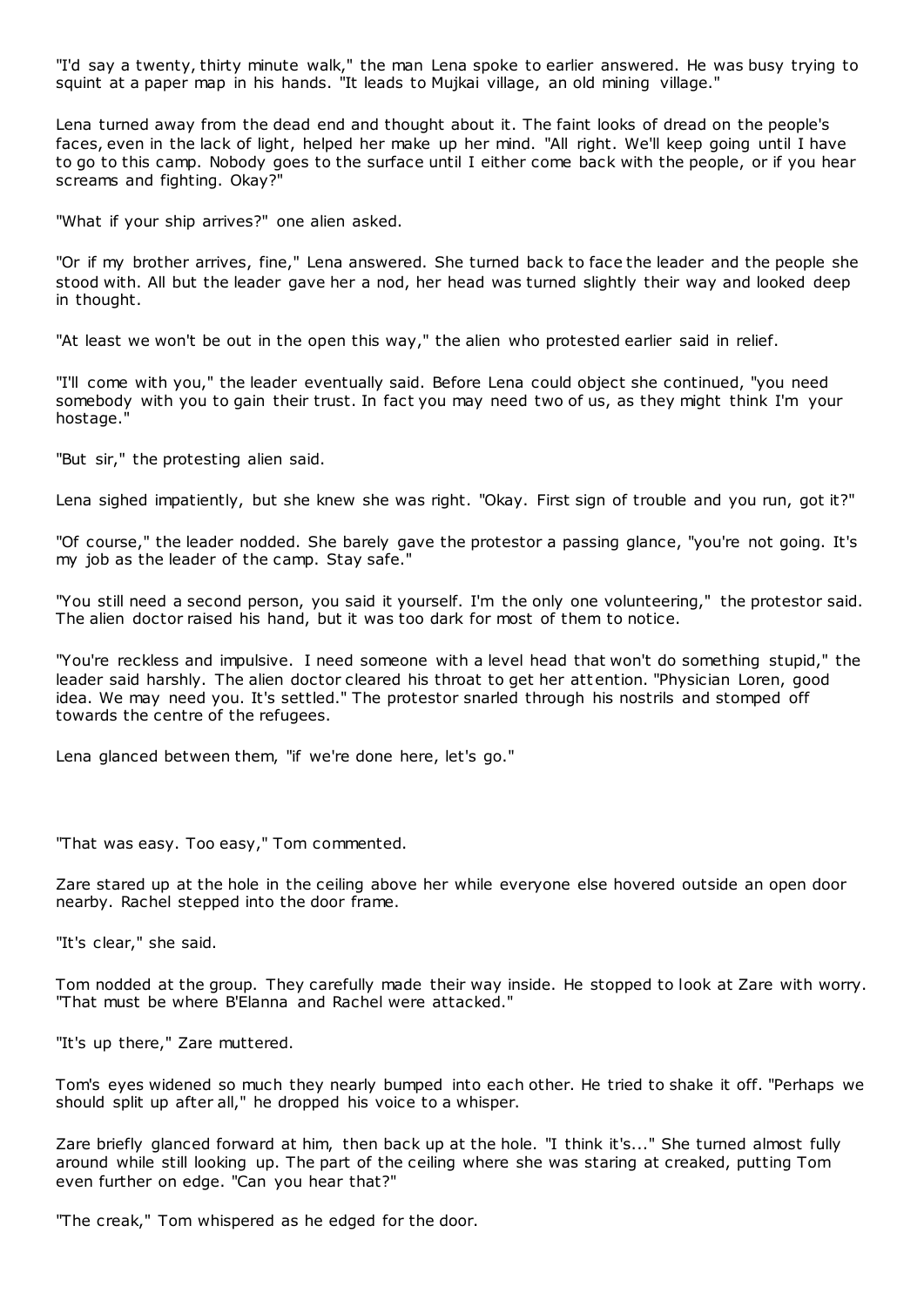"I'd say a twenty, thirty minute walk," the man Lena spoke to earlier answered. He was busy trying to squint at a paper map in his hands. "It leads to Mujkai village, an old mining village."

Lena turned away from the dead end and thought about it. The faint looks of dread on the people's faces, even in the lack of light, helped her make up her mind. "All right. We'll keep going until I have to go to this camp. Nobody goes to the surface until I either come back with the people, or if you hear screams and fighting. Okay?"

"What if your ship arrives?" one alien asked.

"Or if my brother arrives, fine," Lena answered. She turned back to face the leader and the people she stood with. All but the leader gave her a nod, her head was turned slightly their way and looked deep in thought.

"At least we won't be out in the open this way," the alien who protested earlier said in relief.

"I'll come with you," the leader eventually said. Before Lena could object she continued, "you need somebody with you to gain their trust. In fact you may need two of us, as they might think I'm your hostage."

"But sir," the protesting alien said.

Lena sighed impatiently, but she knew she was right. "Okay. First sign of trouble and you run, got it?"

"Of course," the leader nodded. She barely gave the protestor a passing glance, "you're not going. It's my job as the leader of the camp. Stay safe."

"You still need a second person, you said it yourself. I'm the only one volunteering," the protestor said. The alien doctor raised his hand, but it was too dark for most of them to notice.

"You're reckless and impulsive. I need someone with a level head that won't do something stupid," the leader said harshly. The alien doctor cleared his throat to get her attention. "Physician Loren, good idea. We may need you. It's settled." The protestor snarled through his nostrils and stomped off towards the centre of the refugees.

Lena glanced between them, "if we're done here, let's go."

"That was easy. Too easy," Tom commented.

Zare stared up at the hole in the ceiling above her while everyone else hovered outside an open door nearby. Rachel stepped into the door frame.

"It's clear," she said.

Tom nodded at the group. They carefully made their way inside. He stopped to look at Zare with worry. "That must be where B'Elanna and Rachel were attacked."

"It's up there," Zare muttered.

Tom's eyes widened so much they nearly bumped into each other. He tried to shake it off. "Perhaps we should split up after all," he dropped his voice to a whisper.

Zare briefly glanced forward at him, then back up at the hole. "I think it's..." She turned almost fully around while still looking up. The part of the ceiling where she was staring at creaked, putting Tom even further on edge. "Can you hear that?"

"The creak," Tom whispered as he edged for the door.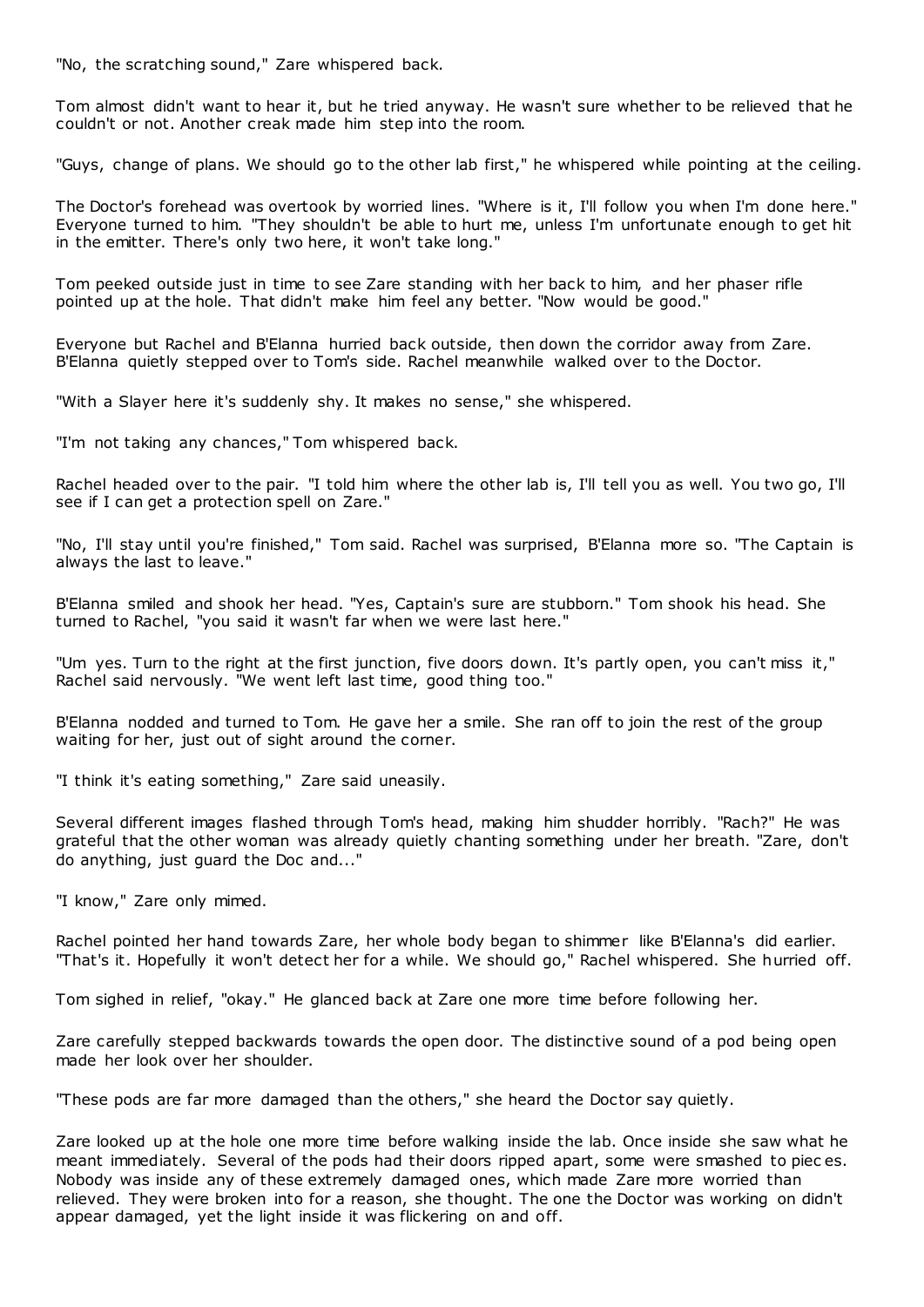"No, the scratching sound," Zare whispered back.

Tom almost didn't want to hear it, but he tried anyway. He wasn't sure whether to be relieved that he couldn't or not. Another creak made him step into the room.

"Guys, change of plans. We should go to the other lab first," he whispered while pointing at the ceiling.

The Doctor's forehead was overtook by worried lines. "Where is it, I'll follow you when I'm done here." Everyone turned to him. "They shouldn't be able to hurt me, unless I'm unfortunate enough to get hit in the emitter. There's only two here, it won't take long."

Tom peeked outside just in time to see Zare standing with her back to him, and her phaser rifle pointed up at the hole. That didn't make him feel any better. "Now would be good."

Everyone but Rachel and B'Elanna hurried back outside, then down the corridor away from Zare. B'Elanna quietly stepped over to Tom's side. Rachel meanwhile walked over to the Doctor.

"With a Slayer here it's suddenly shy. It makes no sense," she whispered.

"I'm not taking any chances," Tom whispered back.

Rachel headed over to the pair. "I told him where the other lab is, I'll tell you as well. You two go, I'll see if I can get a protection spell on Zare."

"No, I'll stay until you're finished," Tom said. Rachel was surprised, B'Elanna more so. "The Captain is always the last to leave."

B'Elanna smiled and shook her head. "Yes, Captain's sure are stubborn." Tom shook his head. She turned to Rachel, "you said it wasn't far when we were last here."

"Um yes. Turn to the right at the first junction, five doors down. It's partly open, you can't miss it," Rachel said nervously. "We went left last time, good thing too."

B'Elanna nodded and turned to Tom. He gave her a smile. She ran off to join the rest of the group waiting for her, just out of sight around the corner.

"I think it's eating something," Zare said uneasily.

Several different images flashed through Tom's head, making him shudder horribly. "Rach?" He was grateful that the other woman was already quietly chanting something under her breath. "Zare, don't do anything, just guard the Doc and..."

"I know," Zare only mimed.

Rachel pointed her hand towards Zare, her whole body began to shimmer like B'Elanna's did earlier. "That's it. Hopefully it won't detect her for a while. We should go," Rachel whispered. She hurried off.

Tom sighed in relief, "okay." He glanced back at Zare one more time before following her.

Zare carefully stepped backwards towards the open door. The distinctive sound of a pod being open made her look over her shoulder.

"These pods are far more damaged than the others," she heard the Doctor say quietly.

Zare looked up at the hole one more time before walking inside the lab. Once inside she saw what he meant immediately. Several of the pods had their doors ripped apart, some were smashed to pieces. Nobody was inside any of these extremely damaged ones, which made Zare more worried than relieved. They were broken into for a reason, she thought. The one the Doctor was working on didn't appear damaged, yet the light inside it was flickering on and off.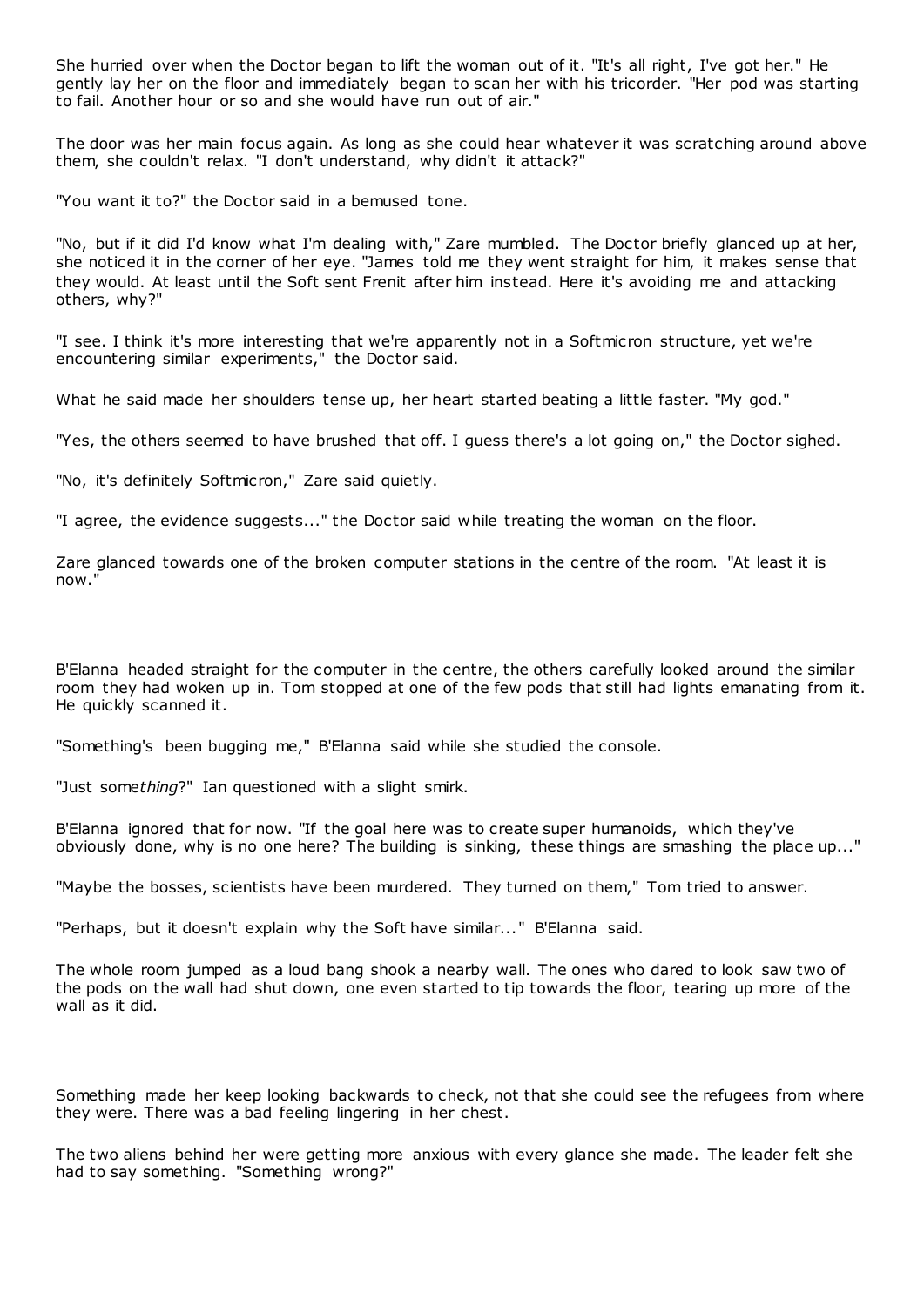She hurried over when the Doctor began to lift the woman out of it. "It's all right, I've got her." He gently lay her on the floor and immediately began to scan her with his tricorder. "Her pod was starting to fail. Another hour or so and she would have run out of air."

The door was her main focus again. As long as she could hear whatever it was scratching around above them, she couldn't relax. "I don't understand, why didn't it attack?"

"You want it to?" the Doctor said in a bemused tone.

"No, but if it did I'd know what I'm dealing with," Zare mumbled. The Doctor briefly glanced up at her, she noticed it in the corner of her eye. "James told me they went straight for him, it makes sense that they would. At least until the Soft sent Frenit after him instead. Here it's avoiding me and attacking others, why?"

"I see. I think it's more interesting that we're apparently not in a Softmicron structure, yet we're encountering similar experiments," the Doctor said.

What he said made her shoulders tense up, her heart started beating a little faster. "My god."

"Yes, the others seemed to have brushed that off. I guess there's a lot going on," the Doctor sighed.

"No, it's definitely Softmicron," Zare said quietly.

"I agree, the evidence suggests..." the Doctor said while treating the woman on the floor.

Zare glanced towards one of the broken computer stations in the centre of the room. "At least it is now."

B'Elanna headed straight for the computer in the centre, the others carefully looked around the similar room they had woken up in. Tom stopped at one of the few pods that still had lights emanating from it. He quickly scanned it.

"Something's been bugging me," B'Elanna said while she studied the console.

"Just some*thing*?" Ian questioned with a slight smirk.

B'Elanna ignored that for now. "If the goal here was to create super humanoids, which they've obviously done, why is no one here? The building is sinking, these things are smashing the place up..."

"Maybe the bosses, scientists have been murdered. They turned on them," Tom tried to answer.

"Perhaps, but it doesn't explain why the Soft have similar..." B'Elanna said.

The whole room jumped as a loud bang shook a nearby wall. The ones who dared to look saw two of the pods on the wall had shut down, one even started to tip towards the floor, tearing up more of the wall as it did.

Something made her keep looking backwards to check, not that she could see the refugees from where they were. There was a bad feeling lingering in her chest.

The two aliens behind her were getting more anxious with every glance she made. The leader felt she had to say something. "Something wrong?"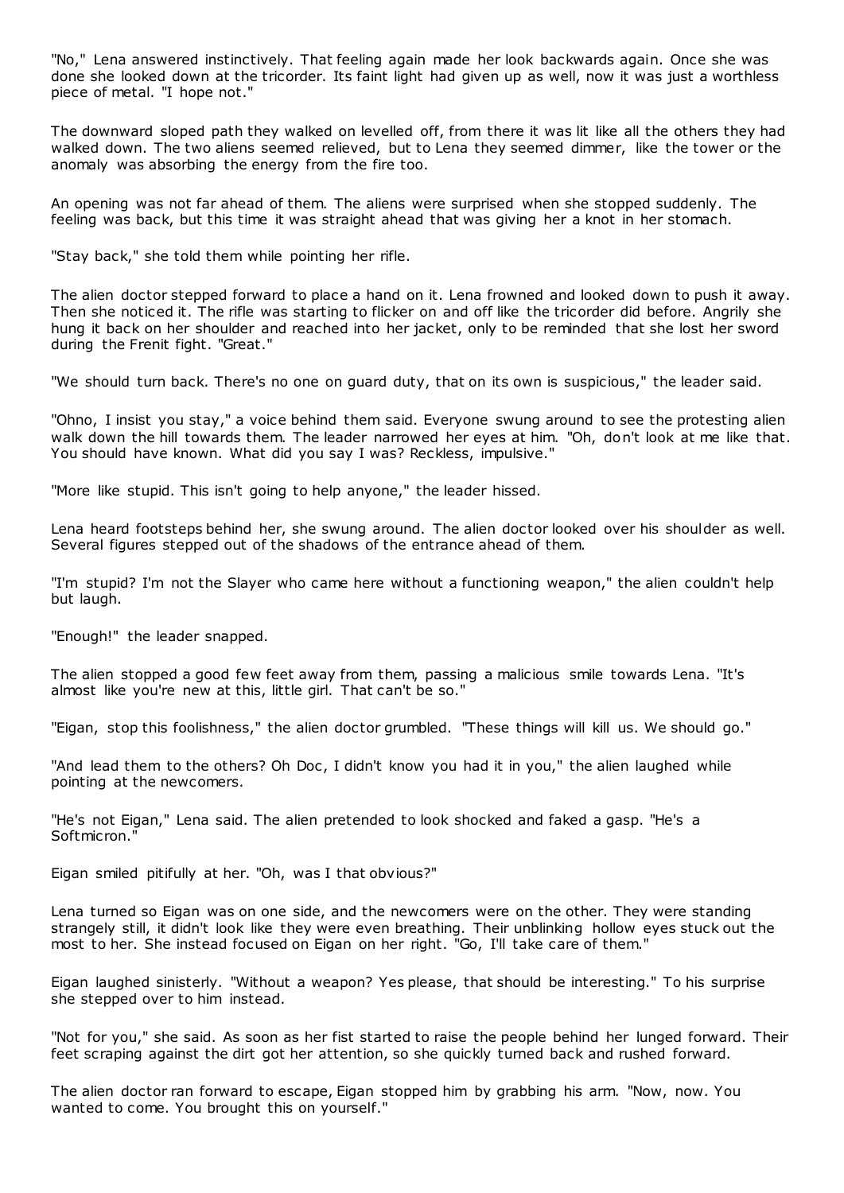"No," Lena answered instinctively. That feeling again made her look backwards again. Once she was done she looked down at the tricorder. Its faint light had given up as well, now it was just a worthless piece of metal. "I hope not."

The downward sloped path they walked on levelled off, from there it was lit like all the others they had walked down. The two aliens seemed relieved, but to Lena they seemed dimmer, like the tower or the anomaly was absorbing the energy from the fire too.

An opening was not far ahead of them. The aliens were surprised when she stopped suddenly. The feeling was back, but this time it was straight ahead that was giving her a knot in her stomach.

"Stay back," she told them while pointing her rifle.

The alien doctor stepped forward to place a hand on it. Lena frowned and looked down to push it away. Then she noticed it. The rifle was starting to flicker on and off like the tricorder did before. Angrily she hung it back on her shoulder and reached into her jacket, only to be reminded that she lost her sword during the Frenit fight. "Great."

"We should turn back. There's no one on guard duty, that on its own is suspicious," the leader said.

"Ohno, I insist you stay," a voice behind them said. Everyone swung around to see the protesting alien walk down the hill towards them. The leader narrowed her eyes at him. "Oh, don't look at me like that. You should have known. What did you say I was? Reckless, impulsive."

"More like stupid. This isn't going to help anyone," the leader hissed.

Lena heard footsteps behind her, she swung around. The alien doctor looked over his shoulder as well. Several figures stepped out of the shadows of the entrance ahead of them.

"I'm stupid? I'm not the Slayer who came here without a functioning weapon," the alien couldn't help but laugh.

"Enough!" the leader snapped.

The alien stopped a good few feet away from them, passing a malicious smile towards Lena. "It's almost like you're new at this, little girl. That can't be so."

"Eigan, stop this foolishness," the alien doctor grumbled. "These things will kill us. We should go."

"And lead them to the others? Oh Doc, I didn't know you had it in you," the alien laughed while pointing at the newcomers.

"He's not Eigan," Lena said. The alien pretended to look shocked and faked a gasp. "He's a Softmicron."

Eigan smiled pitifully at her. "Oh, was I that obvious?"

Lena turned so Eigan was on one side, and the newcomers were on the other. They were standing strangely still, it didn't look like they were even breathing. Their unblinking hollow eyes stuck out the most to her. She instead focused on Eigan on her right. "Go, I'll take care of them."

Eigan laughed sinisterly. "Without a weapon? Yes please, that should be interesting." To his surprise she stepped over to him instead.

"Not for you," she said. As soon as her fist started to raise the people behind her lunged forward. Their feet scraping against the dirt got her attention, so she quickly turned back and rushed forward.

The alien doctor ran forward to escape, Eigan stopped him by grabbing his arm. "Now, now. You wanted to come. You brought this on yourself."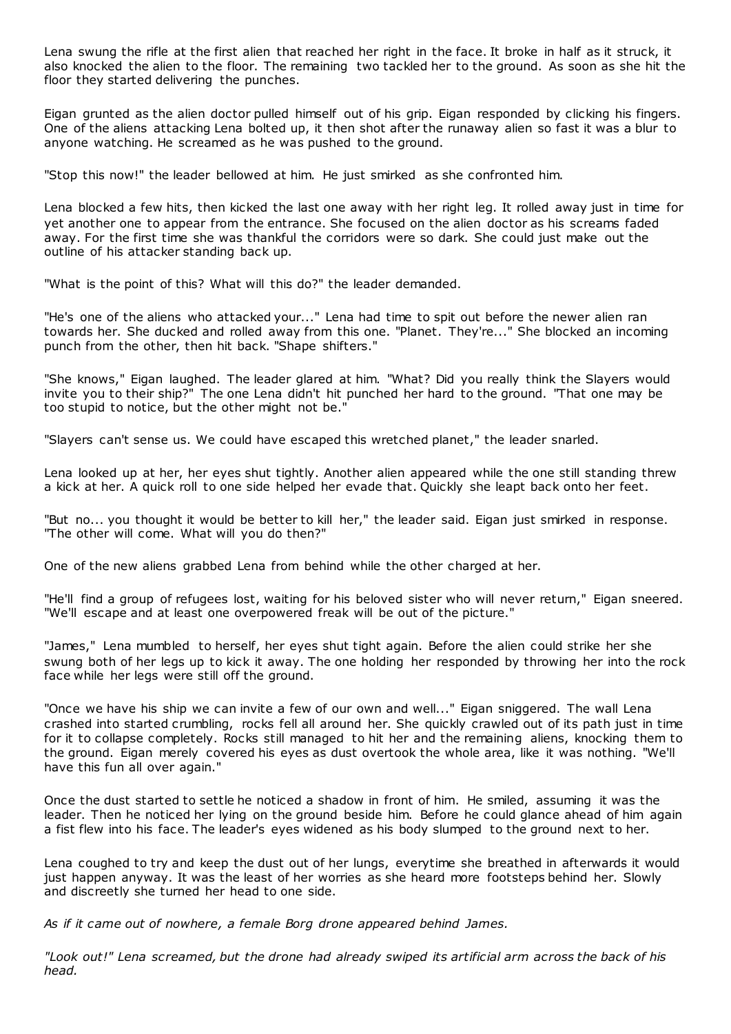Lena swung the rifle at the first alien that reached her right in the face. It broke in half as it struck, it also knocked the alien to the floor. The remaining two tackled her to the ground. As soon as she hit the floor they started delivering the punches.

Eigan grunted as the alien doctor pulled himself out of his grip. Eigan responded by clicking his fingers. One of the aliens attacking Lena bolted up, it then shot after the runaway alien so fast it was a blur to anyone watching. He screamed as he was pushed to the ground.

"Stop this now!" the leader bellowed at him. He just smirked as she confronted him.

Lena blocked a few hits, then kicked the last one away with her right leg. It rolled away just in time for yet another one to appear from the entrance. She focused on the alien doctor as his screams faded away. For the first time she was thankful the corridors were so dark. She could just make out the outline of his attacker standing back up.

"What is the point of this? What will this do?" the leader demanded.

"He's one of the aliens who attacked your..." Lena had time to spit out before the newer alien ran towards her. She ducked and rolled away from this one. "Planet. They're..." She blocked an incoming punch from the other, then hit back. "Shape shifters."

"She knows," Eigan laughed. The leader glared at him. "What? Did you really think the Slayers would invite you to their ship?" The one Lena didn't hit punched her hard to the ground. "That one may be too stupid to notice, but the other might not be."

"Slayers can't sense us. We could have escaped this wretched planet," the leader snarled.

Lena looked up at her, her eyes shut tightly. Another alien appeared while the one still standing threw a kick at her. A quick roll to one side helped her evade that. Quickly she leapt back onto her feet.

"But no... you thought it would be better to kill her," the leader said. Eigan just smirked in response. "The other will come. What will you do then?"

One of the new aliens grabbed Lena from behind while the other charged at her.

"He'll find a group of refugees lost, waiting for his beloved sister who will never return," Eigan sneered. "We'll escape and at least one overpowered freak will be out of the picture."

"James," Lena mumbled to herself, her eyes shut tight again. Before the alien could strike her she swung both of her legs up to kick it away. The one holding her responded by throwing her into the rock face while her legs were still off the ground.

"Once we have his ship we can invite a few of our own and well..." Eigan sniggered. The wall Lena crashed into started crumbling, rocks fell all around her. She quickly crawled out of its path just in time for it to collapse completely. Rocks still managed to hit her and the remaining aliens, knocking them to the ground. Eigan merely covered his eyes as dust overtook the whole area, like it was nothing. "We'll have this fun all over again."

Once the dust started to settle he noticed a shadow in front of him. He smiled, assuming it was the leader. Then he noticed her lying on the ground beside him. Before he could glance ahead of him again a fist flew into his face. The leader's eyes widened as his body slumped to the ground next to her.

Lena coughed to try and keep the dust out of her lungs, everytime she breathed in afterwards it would just happen anyway. It was the least of her worries as she heard more footsteps behind her. Slowly and discreetly she turned her head to one side.

*As if it came out of nowhere, a female Borg drone appeared behind James.*

*"Look out!" Lena screamed, but the drone had already swiped its artificial arm across the back of his head.*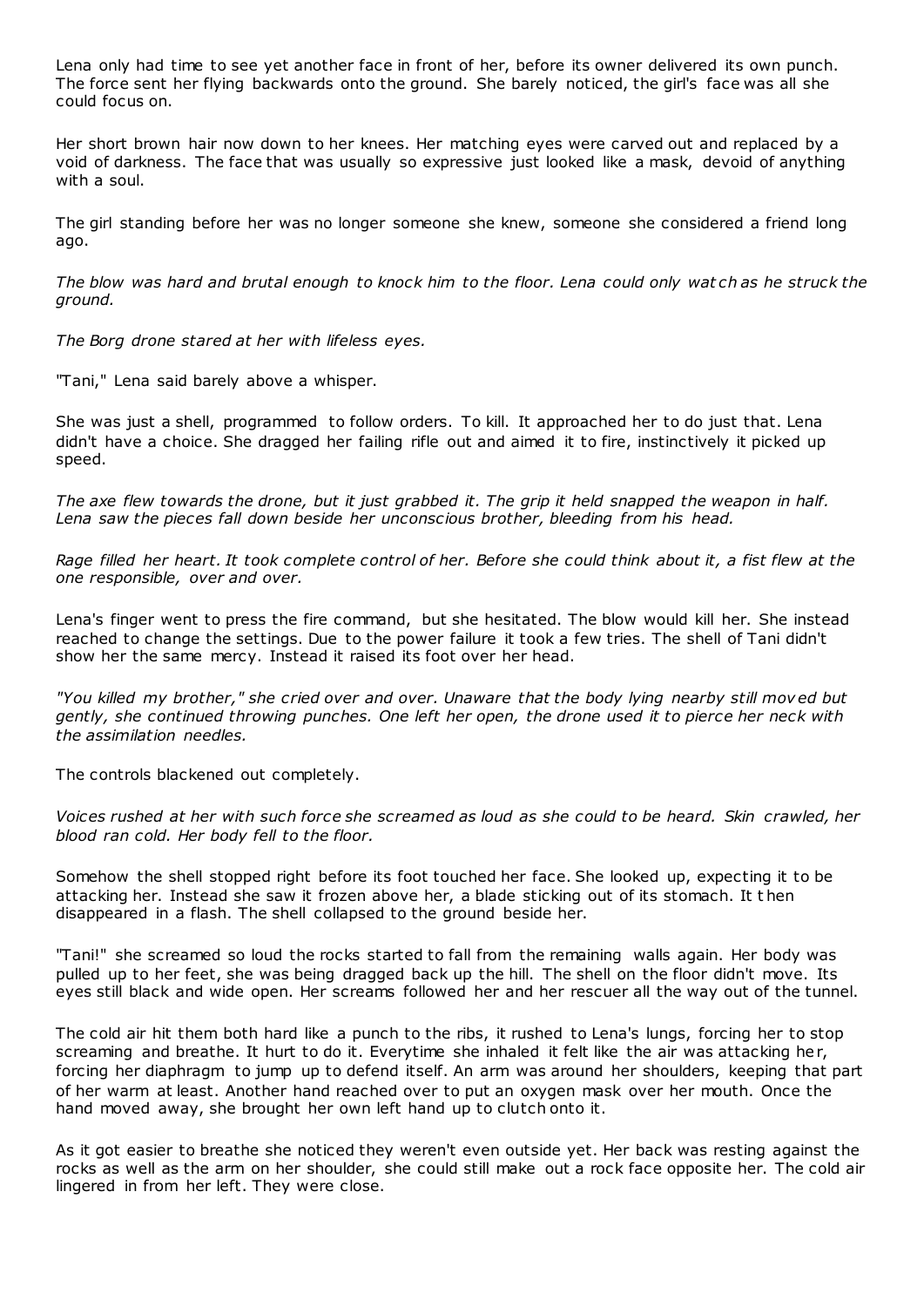Lena only had time to see yet another face in front of her, before its owner delivered its own punch. The force sent her flying backwards onto the ground. She barely noticed, the girl's face was all she could focus on.

Her short brown hair now down to her knees. Her matching eyes were carved out and replaced by a void of darkness. The face that was usually so expressive just looked like a mask, devoid of anything with a soul.

The girl standing before her was no longer someone she knew, someone she considered a friend long ago.

*The blow was hard and brutal enough to knock him to the floor. Lena could only watch as he struck the ground.*

*The Borg drone stared at her with lifeless eyes.*

"Tani," Lena said barely above a whisper.

She was just a shell, programmed to follow orders. To kill. It approached her to do just that. Lena didn't have a choice. She dragged her failing rifle out and aimed it to fire, instinctively it picked up speed.

*The axe flew towards the drone, but it just grabbed it. The grip it held snapped the weapon in half. Lena saw the pieces fall down beside her unconscious brother, bleeding from his head.*

*Rage filled her heart. It took complete control of her. Before she could think about it, a fist flew at the one responsible, over and over.*

Lena's finger went to press the fire command, but she hesitated. The blow would kill her. She instead reached to change the settings. Due to the power failure it took a few tries. The shell of Tani didn't show her the same mercy. Instead it raised its foot over her head.

*"You killed my brother," she cried over and over. Unaware that the body lying nearby still moved but gently, she continued throwing punches. One left her open, the drone used it to pierce her neck with the assimilation needles.*

The controls blackened out completely.

*Voices rushed at her with such force she screamed as loud as she could to be heard. Skin crawled, her blood ran cold. Her body fell to the floor.*

Somehow the shell stopped right before its foot touched her face. She looked up, expecting it to be attacking her. Instead she saw it frozen above her, a blade sticking out of its stomach. It then disappeared in a flash. The shell collapsed to the ground beside her.

"Tani!" she screamed so loud the rocks started to fall from the remaining walls again. Her body was pulled up to her feet, she was being dragged back up the hill. The shell on the floor didn't move. Its eyes still black and wide open. Her screams followed her and her rescuer all the way out of the tunnel.

The cold air hit them both hard like a punch to the ribs, it rushed to Lena's lungs, forcing her to stop screaming and breathe. It hurt to do it. Everytime she inhaled it felt like the air was attacking her, forcing her diaphragm to jump up to defend itself. An arm was around her shoulders, keeping that part of her warm at least. Another hand reached over to put an oxygen mask over her mouth. Once the hand moved away, she brought her own left hand up to clutch onto it.

As it got easier to breathe she noticed they weren't even outside yet. Her back was resting against the rocks as well as the arm on her shoulder, she could still make out a rock face opposite her. The cold air lingered in from her left. They were close.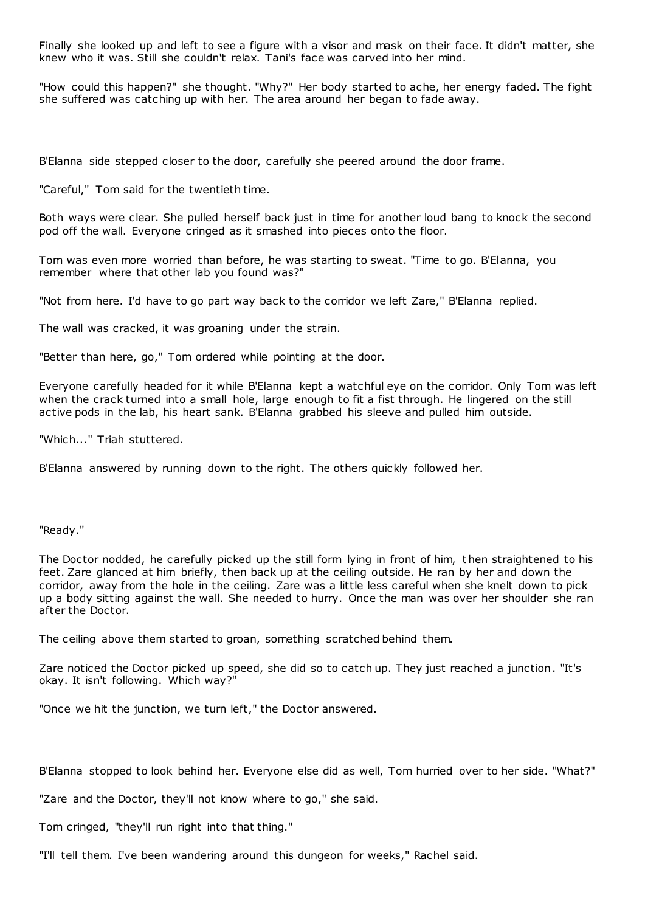Finally she looked up and left to see a figure with a visor and mask on their face. It didn't matter, she knew who it was. Still she couldn't relax. Tani's face was carved into her mind.

"How could this happen?" she thought. "Why?" Her body started to ache, her energy faded. The fight she suffered was catching up with her. The area around her began to fade away.

B'Elanna side stepped closer to the door, carefully she peered around the door frame.

"Careful," Tom said for the twentieth time.

Both ways were clear. She pulled herself back just in time for another loud bang to knock the second pod off the wall. Everyone cringed as it smashed into pieces onto the floor.

Tom was even more worried than before, he was starting to sweat. "Time to go. B'Elanna, you remember where that other lab you found was?"

"Not from here. I'd have to go part way back to the corridor we left Zare," B'Elanna replied.

The wall was cracked, it was groaning under the strain.

"Better than here, go," Tom ordered while pointing at the door.

Everyone carefully headed for it while B'Elanna kept a watchful eye on the corridor. Only Tom was left when the crack turned into a small hole, large enough to fit a fist through. He lingered on the still active pods in the lab, his heart sank. B'Elanna grabbed his sleeve and pulled him outside.

"Which..." Triah stuttered.

B'Elanna answered by running down to the right. The others quickly followed her.

"Ready."

The Doctor nodded, he carefully picked up the still form lying in front of him, then straightened to his feet. Zare glanced at him briefly, then back up at the ceiling outside. He ran by her and down the corridor, away from the hole in the ceiling. Zare was a little less careful when she knelt down to pick up a body sitting against the wall. She needed to hurry. Once the man was over her shoulder she ran after the Doctor.

The ceiling above them started to groan, something scratched behind them.

Zare noticed the Doctor picked up speed, she did so to catch up. They just reached a junction. "It's okay. It isn't following. Which way?"

"Once we hit the junction, we turn left," the Doctor answered.

B'Elanna stopped to look behind her. Everyone else did as well, Tom hurried over to her side. "What?"

"Zare and the Doctor, they'll not know where to go," she said.

Tom cringed, "they'll run right into that thing."

"I'll tell them. I've been wandering around this dungeon for weeks," Rachel said.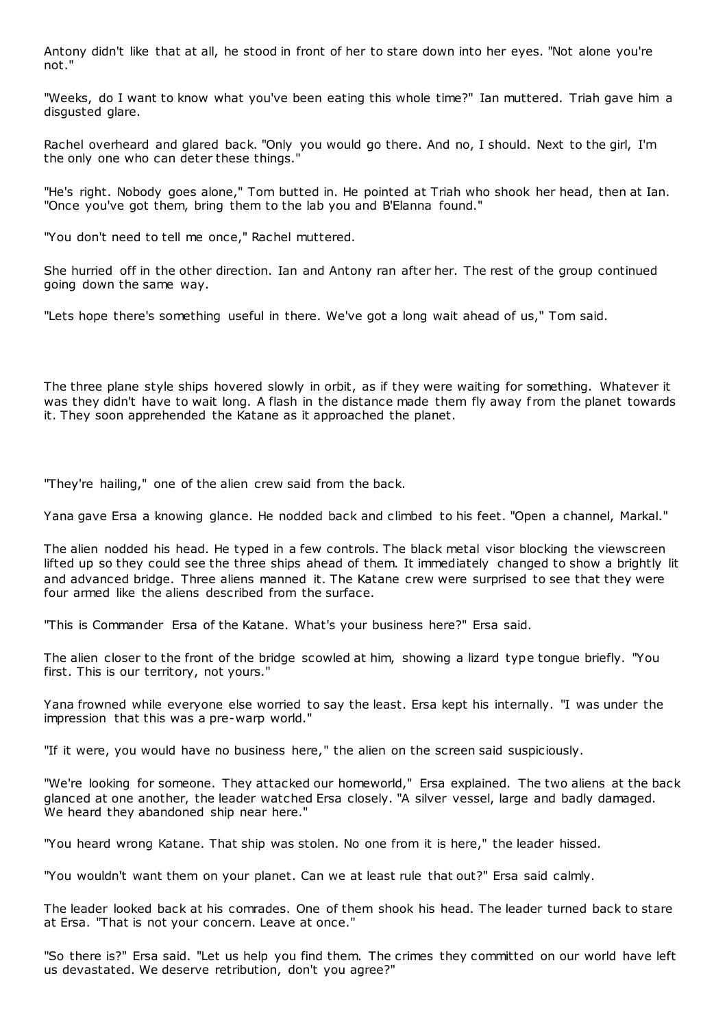Antony didn't like that at all, he stood in front of her to stare down into her eyes. "Not alone you're not."

"Weeks, do I want to know what you've been eating this whole time?" Ian muttered. Triah gave him a disgusted glare.

Rachel overheard and glared back. "Only you would go there. And no, I should. Next to the girl, I'm the only one who can deter these things."

"He's right. Nobody goes alone," Tom butted in. He pointed at Triah who shook her head, then at Ian. "Once you've got them, bring them to the lab you and B'Elanna found."

"You don't need to tell me once," Rachel muttered.

She hurried off in the other direction. Ian and Antony ran after her. The rest of the group continued going down the same way.

"Lets hope there's something useful in there. We've got a long wait ahead of us," Tom said.

The three plane style ships hovered slowly in orbit, as if they were waiting for something. Whatever it was they didn't have to wait long. A flash in the distance made them fly away from the planet towards it. They soon apprehended the Katane as it approached the planet.

"They're hailing," one of the alien crew said from the back.

Yana gave Ersa a knowing glance. He nodded back and climbed to his feet. "Open a channel, Markal."

The alien nodded his head. He typed in a few controls. The black metal visor blocking the viewscreen lifted up so they could see the three ships ahead of them. It immediately changed to show a brightly lit and advanced bridge. Three aliens manned it. The Katane crew were surprised to see that they were four armed like the aliens described from the surface.

"This is Commander Ersa of the Katane. What's your business here?" Ersa said.

The alien closer to the front of the bridge scowled at him, showing a lizard type tongue briefly. "You first. This is our territory, not yours."

Yana frowned while everyone else worried to say the least. Ersa kept his internally. "I was under the impression that this was a pre-warp world."

"If it were, you would have no business here," the alien on the screen said suspiciously.

"We're looking for someone. They attacked our homeworld," Ersa explained. The two aliens at the back glanced at one another, the leader watched Ersa closely. "A silver vessel, large and badly damaged. We heard they abandoned ship near here."

"You heard wrong Katane. That ship was stolen. No one from it is here," the leader hissed.

"You wouldn't want them on your planet. Can we at least rule that out?" Ersa said calmly.

The leader looked back at his comrades. One of them shook his head. The leader turned back to stare at Ersa. "That is not your concern. Leave at once."

"So there is?" Ersa said. "Let us help you find them. The crimes they committed on our world have left us devastated. We deserve retribution, don't you agree?"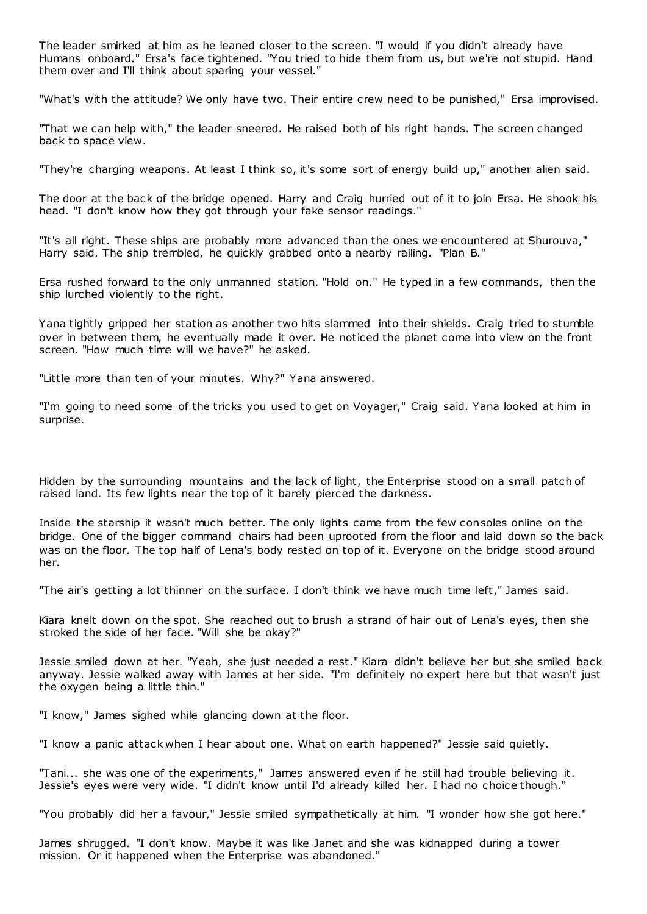The leader smirked at him as he leaned closer to the screen. "I would if you didn't already have Humans onboard." Ersa's face tightened. "You tried to hide them from us, but we're not stupid. Hand them over and I'll think about sparing your vessel."

"What's with the attitude? We only have two. Their entire crew need to be punished," Ersa improvised.

"That we can help with," the leader sneered. He raised both of his right hands. The screen changed back to space view.

"They're charging weapons. At least I think so, it's some sort of energy build up," another alien said.

The door at the back of the bridge opened. Harry and Craig hurried out of it to join Ersa. He shook his head. "I don't know how they got through your fake sensor readings."

"It's all right. These ships are probably more advanced than the ones we encountered at Shurouva," Harry said. The ship trembled, he quickly grabbed onto a nearby railing. "Plan B."

Ersa rushed forward to the only unmanned station. "Hold on." He typed in a few commands, then the ship lurched violently to the right.

Yana tightly gripped her station as another two hits slammed into their shields. Craig tried to stumble over in between them, he eventually made it over. He noticed the planet come into view on the front screen. "How much time will we have?" he asked.

"Little more than ten of your minutes. Why?" Yana answered.

"I'm going to need some of the tricks you used to get on Voyager," Craig said. Yana looked at him in surprise.

Hidden by the surrounding mountains and the lack of light, the Enterprise stood on a small patch of raised land. Its few lights near the top of it barely pierced the darkness.

Inside the starship it wasn't much better. The only lights came from the few consoles online on the bridge. One of the bigger command chairs had been uprooted from the floor and laid down so the back was on the floor. The top half of Lena's body rested on top of it. Everyone on the bridge stood around her.

"The air's getting a lot thinner on the surface. I don't think we have much time left," James said.

Kiara knelt down on the spot. She reached out to brush a strand of hair out of Lena's eyes, then she stroked the side of her face. "Will she be okay?"

Jessie smiled down at her. "Yeah, she just needed a rest." Kiara didn't believe her but she smiled back anyway. Jessie walked away with James at her side. "I'm definitely no expert here but that wasn't just the oxygen being a little thin."

"I know," James sighed while glancing down at the floor.

"I know a panic attack when I hear about one. What on earth happened?" Jessie said quietly.

"Tani... she was one of the experiments," James answered even if he still had trouble believing it. Jessie's eyes were very wide. "I didn't know until I'd already killed her. I had no choice though."

"You probably did her a favour," Jessie smiled sympathetically at him. "I wonder how she got here."

James shrugged. "I don't know. Maybe it was like Janet and she was kidnapped during a tower mission. Or it happened when the Enterprise was abandoned."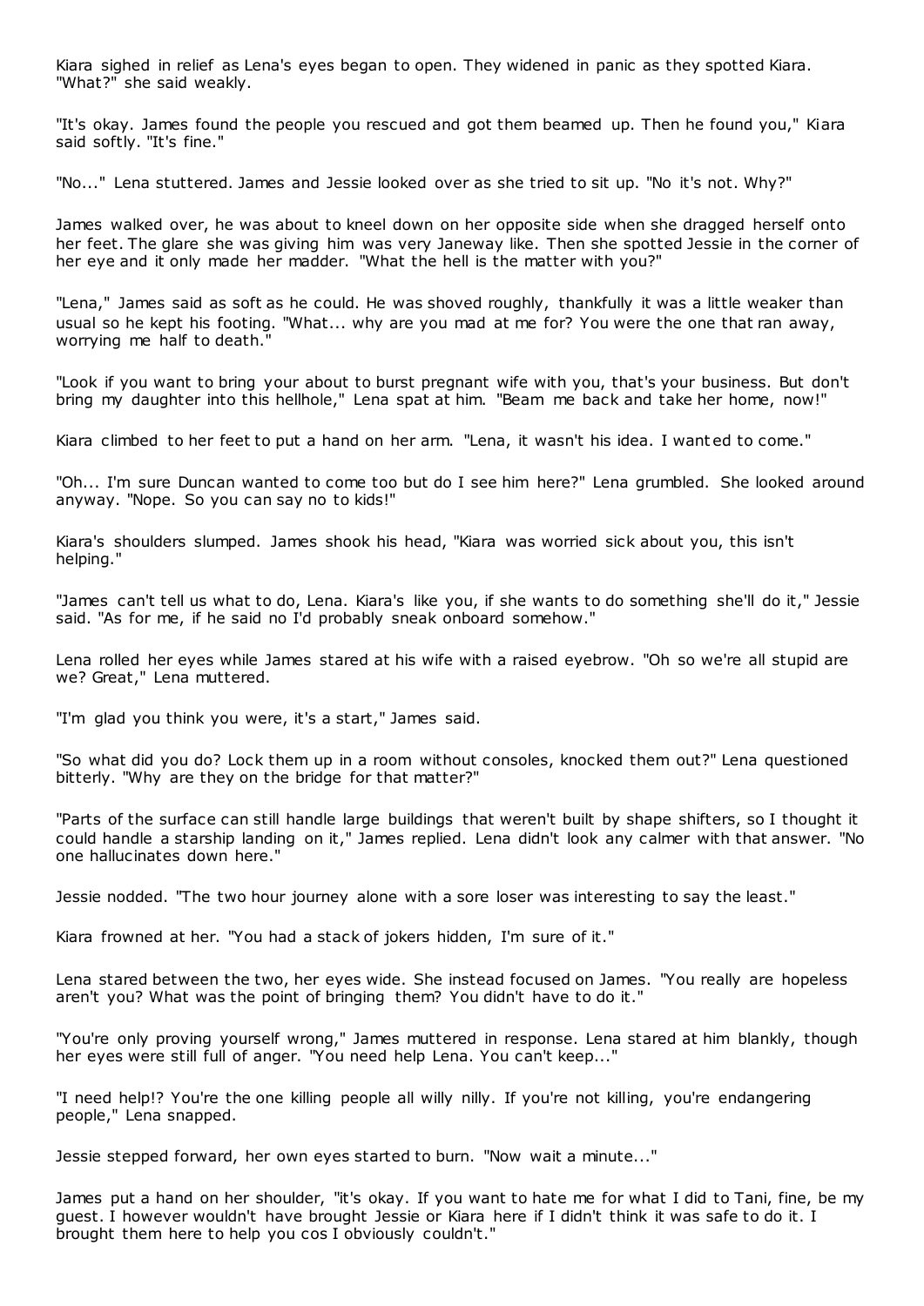Kiara sighed in relief as Lena's eyes began to open. They widened in panic as they spotted Kiara. "What?" she said weakly.

"It's okay. James found the people you rescued and got them beamed up. Then he found you," Kiara said softly. "It's fine."

"No..." Lena stuttered. James and Jessie looked over as she tried to sit up. "No it's not. Why?"

James walked over, he was about to kneel down on her opposite side when she dragged herself onto her feet. The glare she was giving him was very Janeway like. Then she spotted Jessie in the corner of her eye and it only made her madder. "What the hell is the matter with you?"

"Lena," James said as soft as he could. He was shoved roughly, thankfully it was a little weaker than usual so he kept his footing. "What... why are you mad at me for? You were the one that ran away, worrying me half to death."

"Look if you want to bring your about to burst pregnant wife with you, that's your business. But don't bring my daughter into this hellhole," Lena spat at him. "Beam me back and take her home, now!"

Kiara climbed to her feet to put a hand on her arm. "Lena, it wasn't his idea. I wanted to come."

"Oh... I'm sure Duncan wanted to come too but do I see him here?" Lena grumbled. She looked around anyway. "Nope. So you can say no to kids!"

Kiara's shoulders slumped. James shook his head, "Kiara was worried sick about you, this isn't helping."

"James can't tell us what to do, Lena. Kiara's like you, if she wants to do something she'll do it," Jessie said. "As for me, if he said no I'd probably sneak onboard somehow."

Lena rolled her eyes while James stared at his wife with a raised eyebrow. "Oh so we're all stupid are we? Great," Lena muttered.

"I'm glad you think you were, it's a start," James said.

"So what did you do? Lock them up in a room without consoles, knocked them out?" Lena questioned bitterly. "Why are they on the bridge for that matter?"

"Parts of the surface can still handle large buildings that weren't built by shape shifters, so I thought it could handle a starship landing on it," James replied. Lena didn't look any calmer with that answer. "No one hallucinates down here."

Jessie nodded. "The two hour journey alone with a sore loser was interesting to say the least."

Kiara frowned at her. "You had a stack of jokers hidden, I'm sure of it."

Lena stared between the two, her eyes wide. She instead focused on James. "You really are hopeless aren't you? What was the point of bringing them? You didn't have to do it."

"You're only proving yourself wrong," James muttered in response. Lena stared at him blankly, though her eyes were still full of anger. "You need help Lena. You can't keep..."

"I need help!? You're the one killing people all willy nilly. If you're not killing, you're endangering people," Lena snapped.

Jessie stepped forward, her own eyes started to burn. "Now wait a minute..."

James put a hand on her shoulder, "it's okay. If you want to hate me for what I did to Tani, fine, be my guest. I however wouldn't have brought Jessie or Kiara here if I didn't think it was safe to do it. I brought them here to help you cos I obviously couldn't."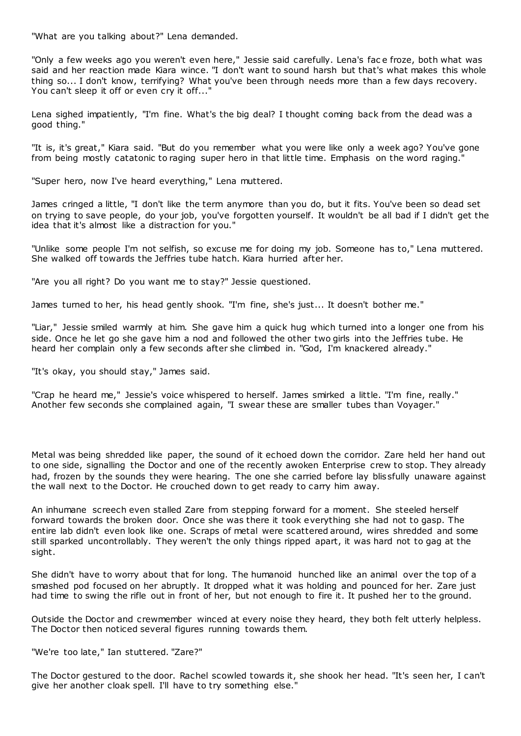"What are you talking about?" Lena demanded.

"Only a few weeks ago you weren't even here," Jessie said carefully. Lena's face froze, both what was said and her reaction made Kiara wince. "I don't want to sound harsh but that's what makes this whole thing so... I don't know, terrifying? What you've been through needs more than a few days recovery. You can't sleep it off or even cry it off..."

Lena sighed impatiently, "I'm fine. What's the big deal? I thought coming back from the dead was a good thing."

"It is, it's great," Kiara said. "But do you remember what you were like only a week ago? You've gone from being mostly catatonic to raging super hero in that little time. Emphasis on the word raging."

"Super hero, now I've heard everything," Lena muttered.

James cringed a little, "I don't like the term anymore than you do, but it fits. You've been so dead set on trying to save people, do your job, you've forgotten yourself. It wouldn't be all bad if I didn't get the idea that it's almost like a distraction for you."

"Unlike some people I'm not selfish, so excuse me for doing my job. Someone has to," Lena muttered. She walked off towards the Jeffries tube hatch. Kiara hurried after her.

"Are you all right? Do you want me to stay?" Jessie questioned.

James turned to her, his head gently shook. "I'm fine, she's just... It doesn't bother me."

"Liar," Jessie smiled warmly at him. She gave him a quick hug which turned into a longer one from his side. Once he let go she gave him a nod and followed the other two girls into the Jeffries tube. He heard her complain only a few seconds after she climbed in. "God, I'm knackered already."

"It's okay, you should stay," James said.

"Crap he heard me," Jessie's voice whispered to herself. James smirked a little. "I'm fine, really." Another few seconds she complained again, "I swear these are smaller tubes than Voyager."

Metal was being shredded like paper, the sound of it echoed down the corridor. Zare held her hand out to one side, signalling the Doctor and one of the recently awoken Enterprise crew to stop. They already had, frozen by the sounds they were hearing. The one she carried before lay blissfully unaware against the wall next to the Doctor. He crouched down to get ready to carry him away.

An inhumane screech even stalled Zare from stepping forward for a moment. She steeled herself forward towards the broken door. Once she was there it took everything she had not to gasp. The entire lab didn't even look like one. Scraps of metal were scattered around, wires shredded and some still sparked uncontrollably. They weren't the only things ripped apart, it was hard not to gag at the sight.

She didn't have to worry about that for long. The humanoid hunched like an animal over the top of a smashed pod focused on her abruptly. It dropped what it was holding and pounced for her. Zare just had time to swing the rifle out in front of her, but not enough to fire it. It pushed her to the ground.

Outside the Doctor and crewmember winced at every noise they heard, they both felt utterly helpless. The Doctor then noticed several figures running towards them.

"We're too late," Ian stuttered. "Zare?"

The Doctor gestured to the door. Rachel scowled towards it, she shook her head. "It's seen her, I can't give her another cloak spell. I'll have to try something else."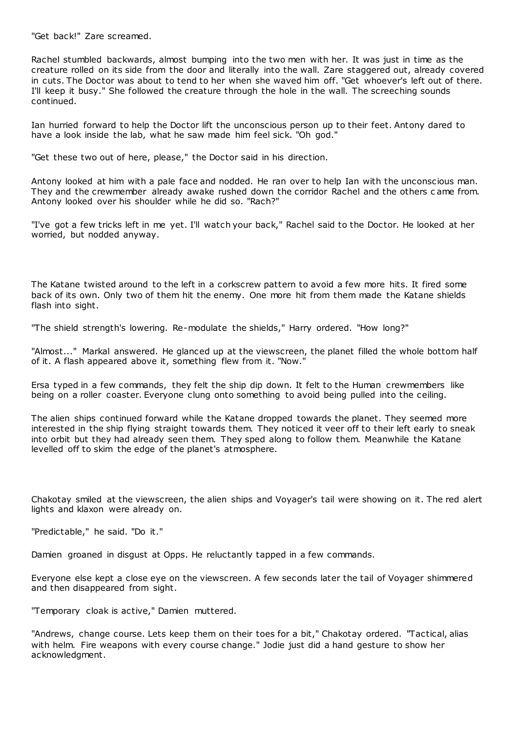"Get back!" Zare screamed.

Rachel stumbled backwards, almost bumping into the two men with her. It was just in time as the creature rolled on its side from the door and literally into the wall. Zare staggered out, already covered in cuts. The Doctor was about to tend to her when she waved him off. "Get whoever's left out of there. I'll keep it busy." She followed the creature through the hole in the wall. The screeching sounds continued.

Ian hurried forward to help the Doctor lift the unconscious person up to their feet. Antony dared to have a look inside the lab, what he saw made him feel sick. "Oh god."

"Get these two out of here, please," the Doctor said in his direction.

Antony looked at him with a pale face and nodded. He ran over to help Ian with the unconscious man. They and the crewmember already awake rushed down the corridor Rachel and the others came from. Antony looked over his shoulder while he did so. "Rach?"

"I've got a few tricks left in me yet. I'll watch your back," Rachel said to the Doctor. He looked at her worried, but nodded anyway.

The Katane twisted around to the left in a corkscrew pattern to avoid a few more hits. It fired some back of its own. Only two of them hit the enemy. One more hit from them made the Katane shields flash into sight.

"The shield strength's lowering. Re-modulate the shields," Harry ordered. "How long?"

"Almost..." Markal answered. He glanced up at the viewscreen, the planet filled the whole bottom half of it. A flash appeared above it, something flew from it. "Now."

Ersa typed in a few commands, they felt the ship dip down. It felt to the Human crewmembers like being on a roller coaster. Everyone clung onto something to avoid being pulled into the ceiling.

The alien ships continued forward while the Katane dropped towards the planet. They seemed more interested in the ship flying straight towards them. They noticed it veer off to their left early to sneak into orbit but they had already seen them. They sped along to follow them. Meanwhile the Katane levelled off to skim the edge of the planet's atmosphere.

Chakotay smiled at the viewscreen, the alien ships and Voyager's tail were showing on it. The red alert lights and klaxon were already on.

"Predictable," he said. "Do it."

Damien groaned in disgust at Opps. He reluctantly tapped in a few commands.

Everyone else kept a close eye on the viewscreen. A few seconds later the tail of Voyager shimmered and then disappeared from sight.

"Temporary cloak is active," Damien muttered.

"Andrews, change course. Lets keep them on their toes for a bit," Chakotay ordered. "Tactical, alias with helm. Fire weapons with every course change." Jodie just did a hand gesture to show her acknowledgment.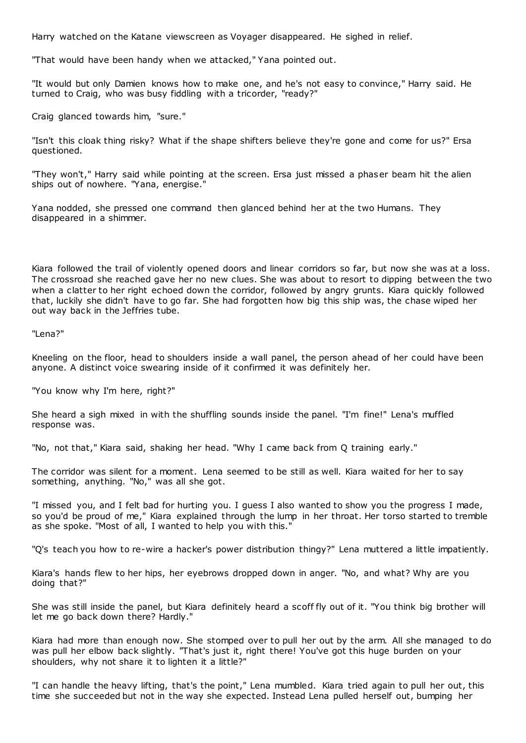Harry watched on the Katane viewscreen as Voyager disappeared. He sighed in relief.

"That would have been handy when we attacked," Yana pointed out.

"It would but only Damien knows how to make one, and he's not easy to convince," Harry said. He turned to Craig, who was busy fiddling with a tricorder, "ready?"

Craig glanced towards him, "sure."

"Isn't this cloak thing risky? What if the shape shifters believe they're gone and come for us?" Ersa questioned.

"They won't," Harry said while pointing at the screen. Ersa just missed a phaser beam hit the alien ships out of nowhere. "Yana, energise."

Yana nodded, she pressed one command then glanced behind her at the two Humans. They disappeared in a shimmer.

Kiara followed the trail of violently opened doors and linear corridors so far, but now she was at a loss. The crossroad she reached gave her no new clues. She was about to resort to dipping between the two when a clatter to her right echoed down the corridor, followed by angry grunts. Kiara quickly followed that, luckily she didn't have to go far. She had forgotten how big this ship was, the chase wiped her out way back in the Jeffries tube.

"Lena?"

Kneeling on the floor, head to shoulders inside a wall panel, the person ahead of her could have been anyone. A distinct voice swearing inside of it confirmed it was definitely her.

"You know why I'm here, right?"

She heard a sigh mixed in with the shuffling sounds inside the panel. "I'm fine!" Lena's muffled response was.

"No, not that," Kiara said, shaking her head. "Why I came back from Q training early."

The corridor was silent for a moment. Lena seemed to be still as well. Kiara waited for her to say something, anything. "No," was all she got.

"I missed you, and I felt bad for hurting you. I guess I also wanted to show you the progress I made, so you'd be proud of me," Kiara explained through the lump in her throat. Her torso started to tremble as she spoke. "Most of all, I wanted to help you with this."

"Q's teach you how to re-wire a hacker's power distribution thingy?" Lena muttered a little impatiently.

Kiara's hands flew to her hips, her eyebrows dropped down in anger. "No, and what? Why are you doing that?"

She was still inside the panel, but Kiara definitely heard a scoff fly out of it. "You think big brother will let me go back down there? Hardly."

Kiara had more than enough now. She stomped over to pull her out by the arm. All she managed to do was pull her elbow back slightly. "That's just it, right there! You've got this huge burden on your shoulders, why not share it to lighten it a little?"

"I can handle the heavy lifting, that's the point," Lena mumbled. Kiara tried again to pull her out, this time she succeeded but not in the way she expected. Instead Lena pulled herself out, bumping her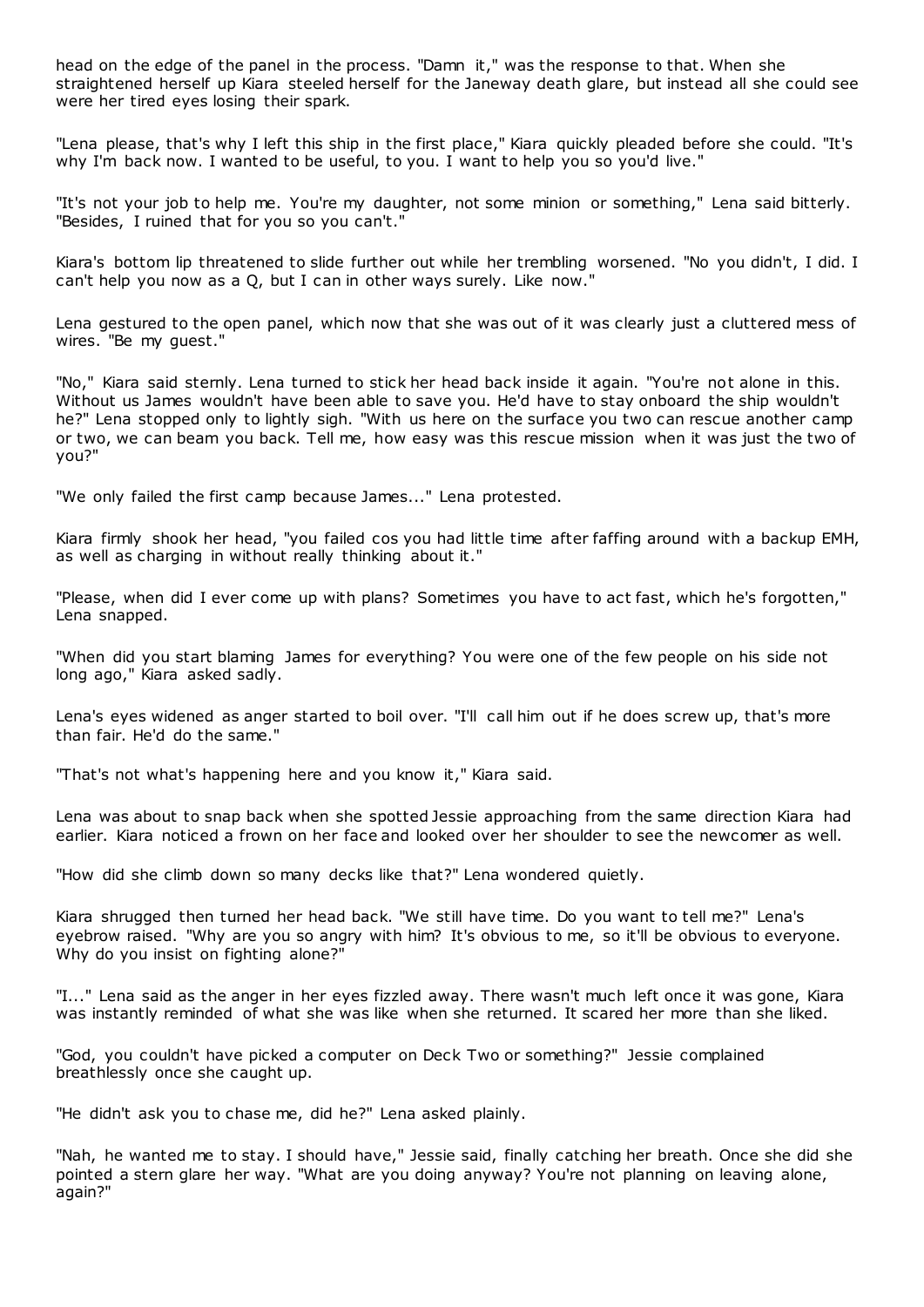head on the edge of the panel in the process. "Damn it," was the response to that. When she straightened herself up Kiara steeled herself for the Janeway death glare, but instead all she could see were her tired eyes losing their spark.

"Lena please, that's why I left this ship in the first place," Kiara quickly pleaded before she could. "It's why I'm back now. I wanted to be useful, to you. I want to help you so you'd live."

"It's not your job to help me. You're my daughter, not some minion or something," Lena said bitterly. "Besides, I ruined that for you so you can't."

Kiara's bottom lip threatened to slide further out while her trembling worsened. "No you didn't, I did. I can't help you now as a Q, but I can in other ways surely. Like now."

Lena gestured to the open panel, which now that she was out of it was clearly just a cluttered mess of wires. "Be my guest."

"No," Kiara said sternly. Lena turned to stick her head back inside it again. "You're not alone in this. Without us James wouldn't have been able to save you. He'd have to stay onboard the ship wouldn't he?" Lena stopped only to lightly sigh. "With us here on the surface you two can rescue another camp or two, we can beam you back. Tell me, how easy was this rescue mission when it was just the two of you?"

"We only failed the first camp because James..." Lena protested.

Kiara firmly shook her head, "you failed cos you had little time after faffing around with a backup EMH, as well as charging in without really thinking about it."

"Please, when did I ever come up with plans? Sometimes you have to act fast, which he's forgotten," Lena snapped.

"When did you start blaming James for everything? You were one of the few people on his side not long ago," Kiara asked sadly.

Lena's eyes widened as anger started to boil over. "I'll call him out if he does screw up, that's more than fair. He'd do the same."

"That's not what's happening here and you know it," Kiara said.

Lena was about to snap back when she spotted Jessie approaching from the same direction Kiara had earlier. Kiara noticed a frown on her face and looked over her shoulder to see the newcomer as well.

"How did she climb down so many decks like that?" Lena wondered quietly.

Kiara shrugged then turned her head back. "We still have time. Do you want to tell me?" Lena's eyebrow raised. "Why are you so angry with him? It's obvious to me, so it'll be obvious to everyone. Why do you insist on fighting alone?"

"I..." Lena said as the anger in her eyes fizzled away. There wasn't much left once it was gone, Kiara was instantly reminded of what she was like when she returned. It scared her more than she liked.

"God, you couldn't have picked a computer on Deck Two or something?" Jessie complained breathlessly once she caught up.

"He didn't ask you to chase me, did he?" Lena asked plainly.

"Nah, he wanted me to stay. I should have," Jessie said, finally catching her breath. Once she did she pointed a stern glare her way. "What are you doing anyway? You're not planning on leaving alone, again?"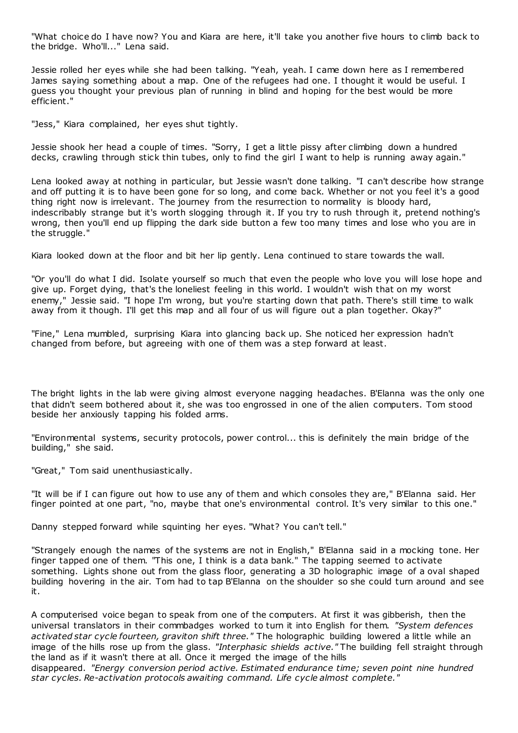"What choice do I have now? You and Kiara are here, it'll take you another five hours to climb back to the bridge. Who'll..." Lena said.

Jessie rolled her eyes while she had been talking. "Yeah, yeah. I came down here as I remembered James saying something about a map. One of the refugees had one. I thought it would be useful. I guess you thought your previous plan of running in blind and hoping for the best would be more efficient."

"Jess," Kiara complained, her eyes shut tightly.

Jessie shook her head a couple of times. "Sorry, I get a little pissy after climbing down a hundred decks, crawling through stick thin tubes, only to find the girl I want to help is running away again."

Lena looked away at nothing in particular, but Jessie wasn't done talking. "I can't describe how strange and off putting it is to have been gone for so long, and come back. Whether or not you feel it's a good thing right now is irrelevant. The journey from the resurrection to normality is bloody hard, indescribably strange but it's worth slogging through it. If you try to rush through it, pretend nothing's wrong, then you'll end up flipping the dark side button a few too many times and lose who you are in the struggle."

Kiara looked down at the floor and bit her lip gently. Lena continued to stare towards the wall.

"Or you'll do what I did. Isolate yourself so much that even the people who love you will lose hope and give up. Forget dying, that's the loneliest feeling in this world. I wouldn't wish that on my worst enemy," Jessie said. "I hope I'm wrong, but you're starting down that path. There's still time to walk away from it though. I'll get this map and all four of us will figure out a plan together. Okay?"

"Fine," Lena mumbled, surprising Kiara into glancing back up. She noticed her expression hadn't changed from before, but agreeing with one of them was a step forward at least.

The bright lights in the lab were giving almost everyone nagging headaches. B'Elanna was the only one that didn't seem bothered about it, she was too engrossed in one of the alien computers. Tom stood beside her anxiously tapping his folded arms.

"Environmental systems, security protocols, power control... this is definitely the main bridge of the building," she said.

"Great," Tom said unenthusiastically.

"It will be if I can figure out how to use any of them and which consoles they are," B'Elanna said. Her finger pointed at one part, "no, maybe that one's environmental control. It's very similar to this one."

Danny stepped forward while squinting her eyes. "What? You can't tell."

"Strangely enough the names of the systems are not in English," B'Elanna said in a mocking tone. Her finger tapped one of them. "This one, I think is a data bank." The tapping seemed to activate something. Lights shone out from the glass floor, generating a 3D holographic image of a oval shaped building hovering in the air. Tom had to tap B'Elanna on the shoulder so she could turn around and see it.

A computerised voice began to speak from one of the computers. At first it was gibberish, then the universal translators in their commbadges worked to turn it into English for them. *"System defences activated star cycle fourteen, graviton shift three."* The holographic building lowered a little while an image of the hills rose up from the glass. *"Interphasic shields active."* The building fell straight through the land as if it wasn't there at all. Once it merged the image of the hills disappeared. *"Energy conversion period active. Estimated endurance time; seven point nine hundred star cycles. Re-activation protocols awaiting command. Life cycle almost complete."*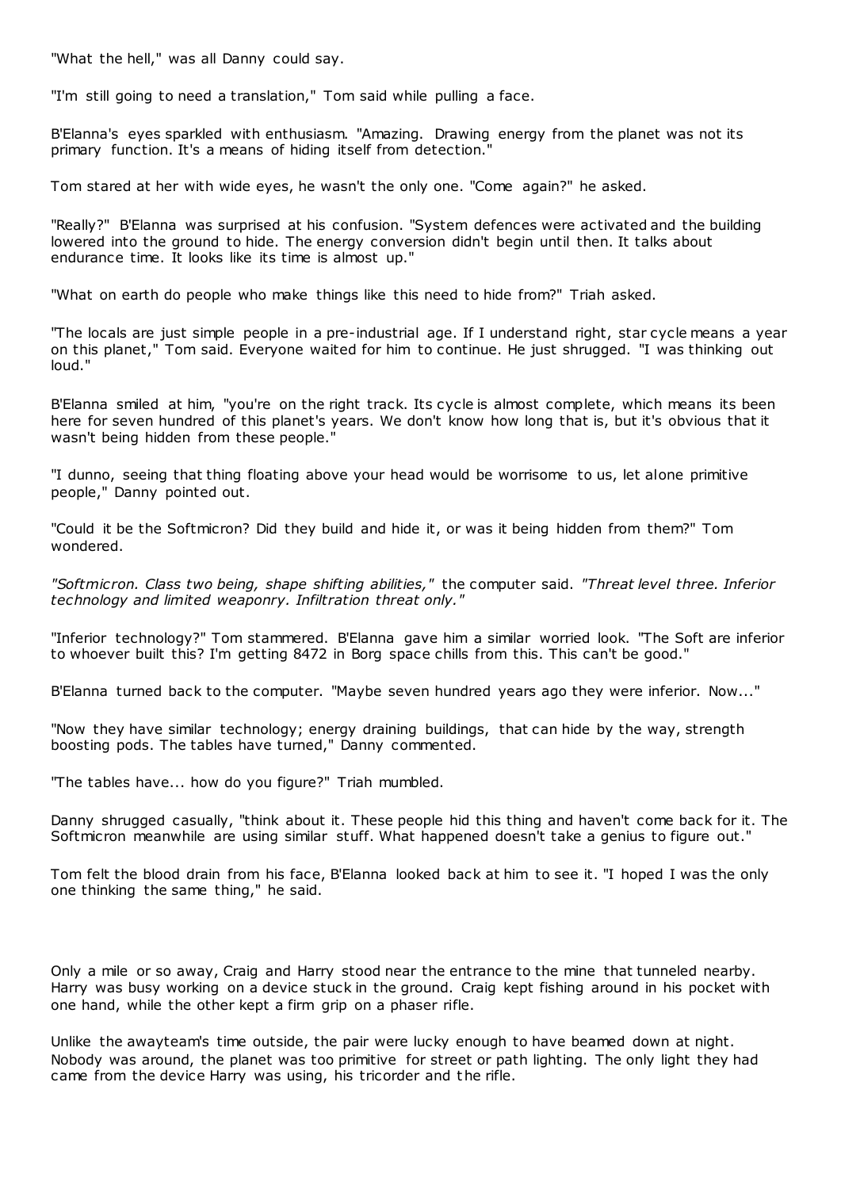"What the hell," was all Danny could say.

"I'm still going to need a translation," Tom said while pulling a face.

B'Elanna's eyes sparkled with enthusiasm. "Amazing. Drawing energy from the planet was not its primary function. It's a means of hiding itself from detection."

Tom stared at her with wide eyes, he wasn't the only one. "Come again?" he asked.

"Really?" B'Elanna was surprised at his confusion. "System defences were activated and the building lowered into the ground to hide. The energy conversion didn't begin until then. It talks about endurance time. It looks like its time is almost up."

"What on earth do people who make things like this need to hide from?" Triah asked.

"The locals are just simple people in a pre-industrial age. If I understand right, star cycle means a year on this planet," Tom said. Everyone waited for him to continue. He just shrugged. "I was thinking out loud."

B'Elanna smiled at him, "you're on the right track. Its cycle is almost complete, which means its been here for seven hundred of this planet's years. We don't know how long that is, but it's obvious that it wasn't being hidden from these people."

"I dunno, seeing that thing floating above your head would be worrisome to us, let alone primitive people," Danny pointed out.

"Could it be the Softmicron? Did they build and hide it, or was it being hidden from them?" Tom wondered.

*"Softmicron. Class two being, shape shifting abilities,"* the computer said. *"Threat level three. Inferior technology and limited weaponry. Infiltration threat only."*

"Inferior technology?" Tom stammered. B'Elanna gave him a similar worried look. "The Soft are inferior to whoever built this? I'm getting 8472 in Borg space chills from this. This can't be good."

B'Elanna turned back to the computer. "Maybe seven hundred years ago they were inferior. Now..."

"Now they have similar technology; energy draining buildings, that can hide by the way, strength boosting pods. The tables have turned," Danny commented.

"The tables have... how do you figure?" Triah mumbled.

Danny shrugged casually, "think about it. These people hid this thing and haven't come back for it. The Softmicron meanwhile are using similar stuff. What happened doesn't take a genius to figure out."

Tom felt the blood drain from his face, B'Elanna looked back at him to see it. "I hoped I was the only one thinking the same thing," he said.

Only a mile or so away, Craig and Harry stood near the entrance to the mine that tunneled nearby. Harry was busy working on a device stuck in the ground. Craig kept fishing around in his pocket with one hand, while the other kept a firm grip on a phaser rifle.

Unlike the awayteam's time outside, the pair were lucky enough to have beamed down at night. Nobody was around, the planet was too primitive for street or path lighting. The only light they had came from the device Harry was using, his tricorder and the rifle.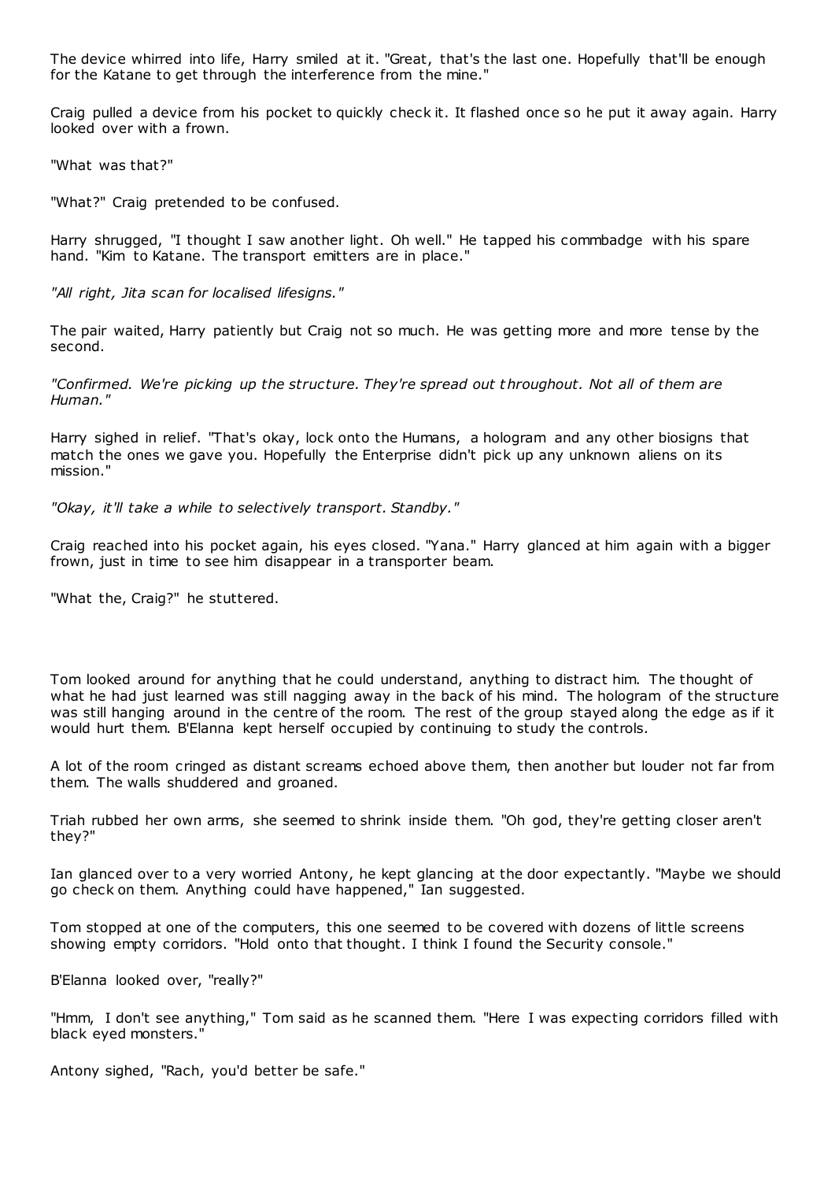The device whirred into life, Harry smiled at it. "Great, that's the last one. Hopefully that'll be enough for the Katane to get through the interference from the mine."

Craig pulled a device from his pocket to quickly check it. It flashed once so he put it away again. Harry looked over with a frown.

"What was that?"

"What?" Craig pretended to be confused.

Harry shrugged, "I thought I saw another light. Oh well." He tapped his commbadge with his spare hand. "Kim to Katane. The transport emitters are in place."

*"All right, Jita scan for localised lifesigns."*

The pair waited, Harry patiently but Craig not so much. He was getting more and more tense by the second.

*"Confirmed. We're picking up the structure. They're spread out throughout. Not all of them are Human."*

Harry sighed in relief. "That's okay, lock onto the Humans, a hologram and any other biosigns that match the ones we gave you. Hopefully the Enterprise didn't pick up any unknown aliens on its mission."

*"Okay, it'll take a while to selectively transport. Standby."*

Craig reached into his pocket again, his eyes closed. "Yana." Harry glanced at him again with a bigger frown, just in time to see him disappear in a transporter beam.

"What the, Craig?" he stuttered.

Tom looked around for anything that he could understand, anything to distract him. The thought of what he had just learned was still nagging away in the back of his mind. The hologram of the structure was still hanging around in the centre of the room. The rest of the group stayed along the edge as if it would hurt them. B'Elanna kept herself occupied by continuing to study the controls.

A lot of the room cringed as distant screams echoed above them, then another but louder not far from them. The walls shuddered and groaned.

Triah rubbed her own arms, she seemed to shrink inside them. "Oh god, they're getting closer aren't they?"

Ian glanced over to a very worried Antony, he kept glancing at the door expectantly. "Maybe we should go check on them. Anything could have happened," Ian suggested.

Tom stopped at one of the computers, this one seemed to be covered with dozens of little screens showing empty corridors. "Hold onto that thought. I think I found the Security console."

B'Elanna looked over, "really?"

"Hmm, I don't see anything," Tom said as he scanned them. "Here I was expecting corridors filled with black eyed monsters."

Antony sighed, "Rach, you'd better be safe."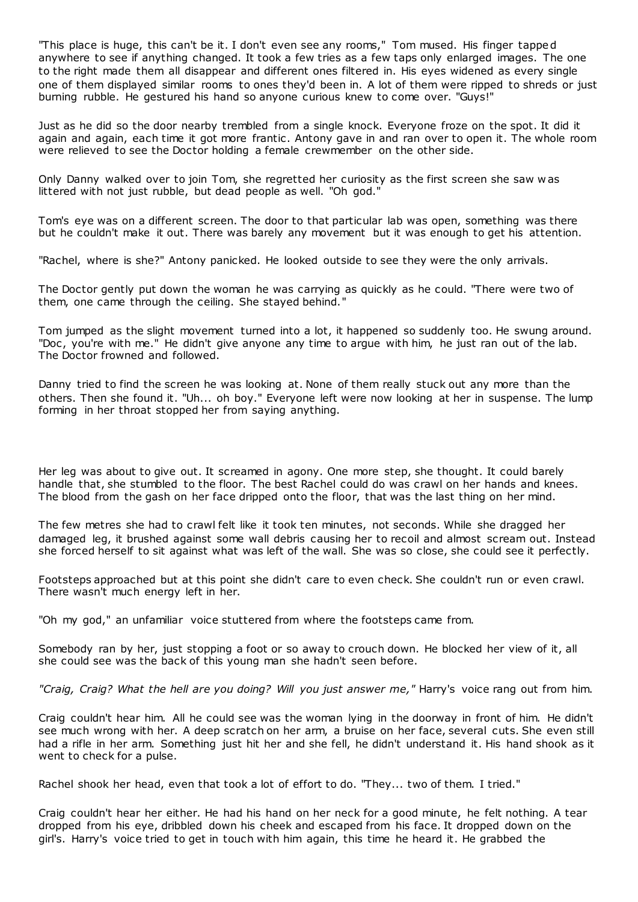"This place is huge, this can't be it. I don't even see any rooms," Tom mused. His finger tapped anywhere to see if anything changed. It took a few tries as a few taps only enlarged images. The one to the right made them all disappear and different ones filtered in. His eyes widened as every single one of them displayed similar rooms to ones they'd been in. A lot of them were ripped to shreds or just burning rubble. He gestured his hand so anyone curious knew to come over. "Guys!"

Just as he did so the door nearby trembled from a single knock. Everyone froze on the spot. It did it again and again, each time it got more frantic. Antony gave in and ran over to open it. The whole room were relieved to see the Doctor holding a female crewmember on the other side.

Only Danny walked over to join Tom, she regretted her curiosity as the first screen she saw was littered with not just rubble, but dead people as well. "Oh god."

Tom's eye was on a different screen. The door to that particular lab was open, something was there but he couldn't make it out. There was barely any movement but it was enough to get his attention.

"Rachel, where is she?" Antony panicked. He looked outside to see they were the only arrivals.

The Doctor gently put down the woman he was carrying as quickly as he could. "There were two of them, one came through the ceiling. She stayed behind."

Tom jumped as the slight movement turned into a lot, it happened so suddenly too. He swung around. "Doc, you're with me." He didn't give anyone any time to argue with him, he just ran out of the lab. The Doctor frowned and followed.

Danny tried to find the screen he was looking at. None of them really stuck out any more than the others. Then she found it. "Uh... oh boy." Everyone left were now looking at her in suspense. The lump forming in her throat stopped her from saying anything.

Her leg was about to give out. It screamed in agony. One more step, she thought. It could barely handle that, she stumbled to the floor. The best Rachel could do was crawl on her hands and knees. The blood from the gash on her face dripped onto the floor, that was the last thing on her mind.

The few metres she had to crawl felt like it took ten minutes, not seconds. While she dragged her damaged leg, it brushed against some wall debris causing her to recoil and almost scream out. Instead she forced herself to sit against what was left of the wall. She was so close, she could see it perfectly.

Footsteps approached but at this point she didn't care to even check. She couldn't run or even crawl. There wasn't much energy left in her.

"Oh my god," an unfamiliar voice stuttered from where the footsteps came from.

Somebody ran by her, just stopping a foot or so away to crouch down. He blocked her view of it, all she could see was the back of this young man she hadn't seen before.

*"Craig, Craig? What the hell are you doing? Will you just answer me,"* Harry's voice rang out from him.

Craig couldn't hear him. All he could see was the woman lying in the doorway in front of him. He didn't see much wrong with her. A deep scratch on her arm, a bruise on her face, several cuts. She even still had a rifle in her arm. Something just hit her and she fell, he didn't understand it. His hand shook as it went to check for a pulse.

Rachel shook her head, even that took a lot of effort to do. "They... two of them. I tried."

Craig couldn't hear her either. He had his hand on her neck for a good minute, he felt nothing. A tear dropped from his eye, dribbled down his cheek and escaped from his face. It dropped down on the girl's. Harry's voice tried to get in touch with him again, this time he heard it. He grabbed the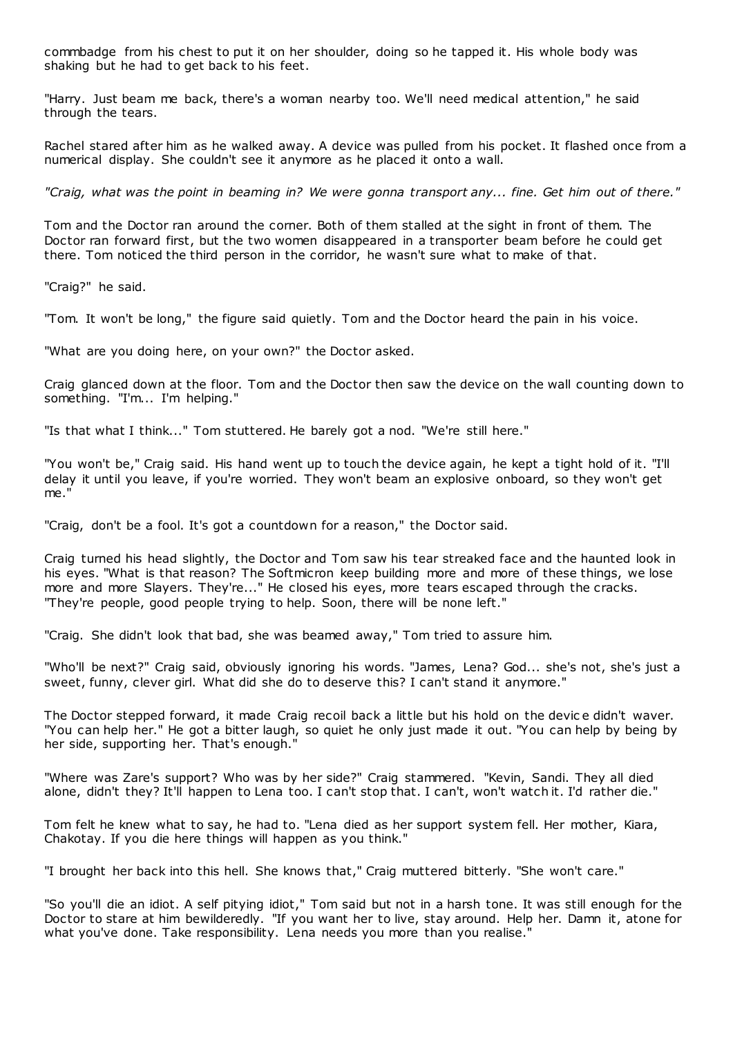commbadge from his chest to put it on her shoulder, doing so he tapped it. His whole body was shaking but he had to get back to his feet.

"Harry. Just beam me back, there's a woman nearby too. We'll need medical attention," he said through the tears.

Rachel stared after him as he walked away. A device was pulled from his pocket. It flashed once from a numerical display. She couldn't see it anymore as he placed it onto a wall.

*"Craig, what was the point in beaming in? We were gonna transport any... fine. Get him out of there."*

Tom and the Doctor ran around the corner. Both of them stalled at the sight in front of them. The Doctor ran forward first, but the two women disappeared in a transporter beam before he could get there. Tom noticed the third person in the corridor, he wasn't sure what to make of that.

"Craig?" he said.

"Tom. It won't be long," the figure said quietly. Tom and the Doctor heard the pain in his voice.

"What are you doing here, on your own?" the Doctor asked.

Craig glanced down at the floor. Tom and the Doctor then saw the device on the wall counting down to something. "I'm... I'm helping."

"Is that what I think..." Tom stuttered. He barely got a nod. "We're still here."

"You won't be," Craig said. His hand went up to touch the device again, he kept a tight hold of it. "I'll delay it until you leave, if you're worried. They won't beam an explosive onboard, so they won't get me."

"Craig, don't be a fool. It's got a countdown for a reason," the Doctor said.

Craig turned his head slightly, the Doctor and Tom saw his tear streaked face and the haunted look in his eyes. "What is that reason? The Softmicron keep building more and more of these things, we lose more and more Slayers. They're..." He closed his eyes, more tears escaped through the cracks. "They're people, good people trying to help. Soon, there will be none left."

"Craig. She didn't look that bad, she was beamed away," Tom tried to assure him.

"Who'll be next?" Craig said, obviously ignoring his words. "James, Lena? God... she's not, she's just a sweet, funny, clever girl. What did she do to deserve this? I can't stand it anymore."

The Doctor stepped forward, it made Craig recoil back a little but his hold on the device didn't waver. "You can help her." He got a bitter laugh, so quiet he only just made it out. "You can help by being by her side, supporting her. That's enough."

"Where was Zare's support? Who was by her side?" Craig stammered. "Kevin, Sandi. They all died alone, didn't they? It'll happen to Lena too. I can't stop that. I can't, won't watch it. I'd rather die."

Tom felt he knew what to say, he had to. "Lena died as her support system fell. Her mother, Kiara, Chakotay. If you die here things will happen as you think."

"I brought her back into this hell. She knows that," Craig muttered bitterly. "She won't care."

"So you'll die an idiot. A self pitying idiot," Tom said but not in a harsh tone. It was still enough for the Doctor to stare at him bewilderedly. "If you want her to live, stay around. Help her. Damn it, atone for what you've done. Take responsibility. Lena needs you more than you realise."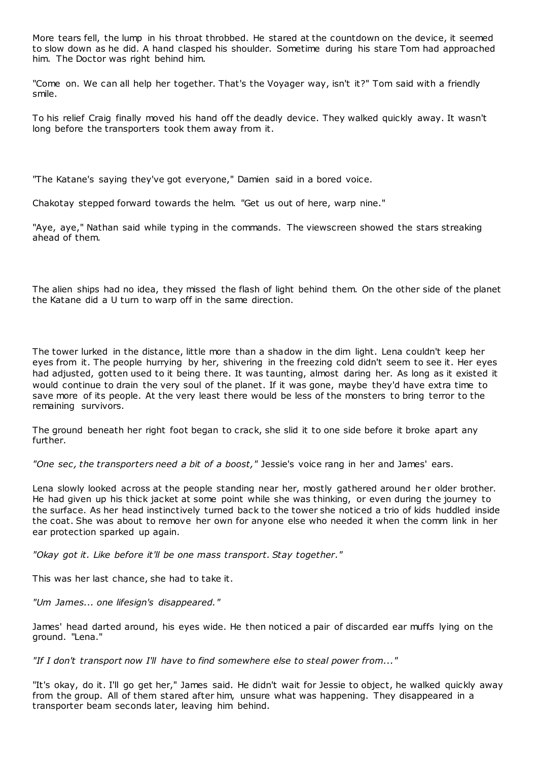More tears fell, the lump in his throat throbbed. He stared at the countdown on the device, it seemed to slow down as he did. A hand clasped his shoulder. Sometime during his stare Tom had approached him. The Doctor was right behind him.

"Come on. We can all help her together. That's the Voyager way, isn't it?" Tom said with a friendly smile.

To his relief Craig finally moved his hand off the deadly device. They walked quickly away. It wasn't long before the transporters took them away from it.

"The Katane's saying they've got everyone," Damien said in a bored voice.

Chakotay stepped forward towards the helm. "Get us out of here, warp nine."

"Aye, aye," Nathan said while typing in the commands. The viewscreen showed the stars streaking ahead of them.

The alien ships had no idea, they missed the flash of light behind them. On the other side of the planet the Katane did a U turn to warp off in the same direction.

The tower lurked in the distance, little more than a shadow in the dim light. Lena couldn't keep her eyes from it. The people hurrying by her, shivering in the freezing cold didn't seem to see it. Her eyes had adjusted, gotten used to it being there. It was taunting, almost daring her. As long as it existed it would continue to drain the very soul of the planet. If it was gone, maybe they'd have extra time to save more of its people. At the very least there would be less of the monsters to bring terror to the remaining survivors.

The ground beneath her right foot began to crack, she slid it to one side before it broke apart any further.

*"One sec, the transporters need a bit of a boost,"* Jessie's voice rang in her and James' ears.

Lena slowly looked across at the people standing near her, mostly gathered around her older brother. He had given up his thick jacket at some point while she was thinking, or even during the journey to the surface. As her head instinctively turned back to the tower she noticed a trio of kids huddled inside the coat. She was about to remove her own for anyone else who needed it when the comm link in her ear protection sparked up again.

*"Okay got it. Like before it'll be one mass transport. Stay together."*

This was her last chance, she had to take it.

*"Um James... one lifesign's disappeared."*

James' head darted around, his eyes wide. He then noticed a pair of discarded ear muffs lying on the ground. "Lena."

*"If I don't transport now I'll have to find somewhere else to steal power from..."*

"It's okay, do it. I'll go get her," James said. He didn't wait for Jessie to object, he walked quickly away from the group. All of them stared after him, unsure what was happening. They disappeared in a transporter beam seconds later, leaving him behind.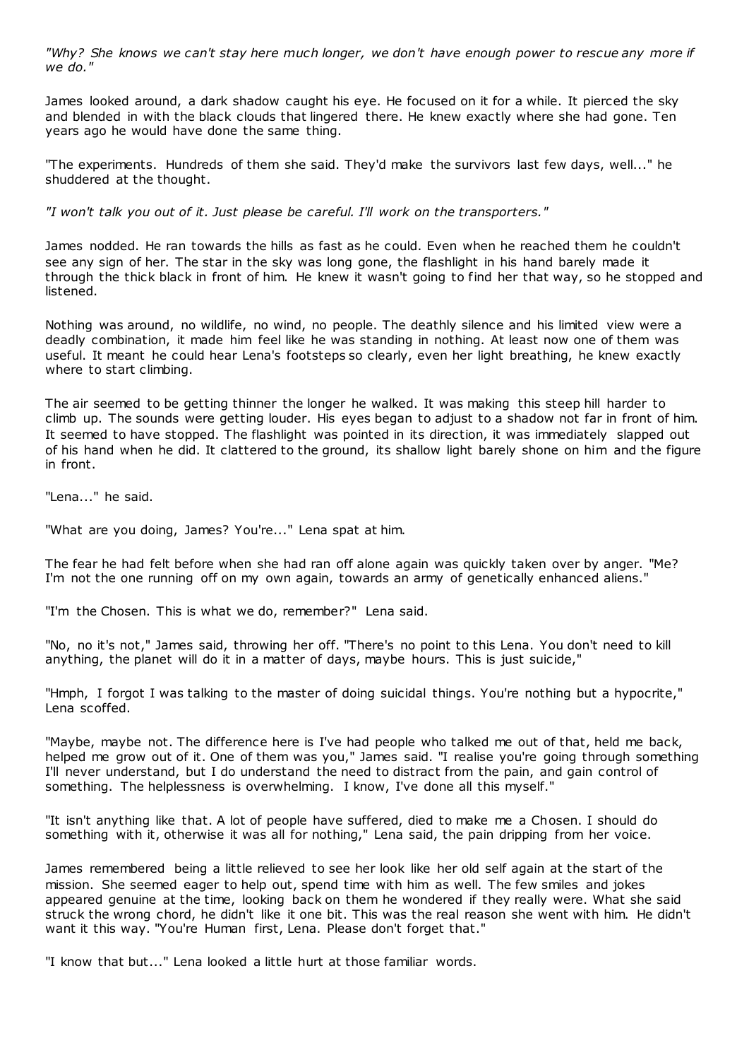*"Why? She knows we can't stay here much longer, we don't have enough power to rescue any more if we do."*

James looked around, a dark shadow caught his eye. He focused on it for a while. It pierced the sky and blended in with the black clouds that lingered there. He knew exactly where she had gone. Ten years ago he would have done the same thing.

"The experiments. Hundreds of them she said. They'd make the survivors last few days, well..." he shuddered at the thought.

*"I won't talk you out of it. Just please be careful. I'll work on the transporters."*

James nodded. He ran towards the hills as fast as he could. Even when he reached them he couldn't see any sign of her. The star in the sky was long gone, the flashlight in his hand barely made it through the thick black in front of him. He knew it wasn't going to find her that way, so he stopped and listened.

Nothing was around, no wildlife, no wind, no people. The deathly silence and his limited view were a deadly combination, it made him feel like he was standing in nothing. At least now one of them was useful. It meant he could hear Lena's footsteps so clearly, even her light breathing, he knew exactly where to start climbing.

The air seemed to be getting thinner the longer he walked. It was making this steep hill harder to climb up. The sounds were getting louder. His eyes began to adjust to a shadow not far in front of him. It seemed to have stopped. The flashlight was pointed in its direction, it was immediately slapped out of his hand when he did. It clattered to the ground, its shallow light barely shone on him and the figure in front.

"Lena..." he said.

"What are you doing, James? You're..." Lena spat at him.

The fear he had felt before when she had ran off alone again was quickly taken over by anger. "Me? I'm not the one running off on my own again, towards an army of genetically enhanced aliens."

"I'm the Chosen. This is what we do, remember?" Lena said.

"No, no it's not," James said, throwing her off. "There's no point to this Lena. You don't need to kill anything, the planet will do it in a matter of days, maybe hours. This is just suicide,"

"Hmph, I forgot I was talking to the master of doing suicidal things. You're nothing but a hypocrite," Lena scoffed.

"Maybe, maybe not. The difference here is I've had people who talked me out of that, held me back, helped me grow out of it. One of them was you," James said. "I realise you're going through something I'll never understand, but I do understand the need to distract from the pain, and gain control of something. The helplessness is overwhelming. I know, I've done all this myself."

"It isn't anything like that. A lot of people have suffered, died to make me a Chosen. I should do something with it, otherwise it was all for nothing," Lena said, the pain dripping from her voice.

James remembered being a little relieved to see her look like her old self again at the start of the mission. She seemed eager to help out, spend time with him as well. The few smiles and jokes appeared genuine at the time, looking back on them he wondered if they really were. What she said struck the wrong chord, he didn't like it one bit. This was the real reason she went with him. He didn't want it this way. "You're Human first, Lena. Please don't forget that."

"I know that but..." Lena looked a little hurt at those familiar words.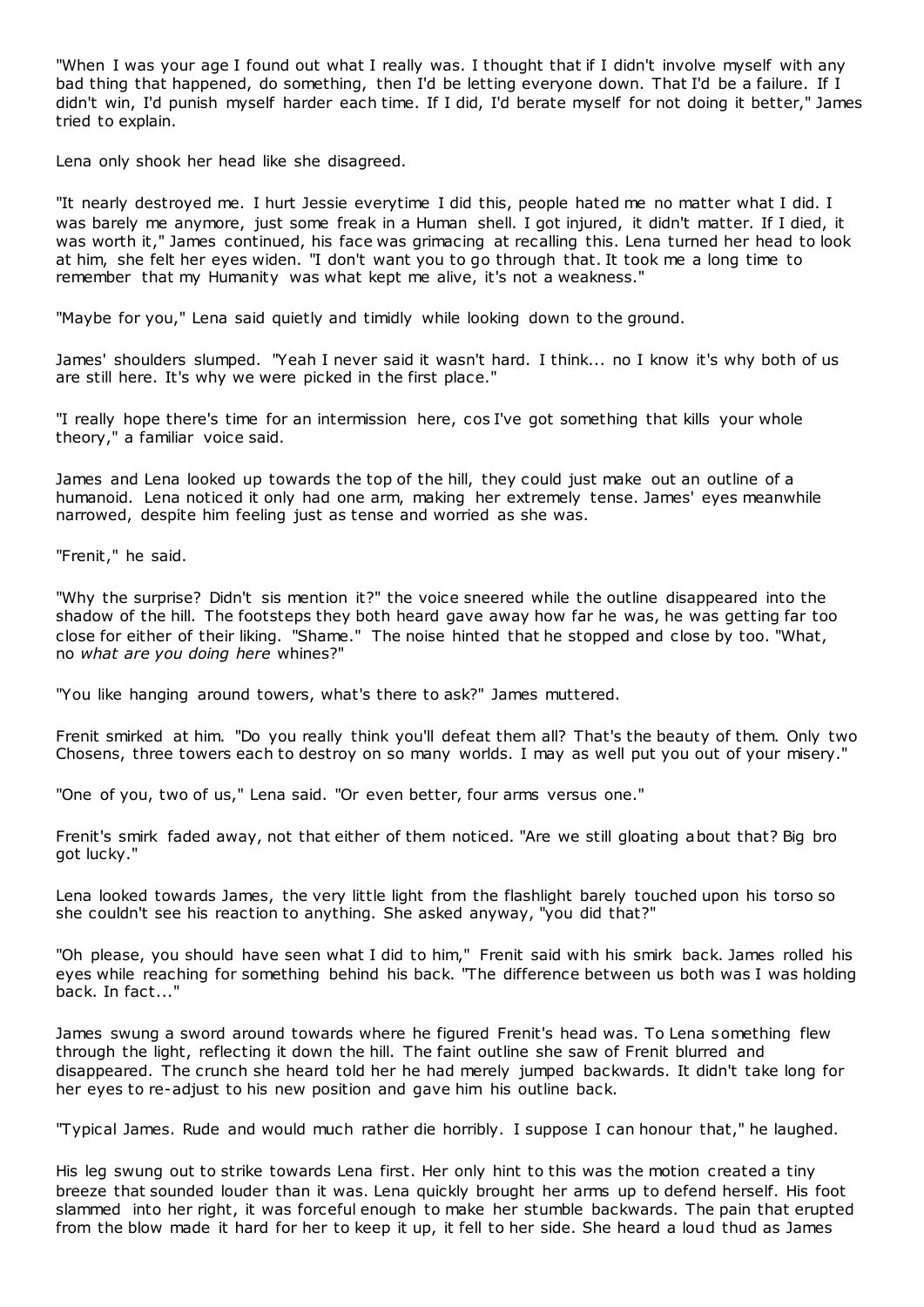"When I was your age I found out what I really was. I thought that if I didn't involve myself with any bad thing that happened, do something, then I'd be letting everyone down. That I'd be a failure. If I didn't win, I'd punish myself harder each time. If I did, I'd berate myself for not doing it better," James tried to explain.

Lena only shook her head like she disagreed.

"It nearly destroyed me. I hurt Jessie everytime I did this, people hated me no matter what I did. I was barely me anymore, just some freak in a Human shell. I got injured, it didn't matter. If I died, it was worth it," James continued, his face was grimacing at recalling this. Lena turned her head to look at him, she felt her eyes widen. "I don't want you to go through that. It took me a long time to remember that my Humanity was what kept me alive, it's not a weakness."

"Maybe for you," Lena said quietly and timidly while looking down to the ground.

James' shoulders slumped. "Yeah I never said it wasn't hard. I think... no I know it's why both of us are still here. It's why we were picked in the first place."

"I really hope there's time for an intermission here, cos I've got something that kills your whole theory," a familiar voice said.

James and Lena looked up towards the top of the hill, they could just make out an outline of a humanoid. Lena noticed it only had one arm, making her extremely tense. James' eyes meanwhile narrowed, despite him feeling just as tense and worried as she was.

"Frenit," he said.

"Why the surprise? Didn't sis mention it?" the voice sneered while the outline disappeared into the shadow of the hill. The footsteps they both heard gave away how far he was, he was getting far too close for either of their liking. "Shame." The noise hinted that he stopped and close by too. "What, no *what are you doing here* whines?"

"You like hanging around towers, what's there to ask?" James muttered.

Frenit smirked at him. "Do you really think you'll defeat them all? That's the beauty of them. Only two Chosens, three towers each to destroy on so many worlds. I may as well put you out of your misery."

"One of you, two of us," Lena said. "Or even better, four arms versus one."

Frenit's smirk faded away, not that either of them noticed. "Are we still gloating about that? Big bro got lucky."

Lena looked towards James, the very little light from the flashlight barely touched upon his torso so she couldn't see his reaction to anything. She asked anyway, "you did that?"

"Oh please, you should have seen what I did to him," Frenit said with his smirk back. James rolled his eyes while reaching for something behind his back. "The difference between us both was I was holding back. In fact..."

James swung a sword around towards where he figured Frenit's head was. To Lena something flew through the light, reflecting it down the hill. The faint outline she saw of Frenit blurred and disappeared. The crunch she heard told her he had merely jumped backwards. It didn't take long for her eyes to re-adjust to his new position and gave him his outline back.

"Typical James. Rude and would much rather die horribly. I suppose I can honour that," he laughed.

His leg swung out to strike towards Lena first. Her only hint to this was the motion created a tiny breeze that sounded louder than it was. Lena quickly brought her arms up to defend herself. His foot slammed into her right, it was forceful enough to make her stumble backwards. The pain that erupted from the blow made it hard for her to keep it up, it fell to her side. She heard a loud thud as James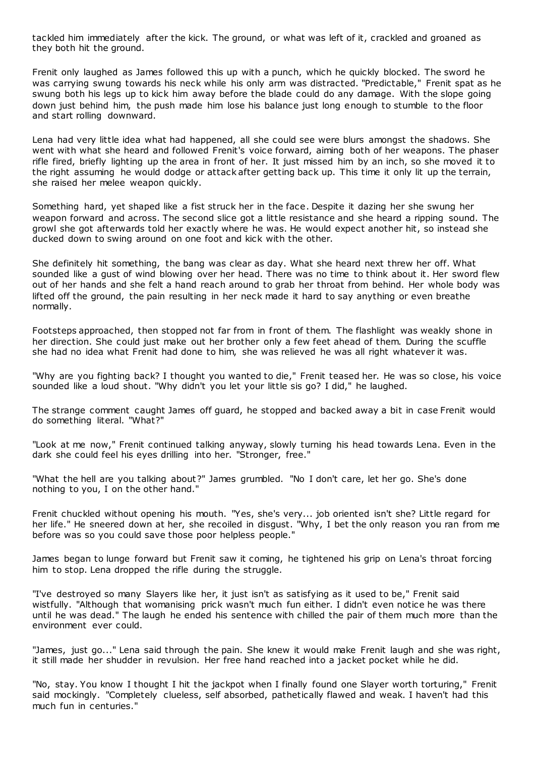tackled him immediately after the kick. The ground, or what was left of it, crackled and groaned as they both hit the ground.

Frenit only laughed as James followed this up with a punch, which he quickly blocked. The sword he was carrying swung towards his neck while his only arm was distracted. "Predictable," Frenit spat as he swung both his legs up to kick him away before the blade could do any damage. With the slope going down just behind him, the push made him lose his balance just long enough to stumble to the floor and start rolling downward.

Lena had very little idea what had happened, all she could see were blurs amongst the shadows. She went with what she heard and followed Frenit's voice forward, aiming both of her weapons. The phaser rifle fired, briefly lighting up the area in front of her. It just missed him by an inch, so she moved it to the right assuming he would dodge or attack after getting back up. This time it only lit up the terrain, she raised her melee weapon quickly.

Something hard, yet shaped like a fist struck her in the face. Despite it dazing her she swung her weapon forward and across. The second slice got a little resistance and she heard a ripping sound. The growl she got afterwards told her exactly where he was. He would expect another hit, so instead she ducked down to swing around on one foot and kick with the other.

She definitely hit something, the bang was clear as day. What she heard next threw her off. What sounded like a gust of wind blowing over her head. There was no time to think about it. Her sword flew out of her hands and she felt a hand reach around to grab her throat from behind. Her whole body was lifted off the ground, the pain resulting in her neck made it hard to say anything or even breathe normally.

Footsteps approached, then stopped not far from in front of them. The flashlight was weakly shone in her direction. She could just make out her brother only a few feet ahead of them. During the scuffle she had no idea what Frenit had done to him, she was relieved he was all right whatever it was.

"Why are you fighting back? I thought you wanted to die," Frenit teased her. He was so close, his voice sounded like a loud shout. "Why didn't you let your little sis go? I did," he laughed.

The strange comment caught James off guard, he stopped and backed away a bit in case Frenit would do something literal. "What?"

"Look at me now," Frenit continued talking anyway, slowly turning his head towards Lena. Even in the dark she could feel his eyes drilling into her. "Stronger, free."

"What the hell are you talking about?" James grumbled. "No I don't care, let her go. She's done nothing to you, I on the other hand."

Frenit chuckled without opening his mouth. "Yes, she's very... job oriented isn't she? Little regard for her life." He sneered down at her, she recoiled in disgust. "Why, I bet the only reason you ran from me before was so you could save those poor helpless people."

James began to lunge forward but Frenit saw it coming, he tightened his grip on Lena's throat forcing him to stop. Lena dropped the rifle during the struggle.

"I've destroyed so many Slayers like her, it just isn't as satisfying as it used to be," Frenit said wistfully. "Although that womanising prick wasn't much fun either. I didn't even notice he was there until he was dead." The laugh he ended his sentence with chilled the pair of them much more than the environment ever could.

"James, just go..." Lena said through the pain. She knew it would make Frenit laugh and she was right, it still made her shudder in revulsion. Her free hand reached into a jacket pocket while he did.

"No, stay. You know I thought I hit the jackpot when I finally found one Slayer worth torturing," Frenit said mockingly. "Completely clueless, self absorbed, pathetically flawed and weak. I haven't had this much fun in centuries."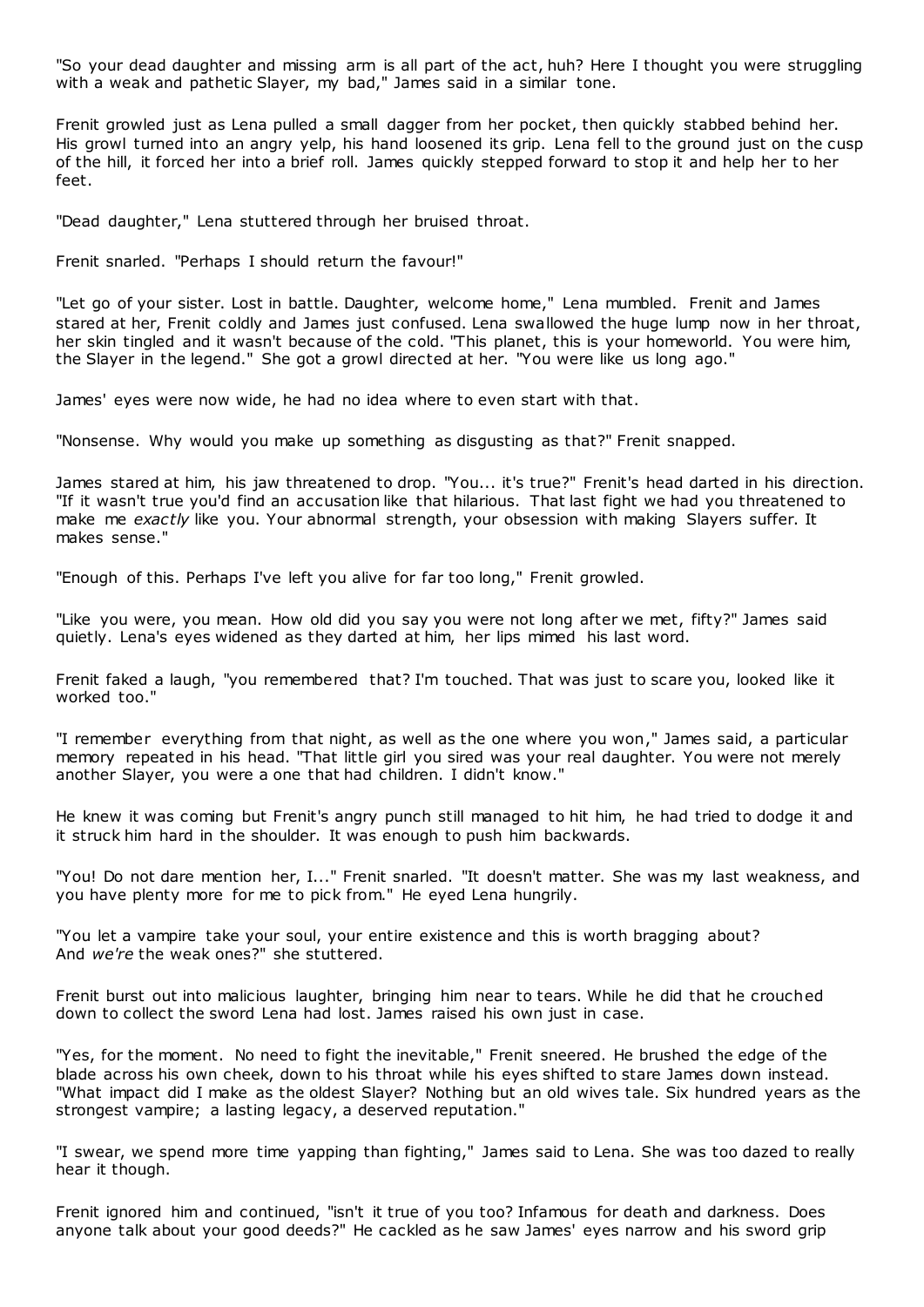"So your dead daughter and missing arm is all part of the act, huh? Here I thought you were struggling with a weak and pathetic Slayer, my bad," James said in a similar tone.

Frenit growled just as Lena pulled a small dagger from her pocket, then quickly stabbed behind her. His growl turned into an angry yelp, his hand loosened its grip. Lena fell to the ground just on the cusp of the hill, it forced her into a brief roll. James quickly stepped forward to stop it and help her to her feet.

"Dead daughter," Lena stuttered through her bruised throat.

Frenit snarled. "Perhaps I should return the favour!"

"Let go of your sister. Lost in battle. Daughter, welcome home," Lena mumbled. Frenit and James stared at her, Frenit coldly and James just confused. Lena swallowed the huge lump now in her throat, her skin tingled and it wasn't because of the cold. "This planet, this is your homeworld. You were him, the Slayer in the legend." She got a growl directed at her. "You were like us long ago."

James' eyes were now wide, he had no idea where to even start with that.

"Nonsense. Why would you make up something as disgusting as that?" Frenit snapped.

James stared at him, his jaw threatened to drop. "You... it's true?" Frenit's head darted in his direction. "If it wasn't true you'd find an accusation like that hilarious. That last fight we had you threatened to make me *exactly* like you. Your abnormal strength, your obsession with making Slayers suffer. It makes sense."

"Enough of this. Perhaps I've left you alive for far too long," Frenit growled.

"Like you were, you mean. How old did you say you were not long after we met, fifty?" James said quietly. Lena's eyes widened as they darted at him, her lips mimed his last word.

Frenit faked a laugh, "you remembered that? I'm touched. That was just to scare you, looked like it worked too."

"I remember everything from that night, as well as the one where you won," James said, a particular memory repeated in his head. "That little girl you sired was your real daughter. You were not merely another Slayer, you were a one that had children. I didn't know."

He knew it was coming but Frenit's angry punch still managed to hit him, he had tried to dodge it and it struck him hard in the shoulder. It was enough to push him backwards.

"You! Do not dare mention her, I..." Frenit snarled. "It doesn't matter. She was my last weakness, and you have plenty more for me to pick from." He eyed Lena hungrily.

"You let a vampire take your soul, your entire existence and this is worth bragging about? And *we're* the weak ones?" she stuttered.

Frenit burst out into malicious laughter, bringing him near to tears. While he did that he crouched down to collect the sword Lena had lost. James raised his own just in case.

"Yes, for the moment. No need to fight the inevitable," Frenit sneered. He brushed the edge of the blade across his own cheek, down to his throat while his eyes shifted to stare James down instead. "What impact did I make as the oldest Slayer? Nothing but an old wives tale. Six hundred years as the strongest vampire; a lasting legacy, a deserved reputation."

"I swear, we spend more time yapping than fighting," James said to Lena. She was too dazed to really hear it though.

Frenit ignored him and continued, "isn't it true of you too? Infamous for death and darkness. Does anyone talk about your good deeds?" He cackled as he saw James' eyes narrow and his sword grip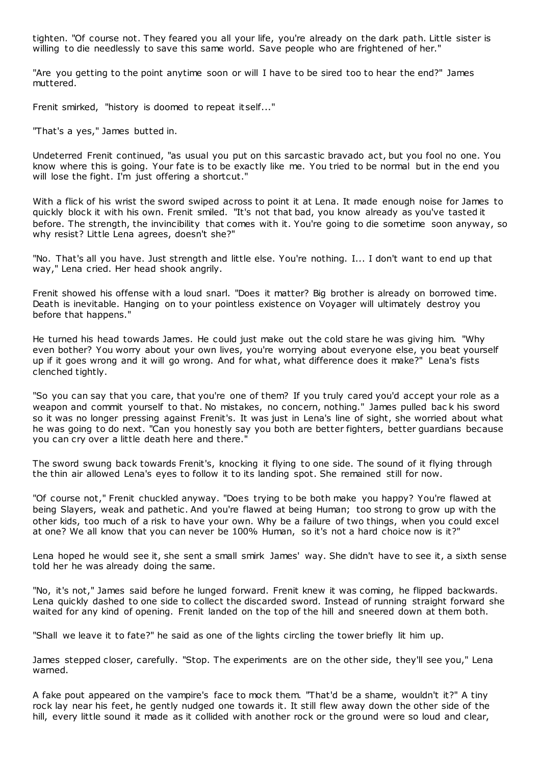tighten. "Of course not. They feared you all your life, you're already on the dark path. Little sister is willing to die needlessly to save this same world. Save people who are frightened of her."

"Are you getting to the point anytime soon or will I have to be sired too to hear the end?" James muttered.

Frenit smirked, "history is doomed to repeat itself..."

"That's a yes," James butted in.

Undeterred Frenit continued, "as usual you put on this sarcastic bravado act, but you fool no one. You know where this is going. Your fate is to be exactly like me. You tried to be normal but in the end you will lose the fight. I'm just offering a shortcut."

With a flick of his wrist the sword swiped across to point it at Lena. It made enough noise for James to quickly block it with his own. Frenit smiled. "It's not that bad, you know already as you've tasted it before. The strength, the invincibility that comes with it. You're going to die sometime soon anyway, so why resist? Little Lena agrees, doesn't she?"

"No. That's all you have. Just strength and little else. You're nothing. I... I don't want to end up that way," Lena cried. Her head shook angrily.

Frenit showed his offense with a loud snarl. "Does it matter? Big brother is already on borrowed time. Death is inevitable. Hanging on to your pointless existence on Voyager will ultimately destroy you before that happens."

He turned his head towards James. He could just make out the cold stare he was giving him. "Why even bother? You worry about your own lives, you're worrying about everyone else, you beat yourself up if it goes wrong and it will go wrong. And for what, what difference does it make?" Lena's fists clenched tightly.

"So you can say that you care, that you're one of them? If you truly cared you'd accept your role as a weapon and commit yourself to that. No mistakes, no concern, nothing." James pulled back his sword so it was no longer pressing against Frenit's. It was just in Lena's line of sight, she worried about what he was going to do next. "Can you honestly say you both are better fighters, better guardians because you can cry over a little death here and there."

The sword swung back towards Frenit's, knocking it flying to one side. The sound of it flying through the thin air allowed Lena's eyes to follow it to its landing spot. She remained still for now.

"Of course not," Frenit chuckled anyway. "Does trying to be both make you happy? You're flawed at being Slayers, weak and pathetic. And you're flawed at being Human; too strong to grow up with the other kids, too much of a risk to have your own. Why be a failure of two things, when you could excel at one? We all know that you can never be 100% Human, so it's not a hard choice now is it?"

Lena hoped he would see it, she sent a small smirk James' way. She didn't have to see it, a sixth sense told her he was already doing the same.

"No, it's not," James said before he lunged forward. Frenit knew it was coming, he flipped backwards. Lena quickly dashed to one side to collect the discarded sword. Instead of running straight forward she waited for any kind of opening. Frenit landed on the top of the hill and sneered down at them both.

"Shall we leave it to fate?" he said as one of the lights circling the tower briefly lit him up.

James stepped closer, carefully. "Stop. The experiments are on the other side, they'll see you," Lena warned.

A fake pout appeared on the vampire's face to mock them. "That'd be a shame, wouldn't it?" A tiny rock lay near his feet, he gently nudged one towards it. It still flew away down the other side of the hill, every little sound it made as it collided with another rock or the ground were so loud and clear,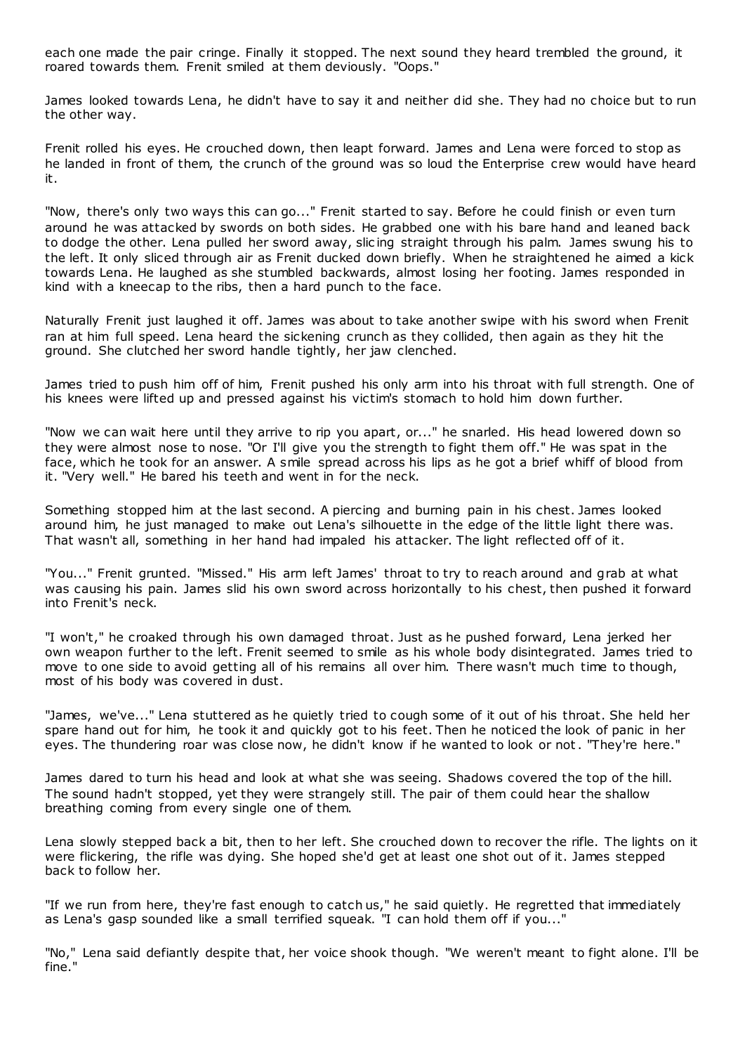each one made the pair cringe. Finally it stopped. The next sound they heard trembled the ground, it roared towards them. Frenit smiled at them deviously. "Oops."

James looked towards Lena, he didn't have to say it and neither did she. They had no choice but to run the other way.

Frenit rolled his eyes. He crouched down, then leapt forward. James and Lena were forced to stop as he landed in front of them, the crunch of the ground was so loud the Enterprise crew would have heard it.

"Now, there's only two ways this can go..." Frenit started to say. Before he could finish or even turn around he was attacked by swords on both sides. He grabbed one with his bare hand and leaned back to dodge the other. Lena pulled her sword away, slicing straight through his palm. James swung his to the left. It only sliced through air as Frenit ducked down briefly. When he straightened he aimed a kick towards Lena. He laughed as she stumbled backwards, almost losing her footing. James responded in kind with a kneecap to the ribs, then a hard punch to the face.

Naturally Frenit just laughed it off. James was about to take another swipe with his sword when Frenit ran at him full speed. Lena heard the sickening crunch as they collided, then again as they hit the ground. She clutched her sword handle tightly, her jaw clenched.

James tried to push him off of him, Frenit pushed his only arm into his throat with full strength. One of his knees were lifted up and pressed against his victim's stomach to hold him down further.

"Now we can wait here until they arrive to rip you apart, or..." he snarled. His head lowered down so they were almost nose to nose. "Or I'll give you the strength to fight them off." He was spat in the face, which he took for an answer. A smile spread across his lips as he got a brief whiff of blood from it. "Very well." He bared his teeth and went in for the neck.

Something stopped him at the last second. A piercing and burning pain in his chest. James looked around him, he just managed to make out Lena's silhouette in the edge of the little light there was. That wasn't all, something in her hand had impaled his attacker. The light reflected off of it.

"You..." Frenit grunted. "Missed." His arm left James' throat to try to reach around and grab at what was causing his pain. James slid his own sword across horizontally to his chest, then pushed it forward into Frenit's neck.

"I won't," he croaked through his own damaged throat. Just as he pushed forward, Lena jerked her own weapon further to the left. Frenit seemed to smile as his whole body disintegrated. James tried to move to one side to avoid getting all of his remains all over him. There wasn't much time to though, most of his body was covered in dust.

"James, we've..." Lena stuttered as he quietly tried to cough some of it out of his throat. She held her spare hand out for him, he took it and quickly got to his feet. Then he noticed the look of panic in her eyes. The thundering roar was close now, he didn't know if he wanted to look or not. "They're here."

James dared to turn his head and look at what she was seeing. Shadows covered the top of the hill. The sound hadn't stopped, yet they were strangely still. The pair of them could hear the shallow breathing coming from every single one of them.

Lena slowly stepped back a bit, then to her left. She crouched down to recover the rifle. The lights on it were flickering, the rifle was dying. She hoped she'd get at least one shot out of it. James stepped back to follow her.

"If we run from here, they're fast enough to catch us," he said quietly. He regretted that immediately as Lena's gasp sounded like a small terrified squeak. "I can hold them off if you..."

"No," Lena said defiantly despite that, her voice shook though. "We weren't meant to fight alone. I'll be fine."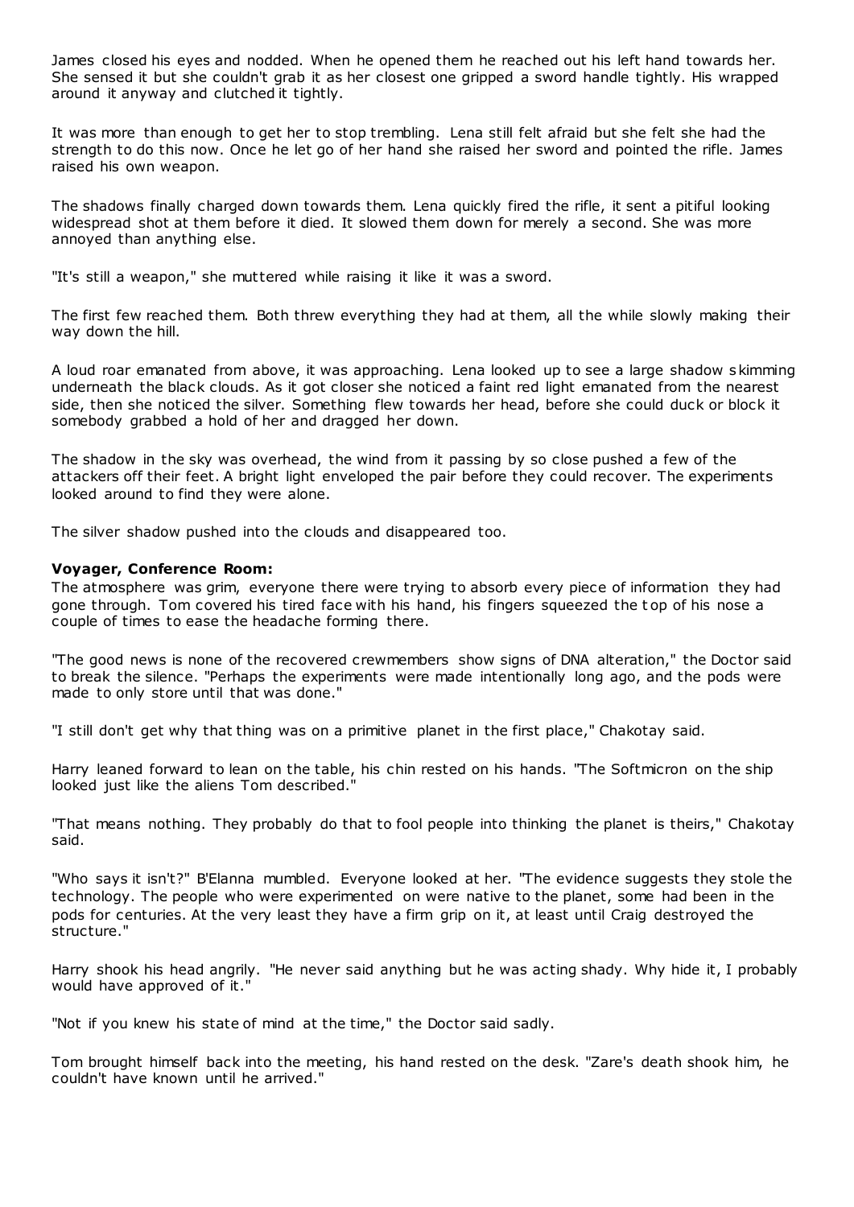James closed his eyes and nodded. When he opened them he reached out his left hand towards her. She sensed it but she couldn't grab it as her closest one gripped a sword handle tightly. His wrapped around it anyway and clutched it tightly.

It was more than enough to get her to stop trembling. Lena still felt afraid but she felt she had the strength to do this now. Once he let go of her hand she raised her sword and pointed the rifle. James raised his own weapon.

The shadows finally charged down towards them. Lena quickly fired the rifle, it sent a pitiful looking widespread shot at them before it died. It slowed them down for merely a second. She was more annoyed than anything else.

"It's still a weapon," she muttered while raising it like it was a sword.

The first few reached them. Both threw everything they had at them, all the while slowly making their way down the hill.

A loud roar emanated from above, it was approaching. Lena looked up to see a large shadow skimming underneath the black clouds. As it got closer she noticed a faint red light emanated from the nearest side, then she noticed the silver. Something flew towards her head, before she could duck or block it somebody grabbed a hold of her and dragged her down.

The shadow in the sky was overhead, the wind from it passing by so close pushed a few of the attackers off their feet. A bright light enveloped the pair before they could recover. The experiments looked around to find they were alone.

The silver shadow pushed into the clouds and disappeared too.

**Voyager, Conference Room:**

The atmosphere was grim, everyone there were trying to absorb every piece of information they had gone through. Tom covered his tired face with his hand, his fingers squeezed the top of his nose a couple of times to ease the headache forming there.

"The good news is none of the recovered crewmembers show signs of DNA alteration," the Doctor said to break the silence. "Perhaps the experiments were made intentionally long ago, and the pods were made to only store until that was done."

"I still don't get why that thing was on a primitive planet in the first place," Chakotay said.

Harry leaned forward to lean on the table, his chin rested on his hands. "The Softmicron on the ship looked just like the aliens Tom described."

"That means nothing. They probably do that to fool people into thinking the planet is theirs," Chakotay said.

"Who says it isn't?" B'Elanna mumbled. Everyone looked at her. "The evidence suggests they stole the technology. The people who were experimented on were native to the planet, some had been in the pods for centuries. At the very least they have a firm grip on it, at least until Craig destroyed the structure."

Harry shook his head angrily. "He never said anything but he was acting shady. Why hide it, I probably would have approved of it."

"Not if you knew his state of mind at the time," the Doctor said sadly.

Tom brought himself back into the meeting, his hand rested on the desk. "Zare's death shook him, he couldn't have known until he arrived."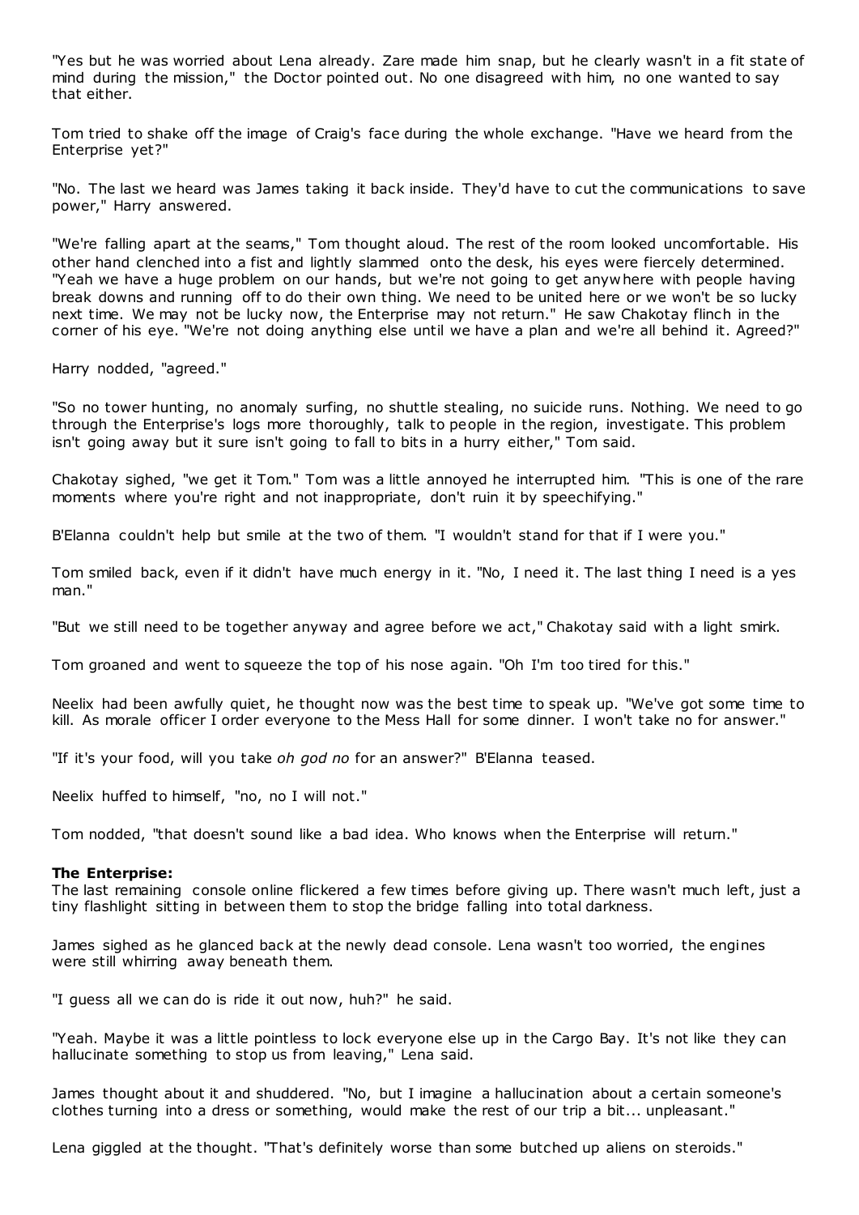"Yes but he was worried about Lena already. Zare made him snap, but he clearly wasn't in a fit state of mind during the mission," the Doctor pointed out. No one disagreed with him, no one wanted to say that either.

Tom tried to shake off the image of Craig's face during the whole exchange. "Have we heard from the Enterprise yet?"

"No. The last we heard was James taking it back inside. They'd have to cut the communications to save power," Harry answered.

"We're falling apart at the seams," Tom thought aloud. The rest of the room looked uncomfortable. His other hand clenched into a fist and lightly slammed onto the desk, his eyes were fiercely determined. "Yeah we have a huge problem on our hands, but we're not going to get anywhere with people having break downs and running off to do their own thing. We need to be united here or we won't be so lucky next time. We may not be lucky now, the Enterprise may not return." He saw Chakotay flinch in the corner of his eye. "We're not doing anything else until we have a plan and we're all behind it. Agreed?"

Harry nodded, "agreed."

"So no tower hunting, no anomaly surfing, no shuttle stealing, no suicide runs. Nothing. We need to go through the Enterprise's logs more thoroughly, talk to people in the region, investigate. This problem isn't going away but it sure isn't going to fall to bits in a hurry either," Tom said.

Chakotay sighed, "we get it Tom." Tom was a little annoyed he interrupted him. "This is one of the rare moments where you're right and not inappropriate, don't ruin it by speechifying."

B'Elanna couldn't help but smile at the two of them. "I wouldn't stand for that if I were you."

Tom smiled back, even if it didn't have much energy in it. "No, I need it. The last thing I need is a yes man."

"But we still need to be together anyway and agree before we act," Chakotay said with a light smirk.

Tom groaned and went to squeeze the top of his nose again. "Oh I'm too tired for this."

Neelix had been awfully quiet, he thought now was the best time to speak up. "We've got some time to kill. As morale officer I order everyone to the Mess Hall for some dinner. I won't take no for answer."

"If it's your food, will you take *oh god no* for an answer?" B'Elanna teased.

Neelix huffed to himself, "no, no I will not."

Tom nodded, "that doesn't sound like a bad idea. Who knows when the Enterprise will return."

**The Enterprise:**

The last remaining console online flickered a few times before giving up. There wasn't much left, just a tiny flashlight sitting in between them to stop the bridge falling into total darkness.

James sighed as he glanced back at the newly dead console. Lena wasn't too worried, the engines were still whirring away beneath them.

"I guess all we can do is ride it out now, huh?" he said.

"Yeah. Maybe it was a little pointless to lock everyone else up in the Cargo Bay. It's not like they can hallucinate something to stop us from leaving," Lena said.

James thought about it and shuddered. "No, but I imagine a hallucination about a certain someone's clothes turning into a dress or something, would make the rest of our trip a bit... unpleasant."

Lena giggled at the thought. "That's definitely worse than some butched up aliens on steroids."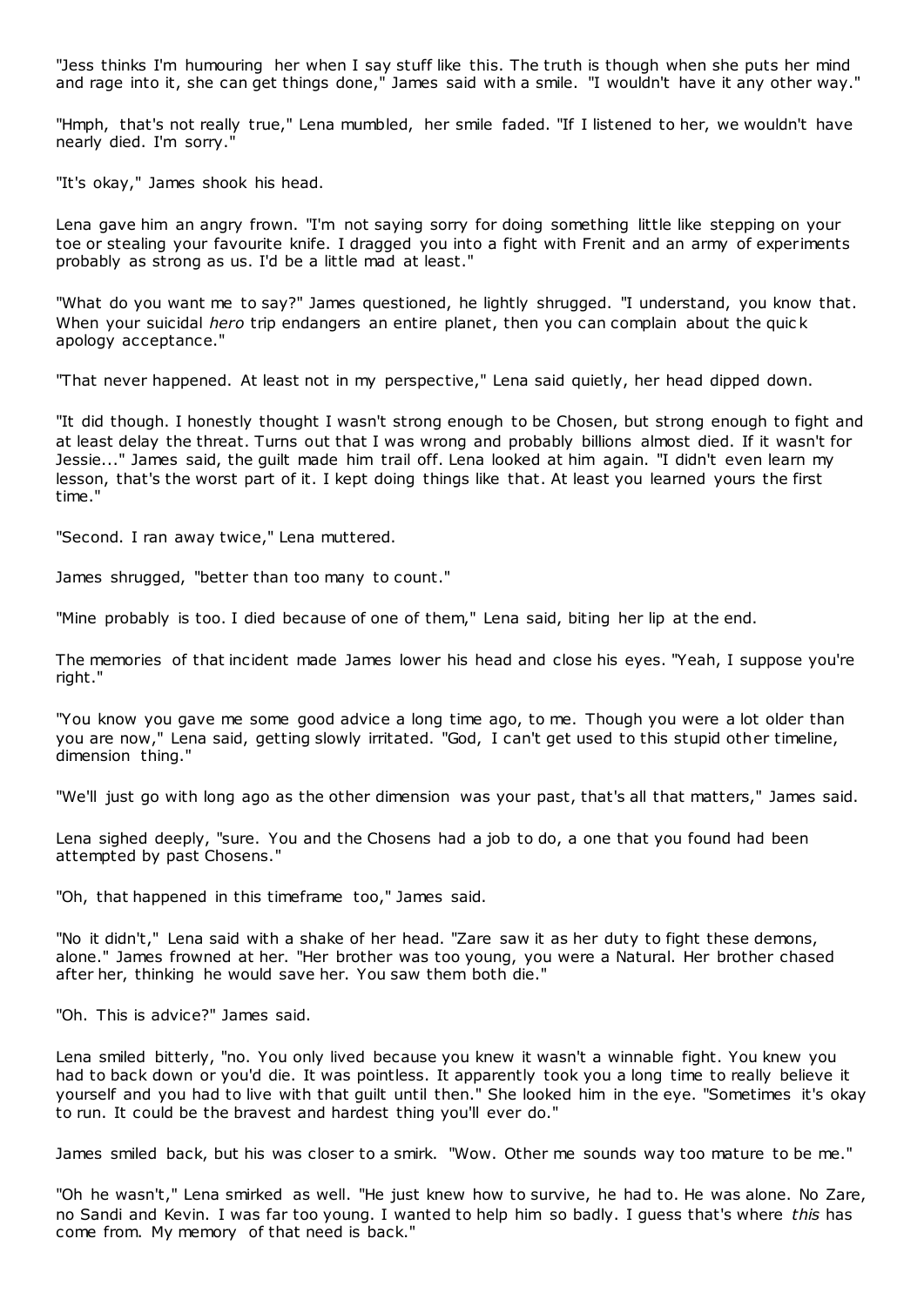"Jess thinks I'm humouring her when I say stuff like this. The truth is though when she puts her mind and rage into it, she can get things done," James said with a smile. "I wouldn't have it any other way."

"Hmph, that's not really true," Lena mumbled, her smile faded. "If I listened to her, we wouldn't have nearly died. I'm sorry."

"It's okay," James shook his head.

Lena gave him an angry frown. "I'm not saying sorry for doing something little like stepping on your toe or stealing your favourite knife. I dragged you into a fight with Frenit and an army of experiments probably as strong as us. I'd be a little mad at least."

"What do you want me to say?" James questioned, he lightly shrugged. "I understand, you know that. When your suicidal *hero* trip endangers an entire planet, then you can complain about the quick apology acceptance."

"That never happened. At least not in my perspective," Lena said quietly, her head dipped down.

"It did though. I honestly thought I wasn't strong enough to be Chosen, but strong enough to fight and at least delay the threat. Turns out that I was wrong and probably billions almost died. If it wasn't for Jessie..." James said, the guilt made him trail off. Lena looked at him again. "I didn't even learn my lesson, that's the worst part of it. I kept doing things like that. At least you learned yours the first time."

"Second. I ran away twice," Lena muttered.

James shrugged, "better than too many to count."

"Mine probably is too. I died because of one of them," Lena said, biting her lip at the end.

The memories of that incident made James lower his head and close his eyes. "Yeah, I suppose you're right."

"You know you gave me some good advice a long time ago, to me. Though you were a lot older than you are now," Lena said, getting slowly irritated. "God, I can't get used to this stupid other timeline, dimension thing."

"We'll just go with long ago as the other dimension was your past, that's all that matters," James said.

Lena sighed deeply, "sure. You and the Chosens had a job to do, a one that you found had been attempted by past Chosens."

"Oh, that happened in this timeframe too," James said.

"No it didn't," Lena said with a shake of her head. "Zare saw it as her duty to fight these demons, alone." James frowned at her. "Her brother was too young, you were a Natural. Her brother chased after her, thinking he would save her. You saw them both die."

"Oh. This is advice?" James said.

Lena smiled bitterly, "no. You only lived because you knew it wasn't a winnable fight. You knew you had to back down or you'd die. It was pointless. It apparently took you a long time to really believe it yourself and you had to live with that guilt until then." She looked him in the eye. "Sometimes it's okay to run. It could be the bravest and hardest thing you'll ever do."

James smiled back, but his was closer to a smirk. "Wow. Other me sounds way too mature to be me."

"Oh he wasn't," Lena smirked as well. "He just knew how to survive, he had to. He was alone. No Zare, no Sandi and Kevin. I was far too young. I wanted to help him so badly. I guess that's where *this* has come from. My memory of that need is back."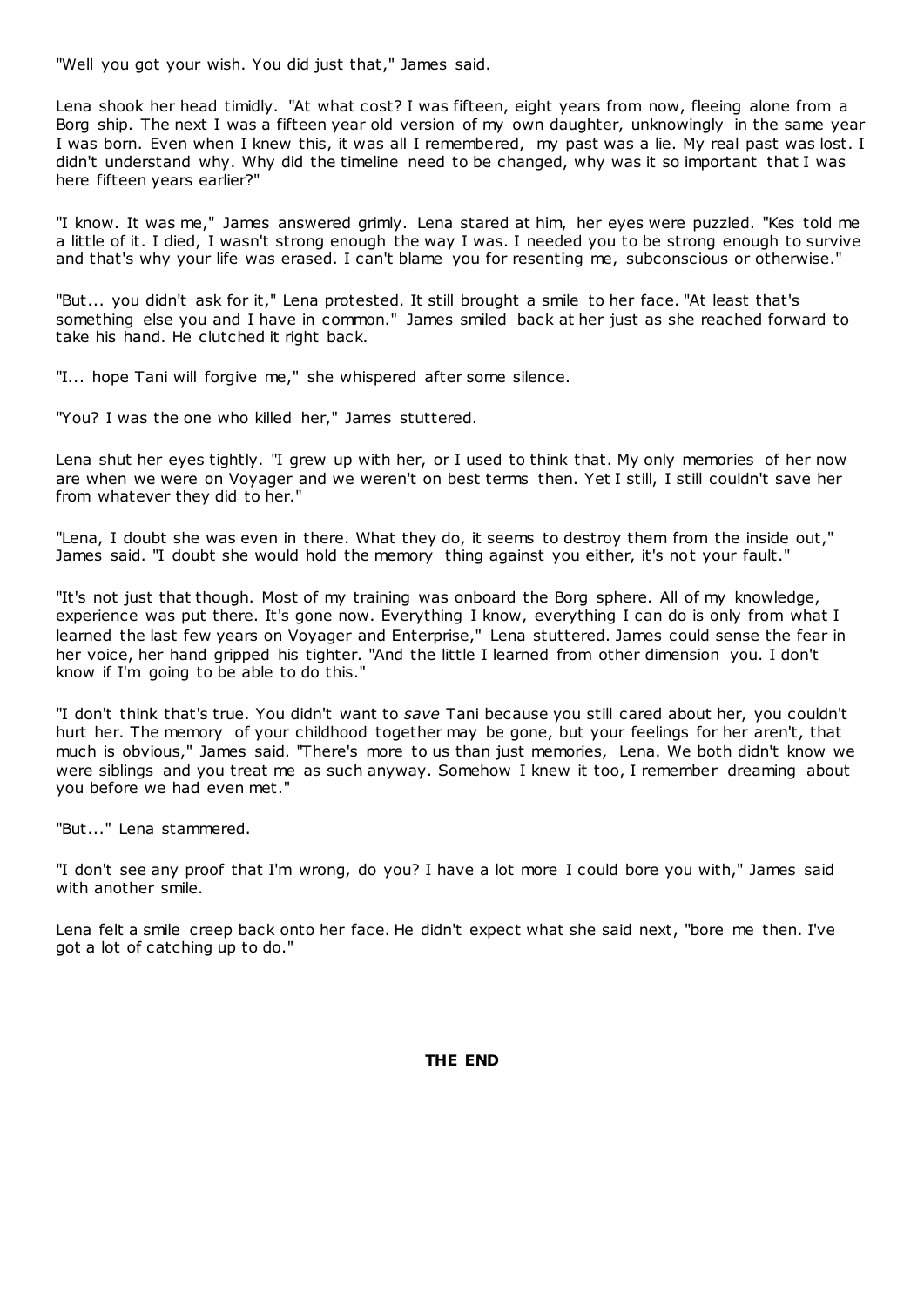"Well you got your wish. You did just that," James said.

Lena shook her head timidly. "At what cost? I was fifteen, eight years from now, fleeing alone from a Borg ship. The next I was a fifteen year old version of my own daughter, unknowingly in the same year I was born. Even when I knew this, it was all I remembered, my past was a lie. My real past was lost. I didn't understand why. Why did the timeline need to be changed, why was it so important that I was here fifteen years earlier?"

"I know. It was me," James answered grimly. Lena stared at him, her eyes were puzzled. "Kes told me a little of it. I died, I wasn't strong enough the way I was. I needed you to be strong enough to survive and that's why your life was erased. I can't blame you for resenting me, subconscious or otherwise."

"But... you didn't ask for it," Lena protested. It still brought a smile to her face. "At least that's something else you and I have in common." James smiled back at her just as she reached forward to take his hand. He clutched it right back.

"I... hope Tani will forgive me," she whispered after some silence.

"You? I was the one who killed her," James stuttered.

Lena shut her eyes tightly. "I grew up with her, or I used to think that. My only memories of her now are when we were on Voyager and we weren't on best terms then. Yet I still, I still couldn't save her from whatever they did to her."

"Lena, I doubt she was even in there. What they do, it seems to destroy them from the inside out," James said. "I doubt she would hold the memory thing against you either, it's not your fault."

"It's not just that though. Most of my training was onboard the Borg sphere. All of my knowledge, experience was put there. It's gone now. Everything I know, everything I can do is only from what I learned the last few years on Voyager and Enterprise," Lena stuttered. James could sense the fear in her voice, her hand gripped his tighter. "And the little I learned from other dimension you. I don't know if I'm going to be able to do this."

"I don't think that's true. You didn't want to *save* Tani because you still cared about her, you couldn't hurt her. The memory of your childhood together may be gone, but your feelings for her aren't, that much is obvious," James said. "There's more to us than just memories, Lena. We both didn't know we were siblings and you treat me as such anyway. Somehow I knew it too, I remember dreaming about you before we had even met."

"But..." Lena stammered.

"I don't see any proof that I'm wrong, do you? I have a lot more I could bore you with," James said with another smile.

Lena felt a smile creep back onto her face. He didn't expect what she said next, "bore me then. I've got a lot of catching up to do."

**THE END**